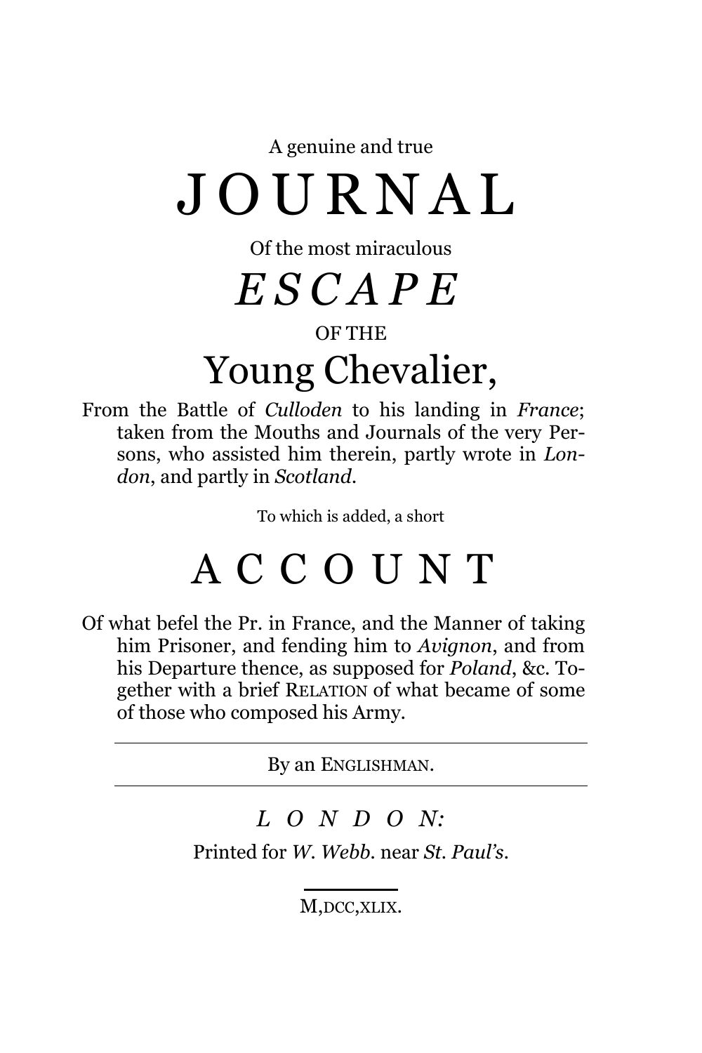A genuine and true

# JOURNAL

Of the most miraculous

# *ESCAPE*

OF THE

# Young Chevalier,

From the Battle of *Culloden* to his landing in *France*; taken from the Mouths and Journals of the very Persons, who assisted him therein, partly wrote in *London*, and partly in *Scotland*.

To which is added, a short

# ACCOUNT

Of what befel the Pr. in France, and the Manner of taking him Prisoner, and fending him to *Avignon*, and from his Departure thence, as supposed for *Poland*, &c. Together with a brief RELATION of what became of some of those who composed his Army.

---

By an ENGLISHMAN.

---

*LONDON:*

Printed for *W. Webb*. near *St. Paul's*.

M,DCC,XLIX.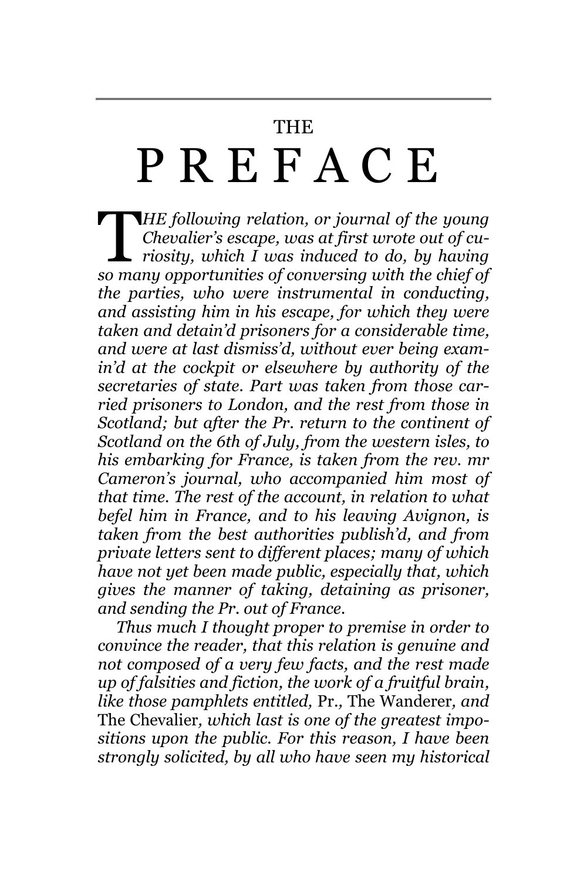# THE PREFACE

*THE following relation, or journal of the young Chevalier's escape, was at first wrote out of curiosity, which I was induced to do, by having so many opportunities of conversing with the chief of the parties, who were instrumental in conducting, and assisting him in his escape, for which they were taken and detain'd prisoners for a considerable time, and were at last dismiss'd, without ever being examin'd at the cockpit or elsewhere by authority of the secretaries of state. Part was taken from those carried prisoners to London, and the rest from those in Scotland; but after the Pr. return to the continent of Scotland on the 6th of July, from the western isles, to his embarking for France, is taken from the rev. mr Cameron's journal, who accompanied him most of that time. The rest of the account, in relation to what befel him in France, and to his leaving Avignon, is taken from the best authorities publish'd, and from private letters sent to different places; many of which have not yet been made public, especially that, which gives the manner of taking, detaining as prisoner, and sending the Pr. out of France.*

*Thus much I thought proper to premise in order to convince the reader, that this relation is genuine and not composed of a very few facts, and the rest made up of falsities and fiction, the work of a fruitful brain, like those pamphlets entitled,* Pr., The Wanderer, *and* The Chevalier, *which last is one of the greatest impositions upon the public. For this reason, I have been strongly solicited, by all who have seen my historical*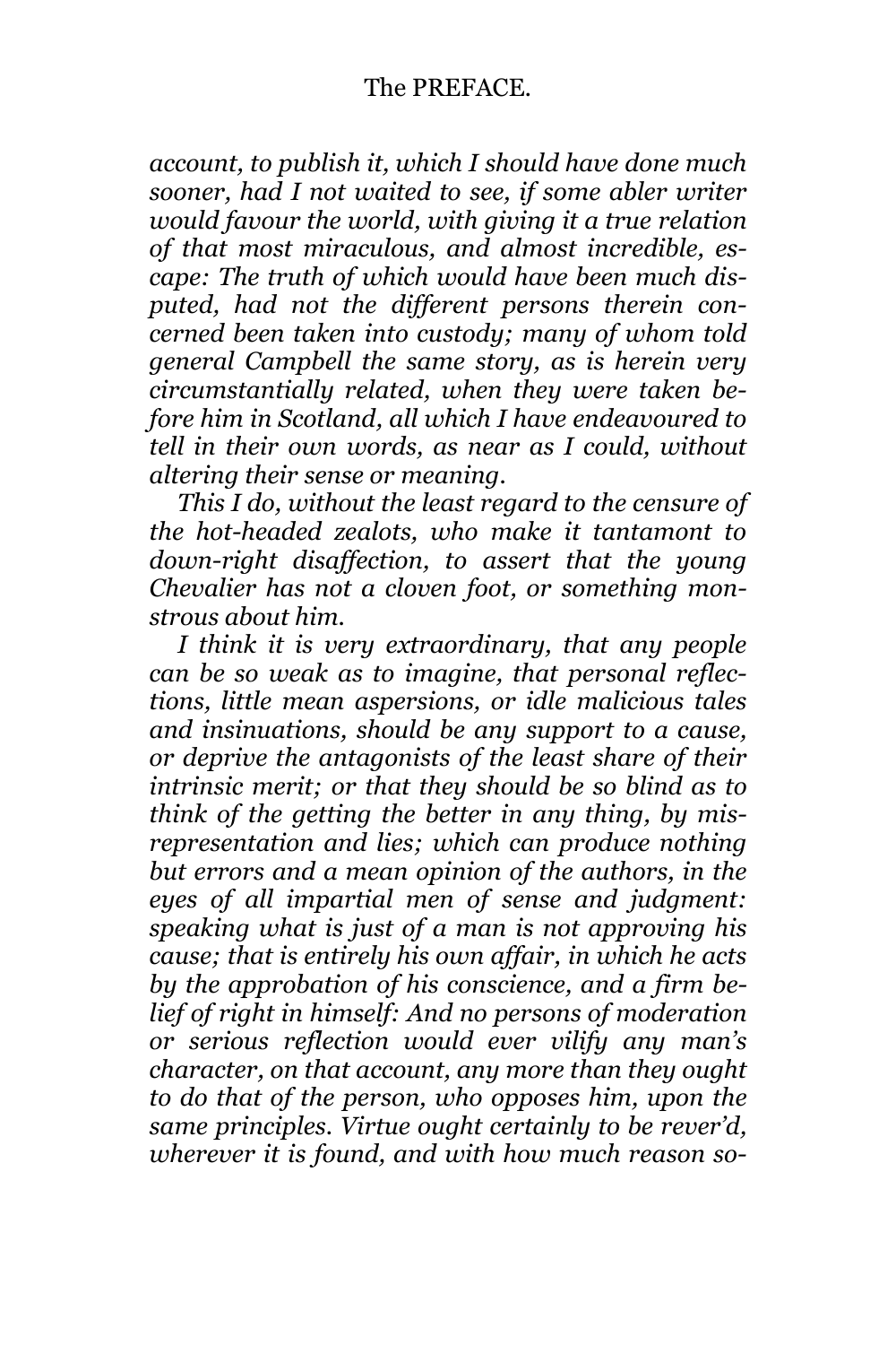*account, to publish it, which I should have done much sooner, had I not waited to see, if some abler writer would favour the world, with giving it a true relation of that most miraculous, and almost incredible, escape: The truth of which would have been much disputed, had not the different persons therein concerned been taken into custody; many of whom told general Campbell the same story, as is herein very circumstantially related, when they were taken before him in Scotland, all which I have endeavoured to tell in their own words, as near as I could, without altering their sense or meaning.*

*This I do, without the least regard to the censure of the hot-headed zealots, who make it tantamont to down-right disaffection, to assert that the young Chevalier has not a cloven foot, or something monstrous about him.*

*I think it is very extraordinary, that any people can be so weak as to imagine, that personal reflections, little mean aspersions, or idle malicious tales and insinuations, should be any support to a cause, or deprive the antagonists of the least share of their intrinsic merit; or that they should be so blind as to think of the getting the better in any thing, by misrepresentation and lies; which can produce nothing but errors and a mean opinion of the authors, in the eyes of all impartial men of sense and judgment: speaking what is just of a man is not approving his cause; that is entirely his own affair, in which he acts by the approbation of his conscience, and a firm belief of right in himself: And no persons of moderation or serious reflection would ever vilify any man's character, on that account, any more than they ought to do that of the person, who opposes him, upon the same principles. Virtue ought certainly to be rever'd, wherever it is found, and with how much reason so-*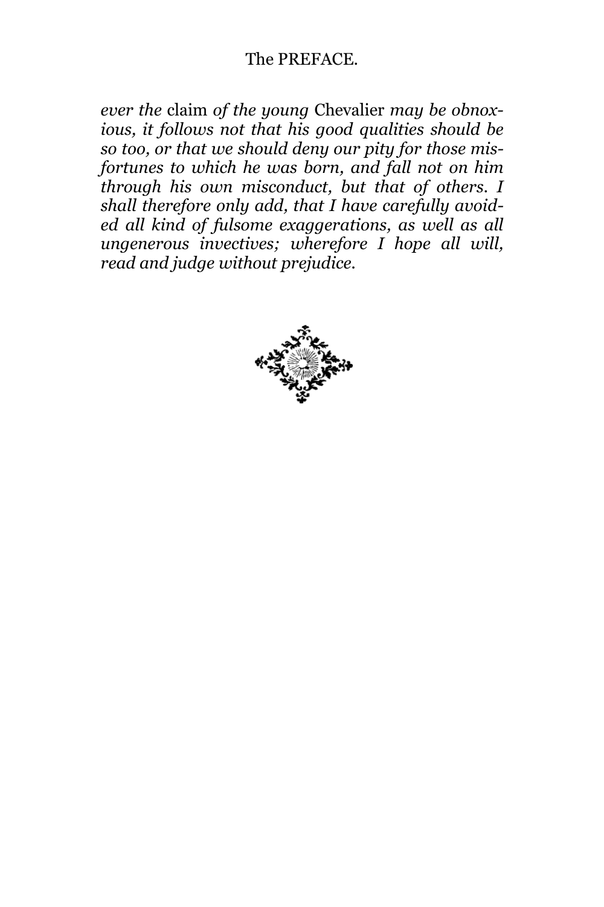*ever the* claim *of the young* Chevalier *may be obnoxious, it follows not that his good qualities should be so too, or that we should deny our pity for those misfortunes to which he was born, and fall not on him through his own misconduct, but that of others. I shall therefore only add, that I have carefully avoided all kind of fulsome exaggerations, as well as all ungenerous invectives; wherefore I hope all will, read and judge without prejudice.*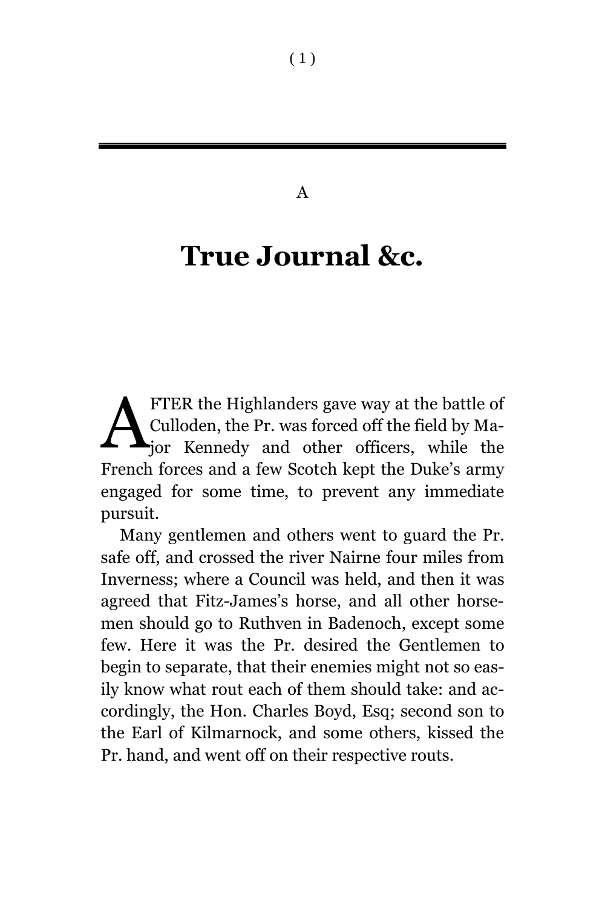A

# True Journal &c.

AFTER the Highlanders gave way at the battle of Culloden, the Pr. was forced off the field by Major Kennedy and other officers, while the French forces and a few Scotch kept the Duke's army engaged for some time, to prevent any immediate pursuit.

Many gentlemen and others went to guard the Pr. safe off, and crossed the river Nairne four miles from Inverness; where a Council was held, and then it was agreed that Fitz-James's horse, and all other horsemen should go to Ruthven in Badenoch, except some few. Here it was the Pr. desired the Gentlemen to begin to separate, that their enemies might not so easily know what rout each of them should take: and accordingly, the Hon. Charles Boyd, Esq; second son to the Earl of Kilmarnock, and some others, kissed the Pr. hand, and went off on their respective routs.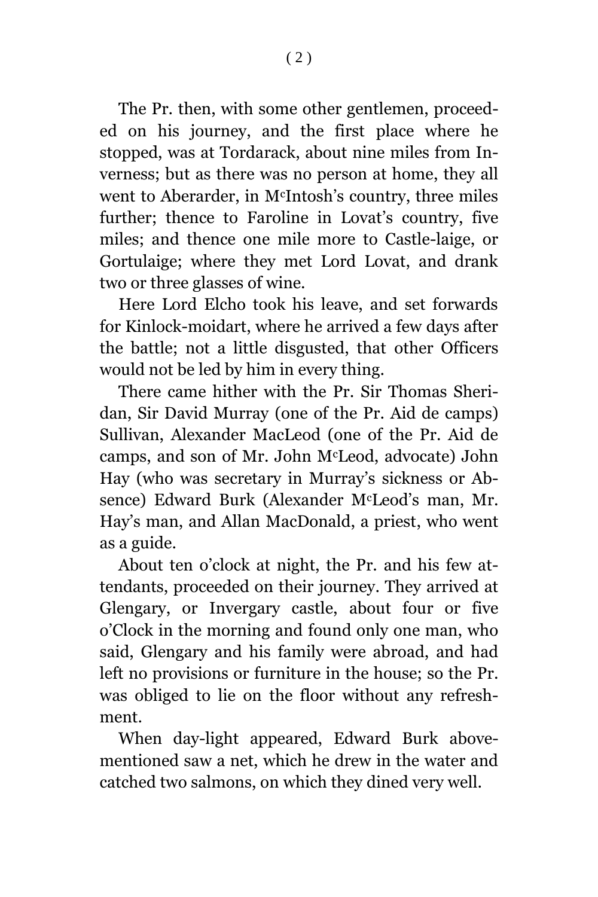The Pr. then, with some other gentlemen, proceeded on his journey, and the first place where he stopped, was at Tordarack, about nine miles from Inverness; but as there was no person at home, they all went to Aberarder, in M^c^Intosh's country, three miles further; thence to Faroline in Lovat's country, five miles; and thence one mile more to Castle-laige, or Gortulaige; where they met Lord Lovat, and drank two or three glasses of wine.

Here Lord Elcho took his leave, and set forwards for Kinlock-moidart, where he arrived a few days after the battle; not a little disgusted, that other Officers would not be led by him in every thing.

There came hither with the Pr. Sir Thomas Sheridan, Sir David Murray (one of the Pr. Aid de camps) Sullivan, Alexander MacLeod (one of the Pr. Aid de camps, and son of Mr. John M^c^Leod, advocate) John Hay (who was secretary in Murray's sickness or Absence) Edward Burk (Alexander M^c^Leod's man, Mr. Hay's man, and Allan MacDonald, a priest, who went as a guide.

About ten o'clock at night, the Pr. and his few attendants, proceeded on their journey. They arrived at Glengary, or Invergary castle, about four or five o'Clock in the morning and found only one man, who said, Glengary and his family were abroad, and had left no provisions or furniture in the house; so the Pr. was obliged to lie on the floor without any refreshment.

When day-light appeared, Edward Burk abovementioned saw a net, which he drew in the water and catched two salmons, on which they dined very well.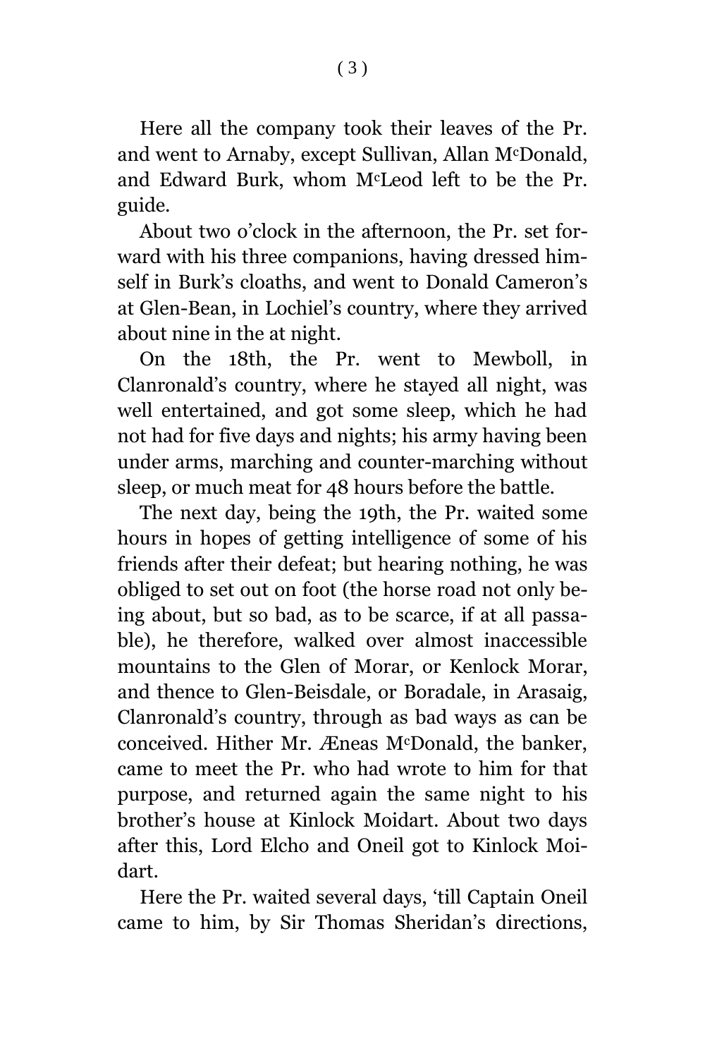Here all the company took their leaves of the Pr. and went to Arnaby, except Sullivan, Allan M^cDonald, and Edward Burk, whom M^cLeod left to be the Pr. guide.

About two o'clock in the afternoon, the Pr. set forward with his three companions, having dressed himself in Burk's cloaths, and went to Donald Cameron's at Glen-Bean, in Lochiel's country, where they arrived about nine in the at night.

On the 18th, the Pr. went to Mewboll, in Clanronald's country, where he stayed all night, was well entertained, and got some sleep, which he had not had for five days and nights; his army having been under arms, marching and counter-marching without sleep, or much meat for 48 hours before the battle.

The next day, being the 19th, the Pr. waited some hours in hopes of getting intelligence of some of his friends after their defeat; but hearing nothing, he was obliged to set out on foot (the horse road not only being about, but so bad, as to be scarce, if at all passable), he therefore, walked over almost inaccessible mountains to the Glen of Morar, or Kenlock Morar, and thence to Glen-Beisdale, or Boradale, in Arasaig, Clanronald's country, through as bad ways as can be conceived. Hither Mr. Æneas M^cDonald, the banker, came to meet the Pr. who had wrote to him for that purpose, and returned again the same night to his brother's house at Kinlock Moidart. About two days after this, Lord Elcho and Oneil got to Kinlock Moidart.

Here the Pr. waited several days, 'till Captain Oneil came to him, by Sir Thomas Sheridan's directions,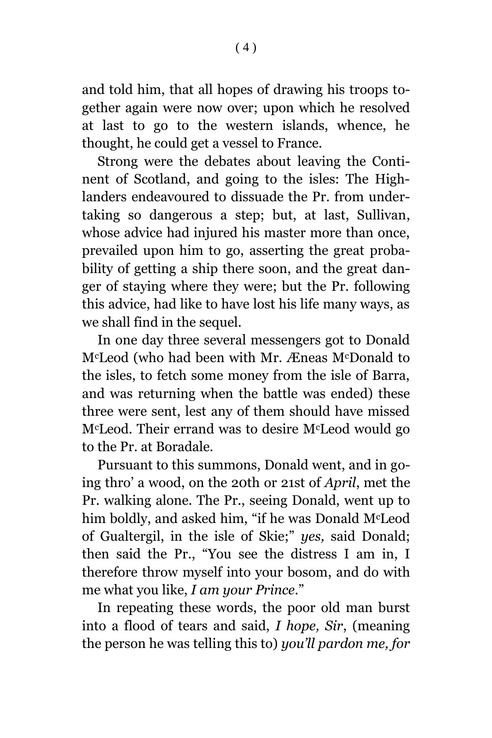and told him, that all hopes of drawing his troops together again were now over; upon which he resolved at last to go to the western islands, whence, he thought, he could get a vessel to France.

Strong were the debates about leaving the Continent of Scotland, and going to the isles: The Highlanders endeavoured to dissuade the Pr. from undertaking so dangerous a step; but, at last, Sullivan, whose advice had injured his master more than once, prevailed upon him to go, asserting the great probability of getting a ship there soon, and the great danger of staying where they were; but the Pr. following this advice, had like to have lost his life many ways, as we shall find in the sequel.

In one day three several messengers got to Donald McLeod (who had been with Mr. Æneas McDonald to the isles, to fetch some money from the isle of Barra, and was returning when the battle was ended) these three were sent, lest any of them should have missed McLeod. Their errand was to desire McLeod would go to the Pr. at Boradale.

Pursuant to this summons, Donald went, and in going thro' a wood, on the 20th or 21st of *April*, met the Pr. walking alone. The Pr., seeing Donald, went up to him boldly, and asked him, "if he was Donald McLeod of Gualtergil, in the isle of Skie;" *yes,* said Donald; then said the Pr., "You see the distress I am in, I therefore throw myself into your bosom, and do with me what you like, *I am your Prince*."

In repeating these words, the poor old man burst into a flood of tears and said, *I hope, Sir*, (meaning the person he was telling this to) *you'll pardon me, for*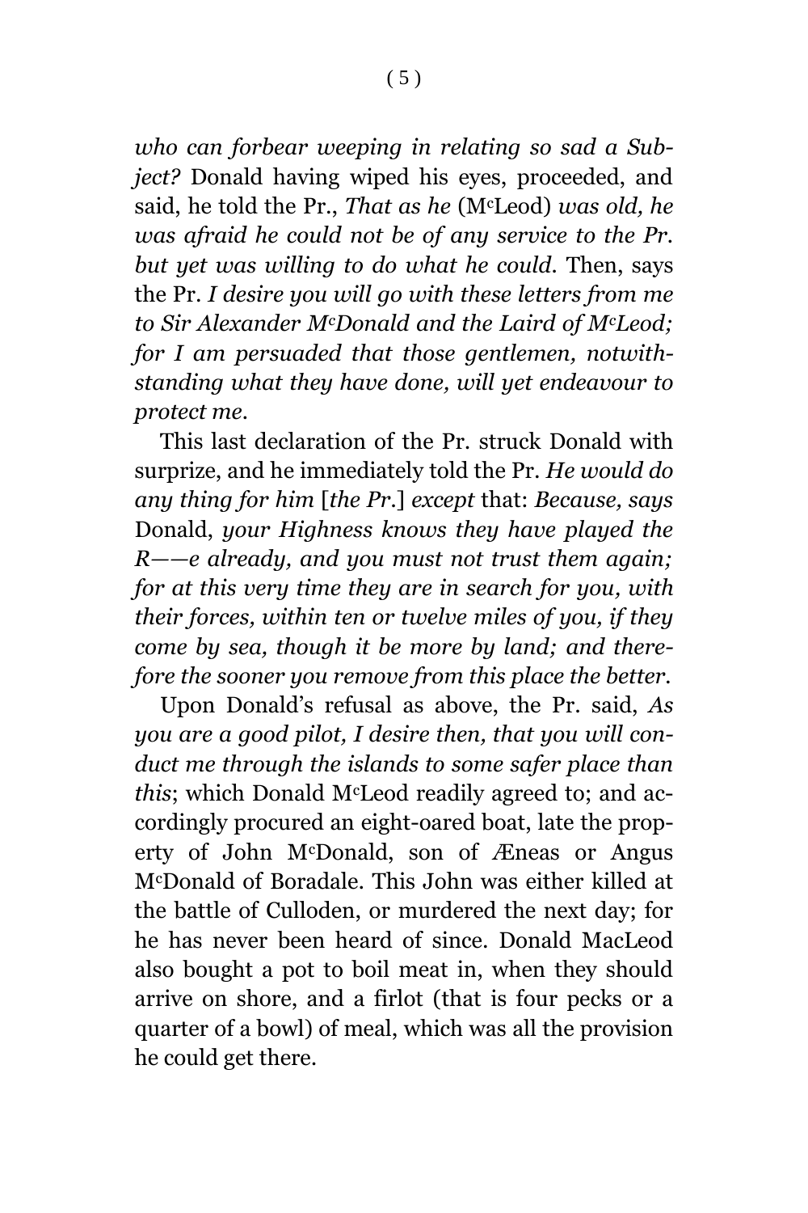*who can forbear weeping in relating so sad a Subject?* Donald having wiped his eyes, proceeded, and said, he told the Pr., *That as he* (M^c^Leod) *was old, he was afraid he could not be of any service to the Pr. but yet was willing to do what he could.* Then, says the Pr. *I desire you will go with these letters from me to Sir Alexander M^c^Donald and the Laird of M^c^Leod; for I am persuaded that those gentlemen, notwithstanding what they have done, will yet endeavour to protect me.*

This last declaration of the Pr. struck Donald with surprize, and he immediately told the Pr. *He would do any thing for him* [*the Pr.*] *except* that: *Because, says* Donald, *your Highness knows they have played the R——e already, and you must not trust them again; for at this very time they are in search for you, with their forces, within ten or twelve miles of you, if they come by sea, though it be more by land; and therefore the sooner you remove from this place the better.*

Upon Donald's refusal as above, the Pr. said, *As you are a good pilot, I desire then, that you will conduct me through the islands to some safer place than this*; which Donald M^c^Leod readily agreed to; and accordingly procured an eight-oared boat, late the property of John M^c^Donald, son of Æneas or Angus M^c^Donald of Boradale. This John was either killed at the battle of Culloden, or murdered the next day; for he has never been heard of since. Donald MacLeod also bought a pot to boil meat in, when they should arrive on shore, and a firlot (that is four pecks or a quarter of a bowl) of meal, which was all the provision he could get there.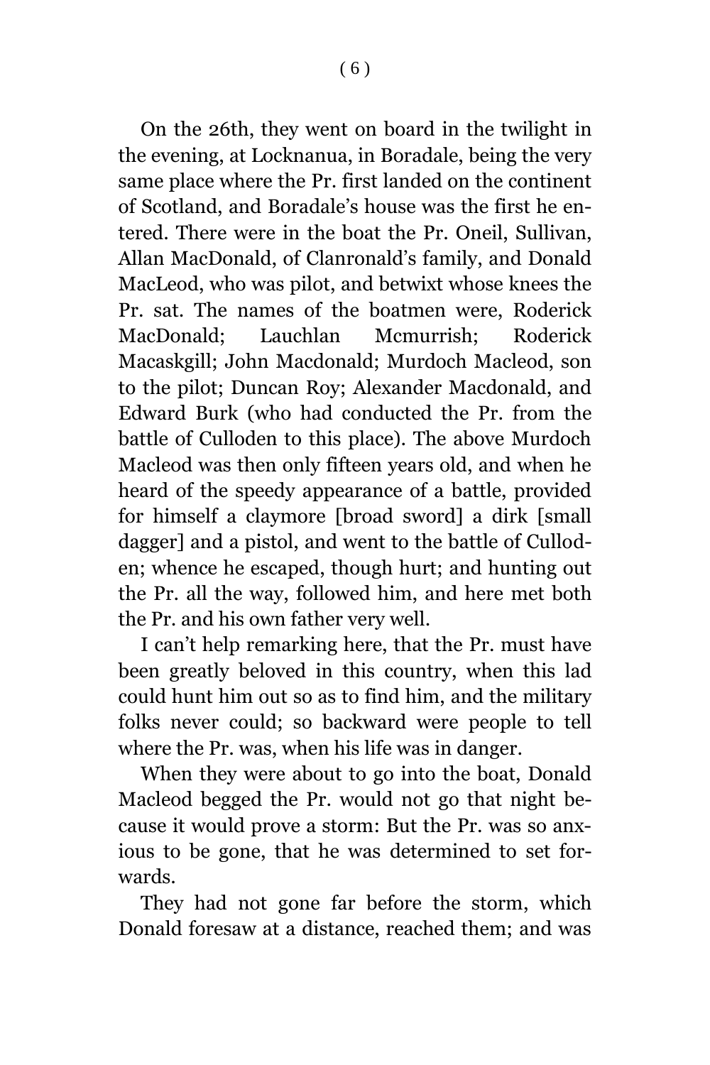On the 26th, they went on board in the twilight in the evening, at Locknanua, in Boradale, being the very same place where the Pr. first landed on the continent of Scotland, and Boradale's house was the first he entered. There were in the boat the Pr. Oneil, Sullivan, Allan MacDonald, of Clanronald's family, and Donald MacLeod, who was pilot, and betwixt whose knees the Pr. sat. The names of the boatmen were, Roderick MacDonald; Lauchlan Mcmurrish; Roderick Macaskgill; John Macdonald; Murdoch Macleod, son to the pilot; Duncan Roy; Alexander Macdonald, and Edward Burk (who had conducted the Pr. from the battle of Culloden to this place). The above Murdoch Macleod was then only fifteen years old, and when he heard of the speedy appearance of a battle, provided for himself a claymore [broad sword] a dirk [small dagger] and a pistol, and went to the battle of Culloden; whence he escaped, though hurt; and hunting out the Pr. all the way, followed him, and here met both the Pr. and his own father very well.

I can't help remarking here, that the Pr. must have been greatly beloved in this country, when this lad could hunt him out so as to find him, and the military folks never could; so backward were people to tell where the Pr. was, when his life was in danger.

When they were about to go into the boat, Donald Macleod begged the Pr. would not go that night because it would prove a storm: But the Pr. was so anxious to be gone, that he was determined to set forwards.

They had not gone far before the storm, which Donald foresaw at a distance, reached them; and was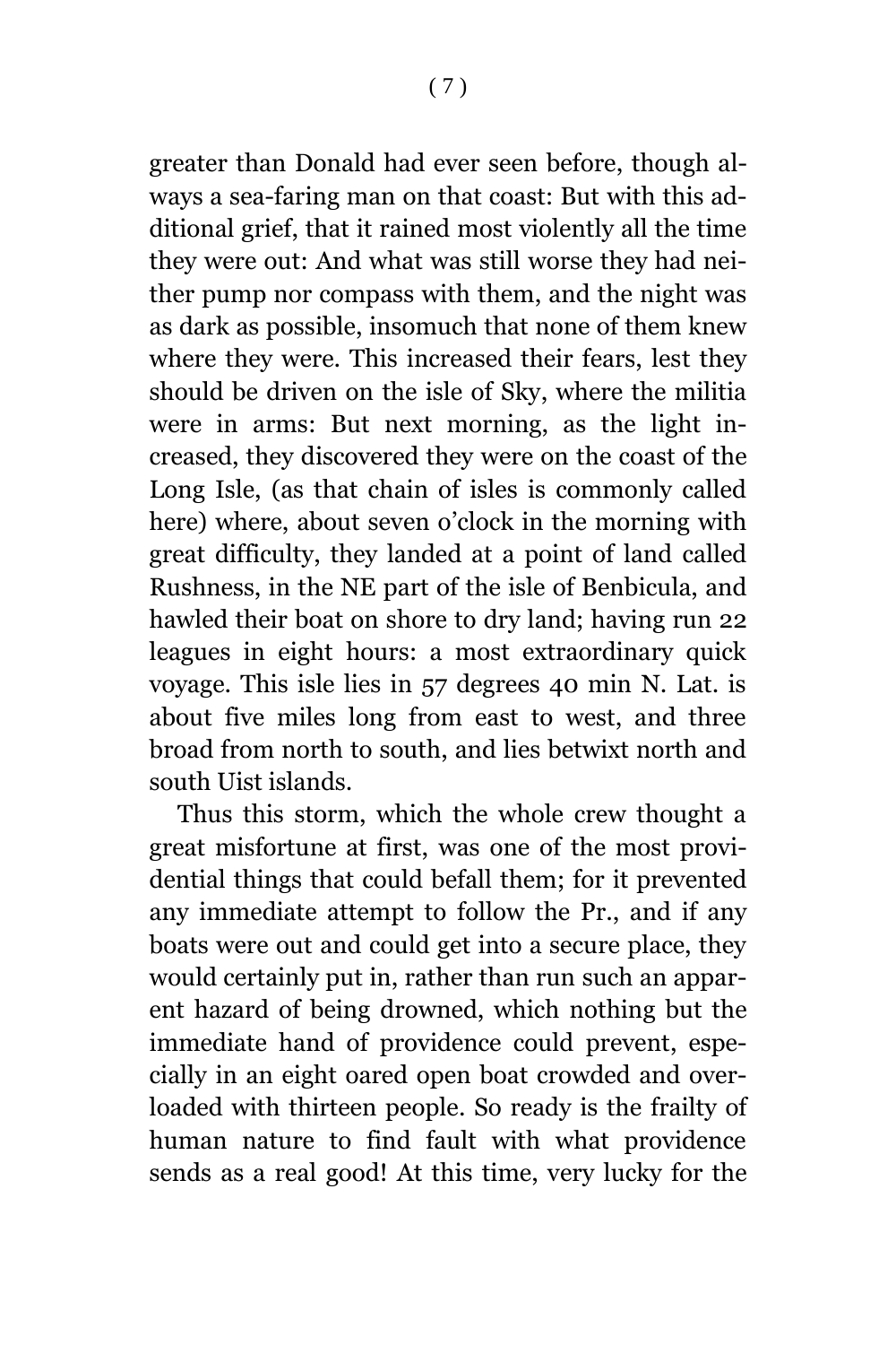greater than Donald had ever seen before, though always a sea-faring man on that coast: But with this additional grief, that it rained most violently all the time they were out: And what was still worse they had neither pump nor compass with them, and the night was as dark as possible, insomuch that none of them knew where they were. This increased their fears, lest they should be driven on the isle of Sky, where the militia were in arms: But next morning, as the light increased, they discovered they were on the coast of the Long Isle, (as that chain of isles is commonly called here) where, about seven o'clock in the morning with great difficulty, they landed at a point of land called Rushness, in the NE part of the isle of Benbicula, and hawled their boat on shore to dry land; having run 22 leagues in eight hours: a most extraordinary quick voyage. This isle lies in 57 degrees 40 min N. Lat. is about five miles long from east to west, and three broad from north to south, and lies betwixt north and south Uist islands.

Thus this storm, which the whole crew thought a great misfortune at first, was one of the most providential things that could befall them; for it prevented any immediate attempt to follow the Pr., and if any boats were out and could get into a secure place, they would certainly put in, rather than run such an apparent hazard of being drowned, which nothing but the immediate hand of providence could prevent, especially in an eight oared open boat crowded and overloaded with thirteen people. So ready is the frailty of human nature to find fault with what providence sends as a real good! At this time, very lucky for the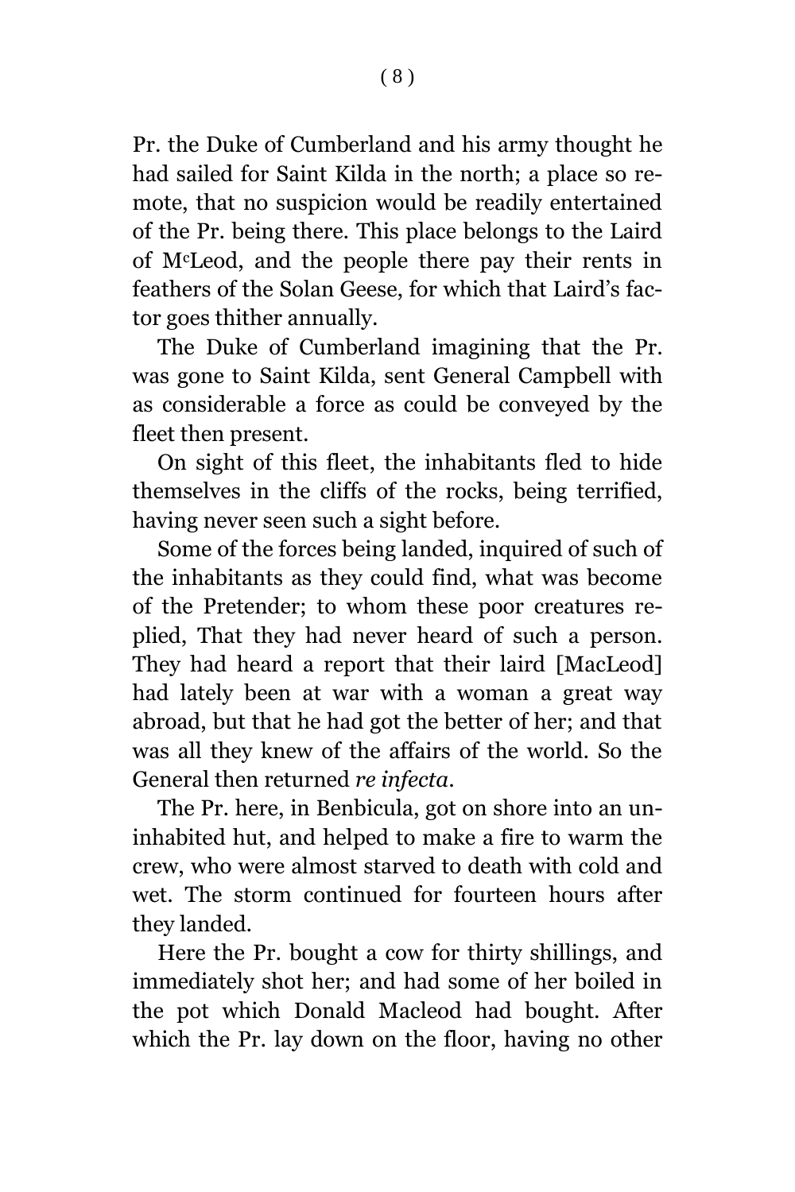Pr. the Duke of Cumberland and his army thought he had sailed for Saint Kilda in the north; a place so remote, that no suspicion would be readily entertained of the Pr. being there. This place belongs to the Laird of M$^{c}$Leod, and the people there pay their rents in feathers of the Solan Geese, for which that Laird's factor goes thither annually.

The Duke of Cumberland imagining that the Pr. was gone to Saint Kilda, sent General Campbell with as considerable a force as could be conveyed by the fleet then present.

On sight of this fleet, the inhabitants fled to hide themselves in the cliffs of the rocks, being terrified, having never seen such a sight before.

Some of the forces being landed, inquired of such of the inhabitants as they could find, what was become of the Pretender; to whom these poor creatures replied, That they had never heard of such a person. They had heard a report that their laird [MacLeod] had lately been at war with a woman a great way abroad, but that he had got the better of her; and that was all they knew of the affairs of the world. So the General then returned *re infecta*.

The Pr. here, in Benbicula, got on shore into an uninhabited hut, and helped to make a fire to warm the crew, who were almost starved to death with cold and wet. The storm continued for fourteen hours after they landed.

Here the Pr. bought a cow for thirty shillings, and immediately shot her; and had some of her boiled in the pot which Donald Macleod had bought. After which the Pr. lay down on the floor, having no other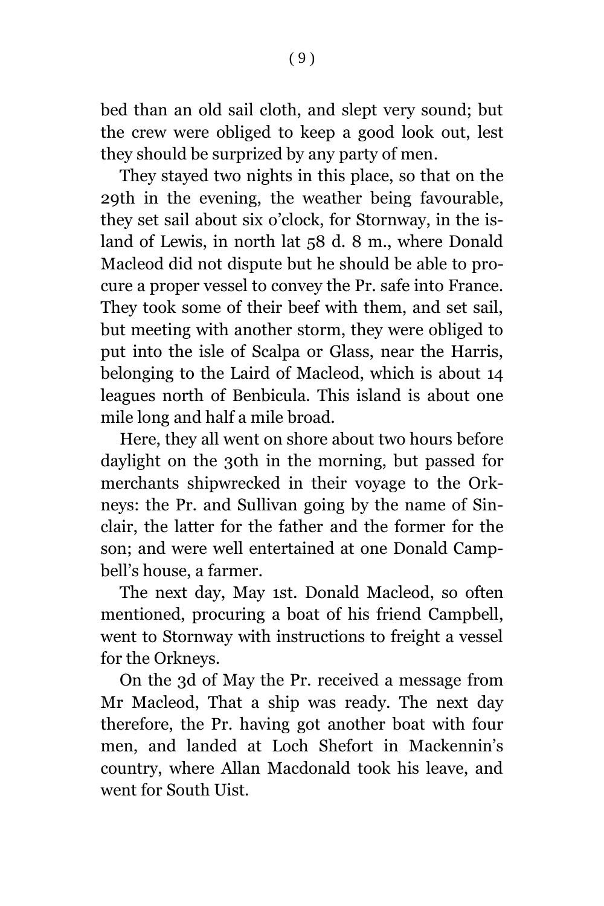bed than an old sail cloth, and slept very sound; but the crew were obliged to keep a good look out, lest they should be surprized by any party of men.

They stayed two nights in this place, so that on the 29th in the evening, the weather being favourable, they set sail about six o'clock, for Stornway, in the island of Lewis, in north lat 58 d. 8 m., where Donald Macleod did not dispute but he should be able to procure a proper vessel to convey the Pr. safe into France. They took some of their beef with them, and set sail, but meeting with another storm, they were obliged to put into the isle of Scalpa or Glass, near the Harris, belonging to the Laird of Macleod, which is about 14 leagues north of Benbicula. This island is about one mile long and half a mile broad.

Here, they all went on shore about two hours before daylight on the 30th in the morning, but passed for merchants shipwrecked in their voyage to the Orkneys: the Pr. and Sullivan going by the name of Sinclair, the latter for the father and the former for the son; and were well entertained at one Donald Campbell's house, a farmer.

The next day, May 1st. Donald Macleod, so often mentioned, procuring a boat of his friend Campbell, went to Stornway with instructions to freight a vessel for the Orkneys.

On the 3d of May the Pr. received a message from Mr Macleod, That a ship was ready. The next day therefore, the Pr. having got another boat with four men, and landed at Loch Shefort in Mackennin's country, where Allan Macdonald took his leave, and went for South Uist.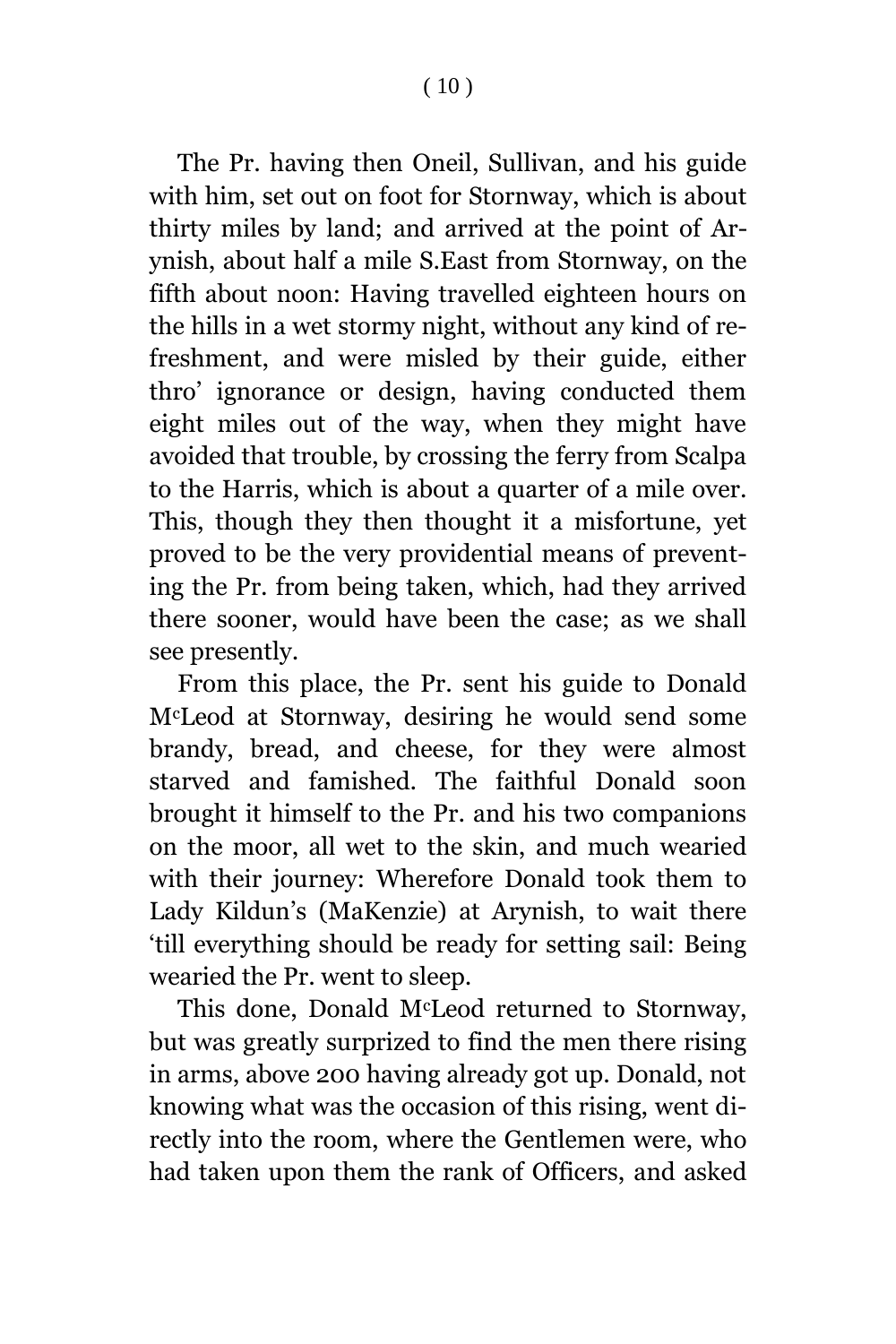The Pr. having then Oneil, Sullivan, and his guide with him, set out on foot for Stornway, which is about thirty miles by land; and arrived at the point of Arynish, about half a mile S.East from Stornway, on the fifth about noon: Having travelled eighteen hours on the hills in a wet stormy night, without any kind of refreshment, and were misled by their guide, either thro' ignorance or design, having conducted them eight miles out of the way, when they might have avoided that trouble, by crossing the ferry from Scalpa to the Harris, which is about a quarter of a mile over. This, though they then thought it a misfortune, yet proved to be the very providential means of preventing the Pr. from being taken, which, had they arrived there sooner, would have been the case; as we shall see presently.

From this place, the Pr. sent his guide to Donald M^cLeod at Stornway, desiring he would send some brandy, bread, and cheese, for they were almost starved and famished. The faithful Donald soon brought it himself to the Pr. and his two companions on the moor, all wet to the skin, and much wearied with their journey: Wherefore Donald took them to Lady Kildun's (MaKenzie) at Arynish, to wait there 'till everything should be ready for setting sail: Being wearied the Pr. went to sleep.

This done, Donald M^cLeod returned to Stornway, but was greatly surprized to find the men there rising in arms, above 200 having already got up. Donald, not knowing what was the occasion of this rising, went directly into the room, where the Gentlemen were, who had taken upon them the rank of Officers, and asked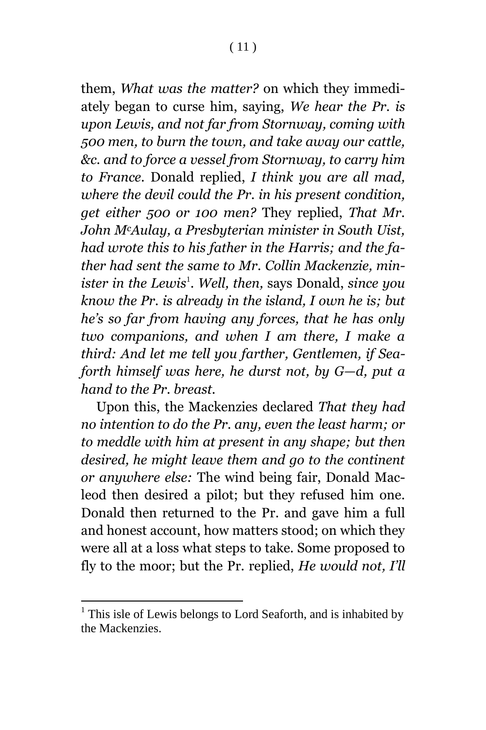them, *What was the matter?* on which they immediately began to curse him, saying, *We hear the Pr. is upon Lewis, and not far from Stornway, coming with 500 men, to burn the town, and take away our cattle, &c. and to force a vessel from Stornway, to carry him to France*. Donald replied, *I think you are all mad, where the devil could the Pr. in his present condition, get either 500 or 100 men?* They replied, *That Mr. John McAulay, a Presbyterian minister in South Uist, had wrote this to his father in the Harris; and the father had sent the same to Mr. Collin Mackenzie, minister in the Lewis*[1]. *Well, then,* says Donald, *since you know the Pr. is already in the island, I own he is; but he's so far from having any forces, that he has only two companions, and when I am there, I make a third: And let me tell you farther, Gentlemen, if Seaforth himself was here, he durst not, by G—d, put a hand to the Pr. breast*.

Upon this, the Mackenzies declared *That they had no intention to do the Pr. any, even the least harm; or to meddle with him at present in any shape; but then desired, he might leave them and go to the continent or anywhere else:* The wind being fair, Donald Macleod then desired a pilot; but they refused him one. Donald then returned to the Pr. and gave him a full and honest account, how matters stood; on which they were all at a loss what steps to take. Some proposed to fly to the moor; but the Pr. replied, *He would not, I'll*

[1] This isle of Lewis belongs to Lord Seaforth, and is inhabited by the Mackenzies.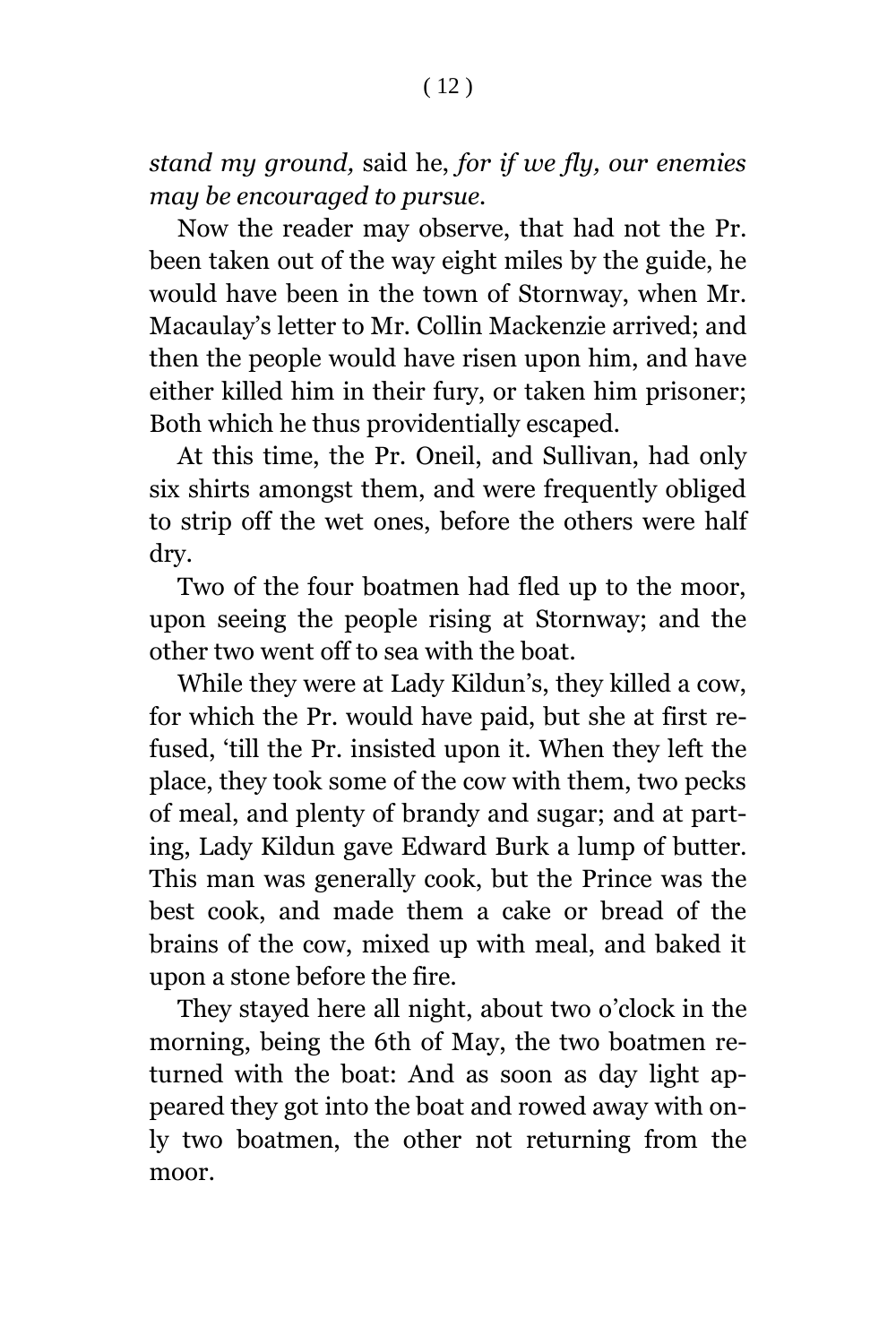*stand my ground,* said he, *for if we fly, our enemies may be encouraged to pursue.*

Now the reader may observe, that had not the Pr. been taken out of the way eight miles by the guide, he would have been in the town of Stornway, when Mr. Macaulay's letter to Mr. Collin Mackenzie arrived; and then the people would have risen upon him, and have either killed him in their fury, or taken him prisoner; Both which he thus providentially escaped.

At this time, the Pr. Oneil, and Sullivan, had only six shirts amongst them, and were frequently obliged to strip off the wet ones, before the others were half dry.

Two of the four boatmen had fled up to the moor, upon seeing the people rising at Stornway; and the other two went off to sea with the boat.

While they were at Lady Kildun's, they killed a cow, for which the Pr. would have paid, but she at first refused, 'till the Pr. insisted upon it. When they left the place, they took some of the cow with them, two pecks of meal, and plenty of brandy and sugar; and at parting, Lady Kildun gave Edward Burk a lump of butter. This man was generally cook, but the Prince was the best cook, and made them a cake or bread of the brains of the cow, mixed up with meal, and baked it upon a stone before the fire.

They stayed here all night, about two o'clock in the morning, being the 6th of May, the two boatmen returned with the boat: And as soon as day light appeared they got into the boat and rowed away with only two boatmen, the other not returning from the moor.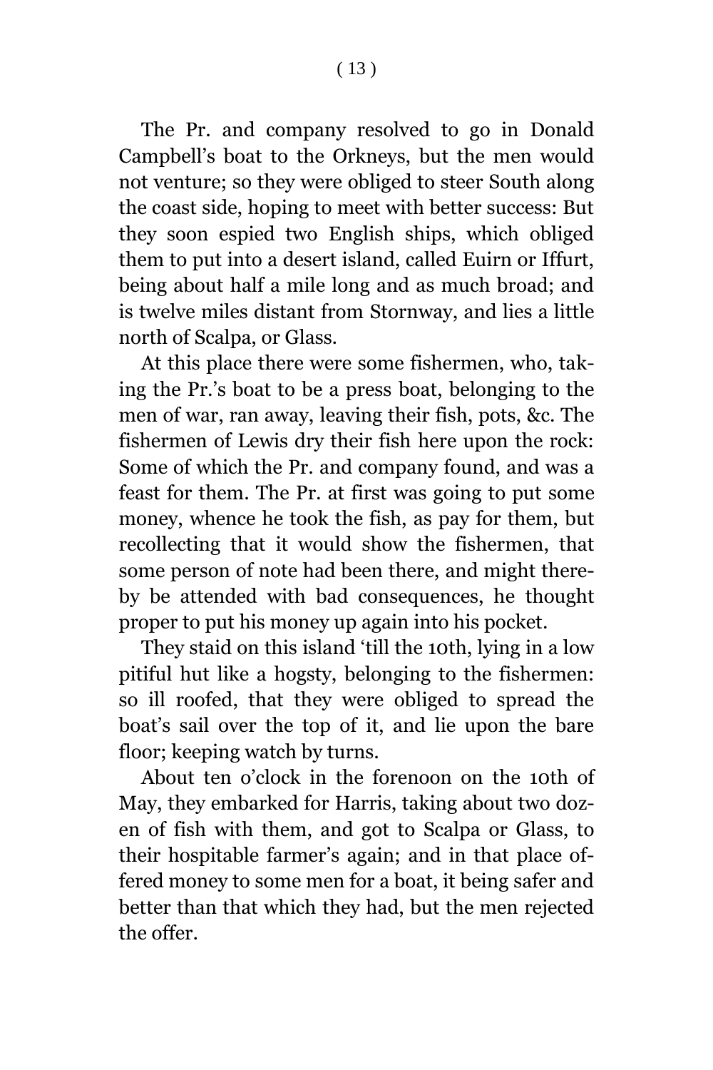The Pr. and company resolved to go in Donald Campbell's boat to the Orkneys, but the men would not venture; so they were obliged to steer South along the coast side, hoping to meet with better success: But they soon espied two English ships, which obliged them to put into a desert island, called Euirn or Iffurt, being about half a mile long and as much broad; and is twelve miles distant from Stornway, and lies a little north of Scalpa, or Glass.

At this place there were some fishermen, who, taking the Pr.'s boat to be a press boat, belonging to the men of war, ran away, leaving their fish, pots, &c. The fishermen of Lewis dry their fish here upon the rock: Some of which the Pr. and company found, and was a feast for them. The Pr. at first was going to put some money, whence he took the fish, as pay for them, but recollecting that it would show the fishermen, that some person of note had been there, and might thereby be attended with bad consequences, he thought proper to put his money up again into his pocket.

They staid on this island 'till the 10th, lying in a low pitiful hut like a hogsty, belonging to the fishermen: so ill roofed, that they were obliged to spread the boat's sail over the top of it, and lie upon the bare floor; keeping watch by turns.

About ten o'clock in the forenoon on the 10th of May, they embarked for Harris, taking about two dozen of fish with them, and got to Scalpa or Glass, to their hospitable farmer's again; and in that place offered money to some men for a boat, it being safer and better than that which they had, but the men rejected the offer.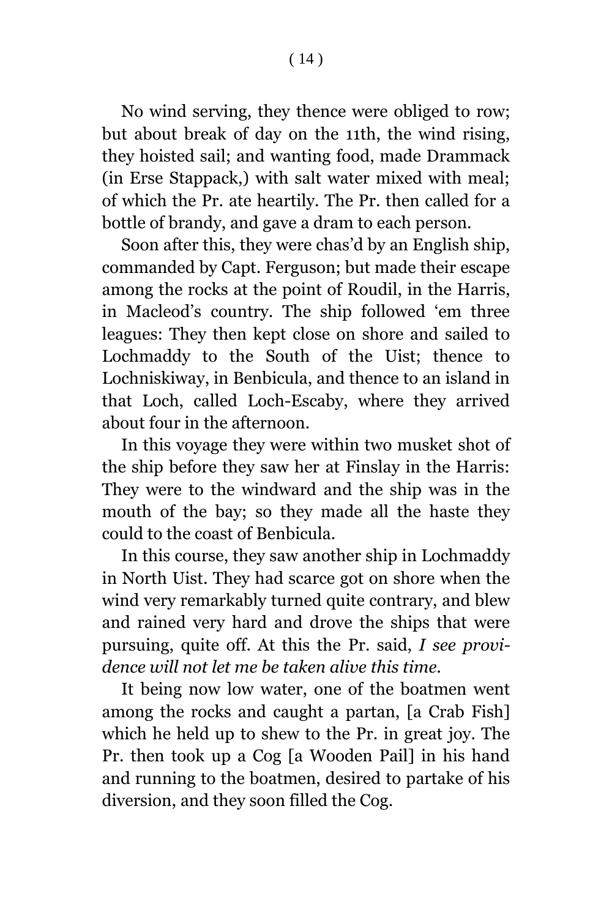No wind serving, they thence were obliged to row; but about break of day on the 11th, the wind rising, they hoisted sail; and wanting food, made Drammack (in Erse Stappack,) with salt water mixed with meal; of which the Pr. ate heartily. The Pr. then called for a bottle of brandy, and gave a dram to each person.

Soon after this, they were chas'd by an English ship, commanded by Capt. Ferguson; but made their escape among the rocks at the point of Roudil, in the Harris, in Macleod's country. The ship followed 'em three leagues: They then kept close on shore and sailed to Lochmaddy to the South of the Uist; thence to Lochniskiway, in Benbicula, and thence to an island in that Loch, called Loch-Escaby, where they arrived about four in the afternoon.

In this voyage they were within two musket shot of the ship before they saw her at Finslay in the Harris: They were to the windward and the ship was in the mouth of the bay; so they made all the haste they could to the coast of Benbicula.

In this course, they saw another ship in Lochmaddy in North Uist. They had scarce got on shore when the wind very remarkably turned quite contrary, and blew and rained very hard and drove the ships that were pursuing, quite off. At this the Pr. said, *I see providence will not let me be taken alive this time.*

It being now low water, one of the boatmen went among the rocks and caught a partan, [a Crab Fish] which he held up to shew to the Pr. in great joy. The Pr. then took up a Cog [a Wooden Pail] in his hand and running to the boatmen, desired to partake of his diversion, and they soon filled the Cog.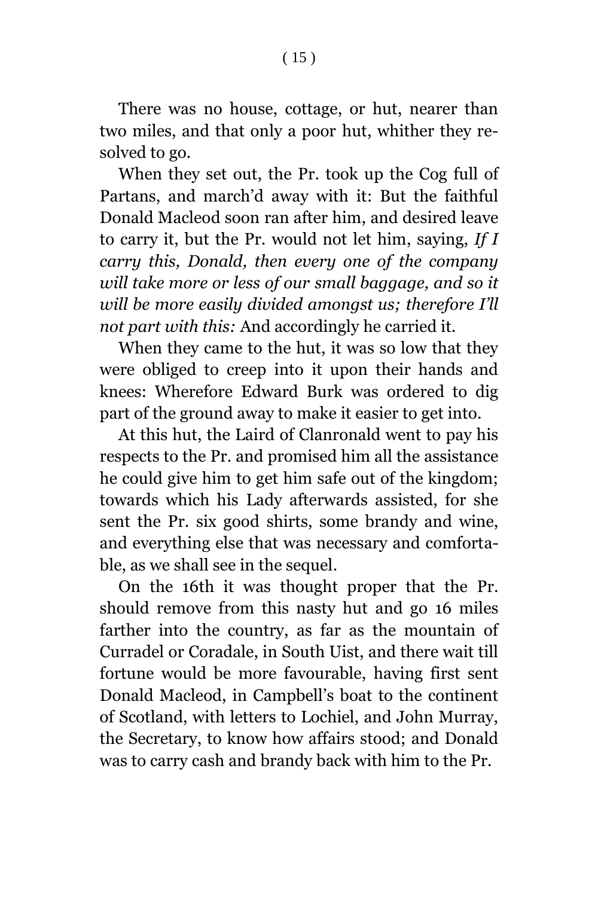There was no house, cottage, or hut, nearer than two miles, and that only a poor hut, whither they resolved to go.

When they set out, the Pr. took up the Cog full of Partans, and march'd away with it: But the faithful Donald Macleod soon ran after him, and desired leave to carry it, but the Pr. would not let him, saying, *If I carry this, Donald, then every one of the company will take more or less of our small baggage, and so it will be more easily divided amongst us; therefore I'll not part with this:* And accordingly he carried it.

When they came to the hut, it was so low that they were obliged to creep into it upon their hands and knees: Wherefore Edward Burk was ordered to dig part of the ground away to make it easier to get into.

At this hut, the Laird of Clanronald went to pay his respects to the Pr. and promised him all the assistance he could give him to get him safe out of the kingdom; towards which his Lady afterwards assisted, for she sent the Pr. six good shirts, some brandy and wine, and everything else that was necessary and comfortable, as we shall see in the sequel.

On the 16th it was thought proper that the Pr. should remove from this nasty hut and go 16 miles farther into the country, as far as the mountain of Curradel or Coradale, in South Uist, and there wait till fortune would be more favourable, having first sent Donald Macleod, in Campbell's boat to the continent of Scotland, with letters to Lochiel, and John Murray, the Secretary, to know how affairs stood; and Donald was to carry cash and brandy back with him to the Pr.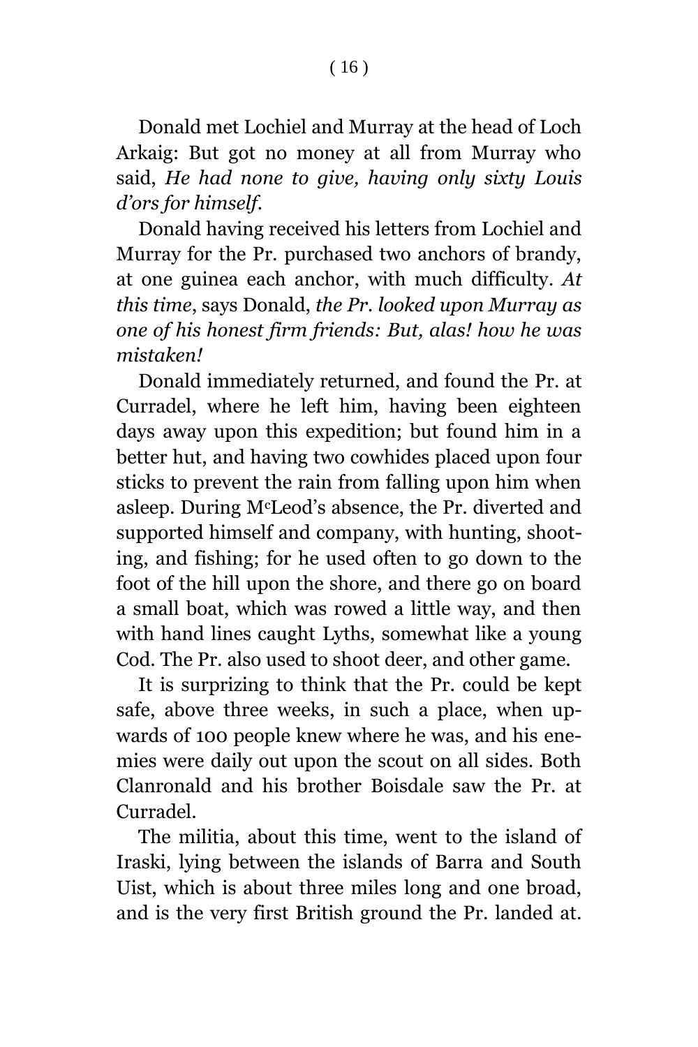Donald met Lochiel and Murray at the head of Loch Arkaig: But got no money at all from Murray who said, *He had none to give, having only sixty Louis d'ors for himself.*

Donald having received his letters from Lochiel and Murray for the Pr. purchased two anchors of brandy, at one guinea each anchor, with much difficulty. *At this time*, says Donald, *the Pr. looked upon Murray as one of his honest firm friends: But, alas! how he was mistaken!*

Donald immediately returned, and found the Pr. at Curradel, where he left him, having been eighteen days away upon this expedition; but found him in a better hut, and having two cowhides placed upon four sticks to prevent the rain from falling upon him when asleep. During M^c^Leod's absence, the Pr. diverted and supported himself and company, with hunting, shooting, and fishing; for he used often to go down to the foot of the hill upon the shore, and there go on board a small boat, which was rowed a little way, and then with hand lines caught Lyths, somewhat like a young Cod. The Pr. also used to shoot deer, and other game.

It is surprizing to think that the Pr. could be kept safe, above three weeks, in such a place, when upwards of 100 people knew where he was, and his enemies were daily out upon the scout on all sides. Both Clanronald and his brother Boisdale saw the Pr. at Curradel.

The militia, about this time, went to the island of Iraski, lying between the islands of Barra and South Uist, which is about three miles long and one broad, and is the very first British ground the Pr. landed at.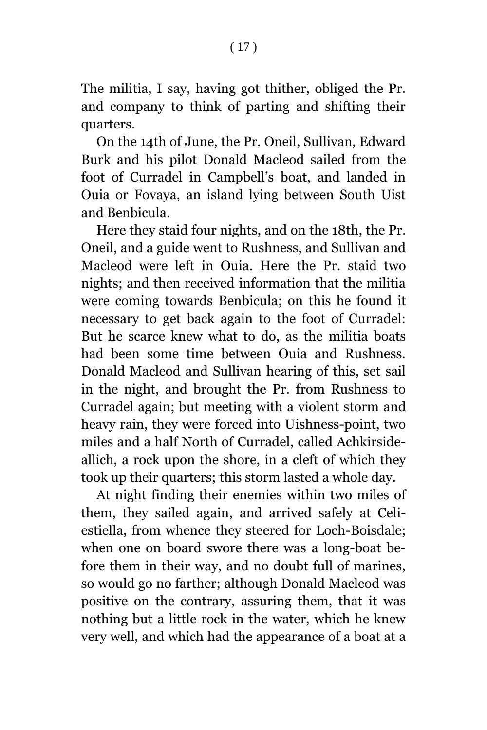The militia, I say, having got thither, obliged the Pr. and company to think of parting and shifting their quarters.

On the 14th of June, the Pr. Oneil, Sullivan, Edward Burk and his pilot Donald Macleod sailed from the foot of Curradel in Campbell's boat, and landed in Ouia or Fovaya, an island lying between South Uist and Benbicula.

Here they staid four nights, and on the 18th, the Pr. Oneil, and a guide went to Rushness, and Sullivan and Macleod were left in Ouia. Here the Pr. staid two nights; and then received information that the militia were coming towards Benbicula; on this he found it necessary to get back again to the foot of Curradel: But he scarce knew what to do, as the militia boats had been some time between Ouia and Rushness. Donald Macleod and Sullivan hearing of this, set sail in the night, and brought the Pr. from Rushness to Curradel again; but meeting with a violent storm and heavy rain, they were forced into Uishness-point, two miles and a half North of Curradel, called Achkirside-allich, a rock upon the shore, in a cleft of which they took up their quarters; this storm lasted a whole day.

At night finding their enemies within two miles of them, they sailed again, and arrived safely at Celi-estiella, from whence they steered for Loch-Boisdale; when one on board swore there was a long-boat before them in their way, and no doubt full of marines, so would go no farther; although Donald Macleod was positive on the contrary, assuring them, that it was nothing but a little rock in the water, which he knew very well, and which had the appearance of a boat at a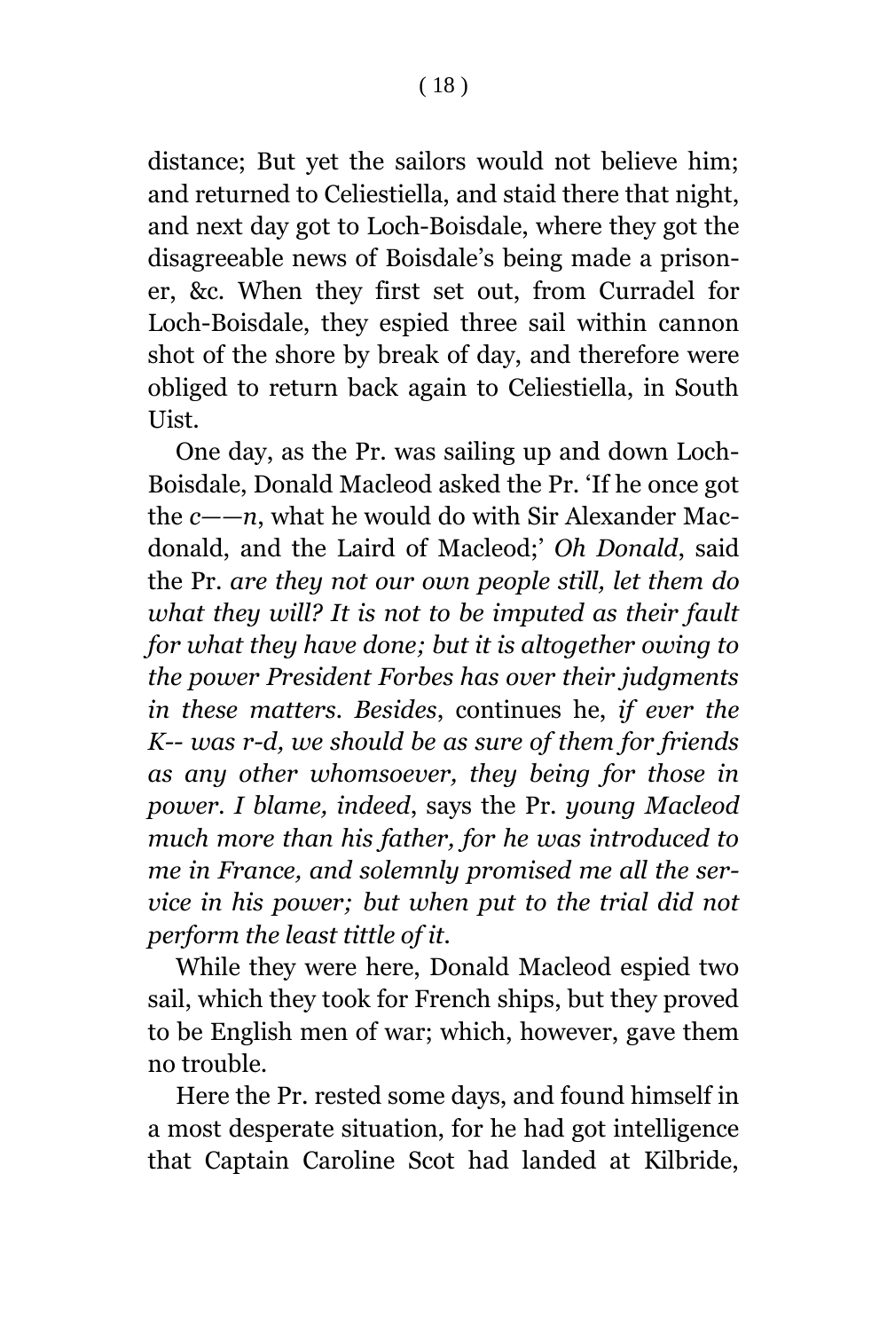distance; But yet the sailors would not believe him; and returned to Celiestiella, and staid there that night, and next day got to Loch-Boisdale, where they got the disagreeable news of Boisdale's being made a prisoner, &c. When they first set out, from Curradel for Loch-Boisdale, they espied three sail within cannon shot of the shore by break of day, and therefore were obliged to return back again to Celiestiella, in South Uist.

One day, as the Pr. was sailing up and down Loch-Boisdale, Donald Macleod asked the Pr. 'If he once got the *c——n*, what he would do with Sir Alexander Macdonald, and the Laird of Macleod;' *Oh Donald*, said the Pr. *are they not our own people still, let them do what they will? It is not to be imputed as their fault for what they have done; but it is altogether owing to the power President Forbes has over their judgments in these matters. Besides*, continues he, *if ever the K-- was r-d, we should be as sure of them for friends as any other whomsoever, they being for those in power. I blame, indeed*, says the Pr. *young Macleod much more than his father, for he was introduced to me in France, and solemnly promised me all the service in his power; but when put to the trial did not perform the least tittle of it.*

While they were here, Donald Macleod espied two sail, which they took for French ships, but they proved to be English men of war; which, however, gave them no trouble.

Here the Pr. rested some days, and found himself in a most desperate situation, for he had got intelligence that Captain Caroline Scot had landed at Kilbride,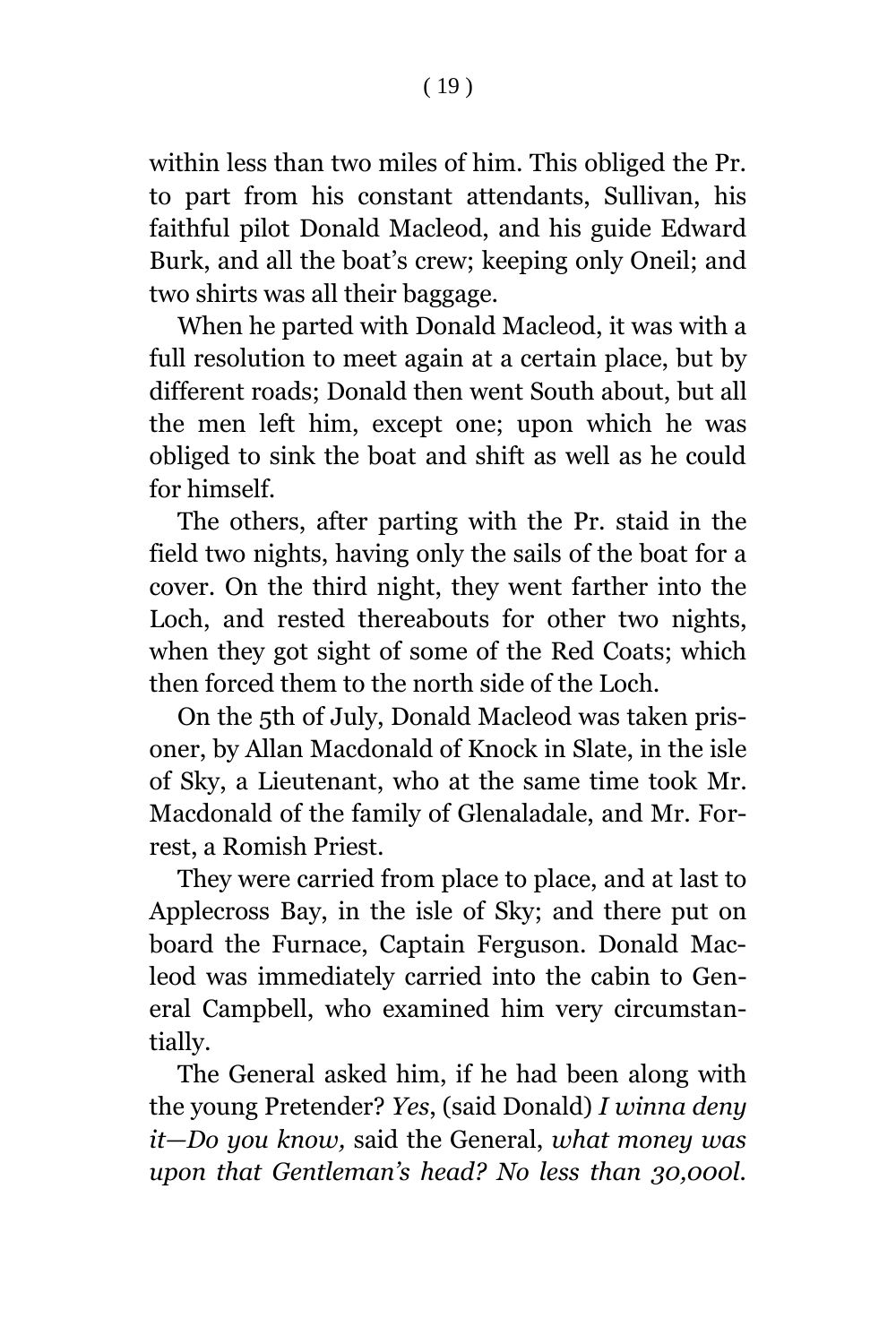within less than two miles of him. This obliged the Pr. to part from his constant attendants, Sullivan, his faithful pilot Donald Macleod, and his guide Edward Burk, and all the boat's crew; keeping only Oneil; and two shirts was all their baggage.

When he parted with Donald Macleod, it was with a full resolution to meet again at a certain place, but by different roads; Donald then went South about, but all the men left him, except one; upon which he was obliged to sink the boat and shift as well as he could for himself.

The others, after parting with the Pr. staid in the field two nights, having only the sails of the boat for a cover. On the third night, they went farther into the Loch, and rested thereabouts for other two nights, when they got sight of some of the Red Coats; which then forced them to the north side of the Loch.

On the 5th of July, Donald Macleod was taken prisoner, by Allan Macdonald of Knock in Slate, in the isle of Sky, a Lieutenant, who at the same time took Mr. Macdonald of the family of Glenaladale, and Mr. Forrest, a Romish Priest.

They were carried from place to place, and at last to Applecross Bay, in the isle of Sky; and there put on board the Furnace, Captain Ferguson. Donald Macleod was immediately carried into the cabin to General Campbell, who examined him very circumstantially.

The General asked him, if he had been along with the young Pretender? *Yes*, (said Donald) *I winna deny it—Do you know,* said the General, *what money was upon that Gentleman's head? No less than 30,000l.*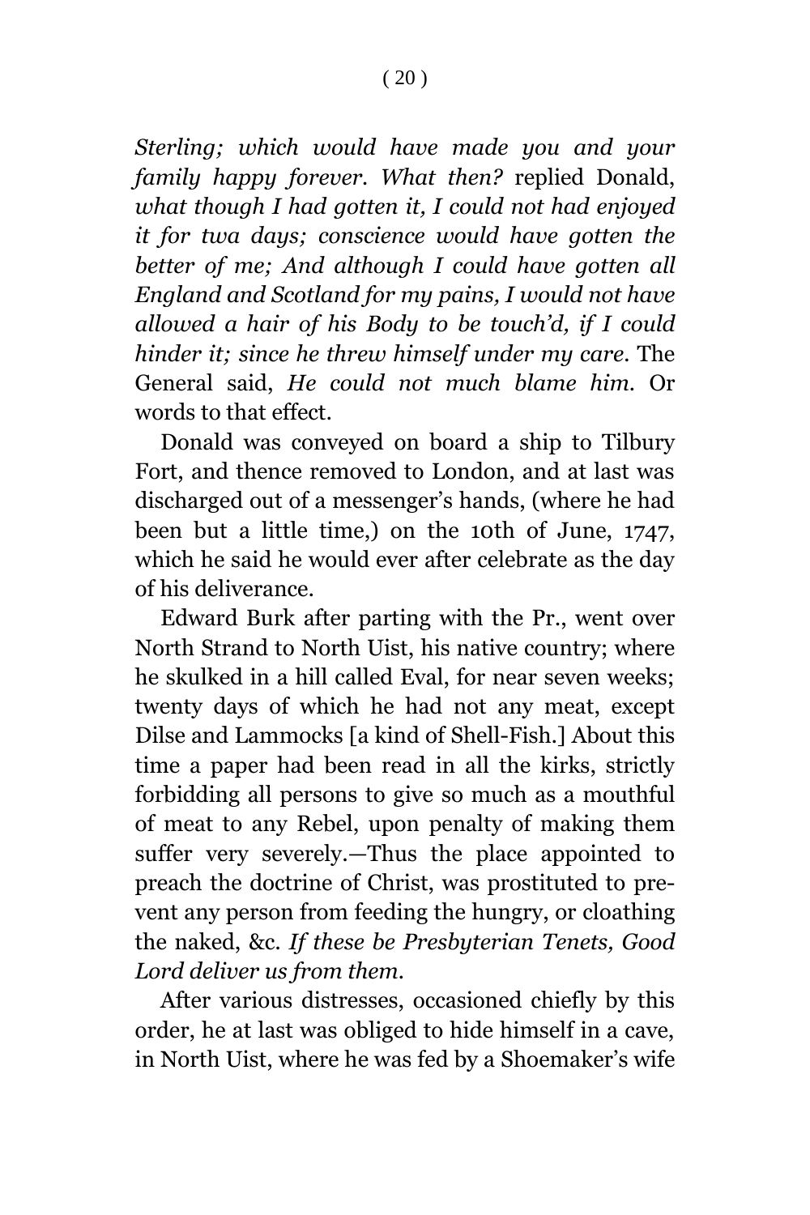*Sterling; which would have made you and your family happy forever. What then?* replied Donald, *what though I had gotten it, I could not had enjoyed it for twa days; conscience would have gotten the better of me; And although I could have gotten all England and Scotland for my pains, I would not have allowed a hair of his Body to be touch'd, if I could hinder it; since he threw himself under my care.* The General said, *He could not much blame him.* Or words to that effect.

Donald was conveyed on board a ship to Tilbury Fort, and thence removed to London, and at last was discharged out of a messenger's hands, (where he had been but a little time,) on the 10th of June, 1747, which he said he would ever after celebrate as the day of his deliverance.

Edward Burk after parting with the Pr., went over North Strand to North Uist, his native country; where he skulked in a hill called Eval, for near seven weeks; twenty days of which he had not any meat, except Dilse and Lammocks [a kind of Shell-Fish.] About this time a paper had been read in all the kirks, strictly forbidding all persons to give so much as a mouthful of meat to any Rebel, upon penalty of making them suffer very severely.—Thus the place appointed to preach the doctrine of Christ, was prostituted to prevent any person from feeding the hungry, or cloathing the naked, &c. *If these be Presbyterian Tenets, Good Lord deliver us from them.*

After various distresses, occasioned chiefly by this order, he at last was obliged to hide himself in a cave, in North Uist, where he was fed by a Shoemaker's wife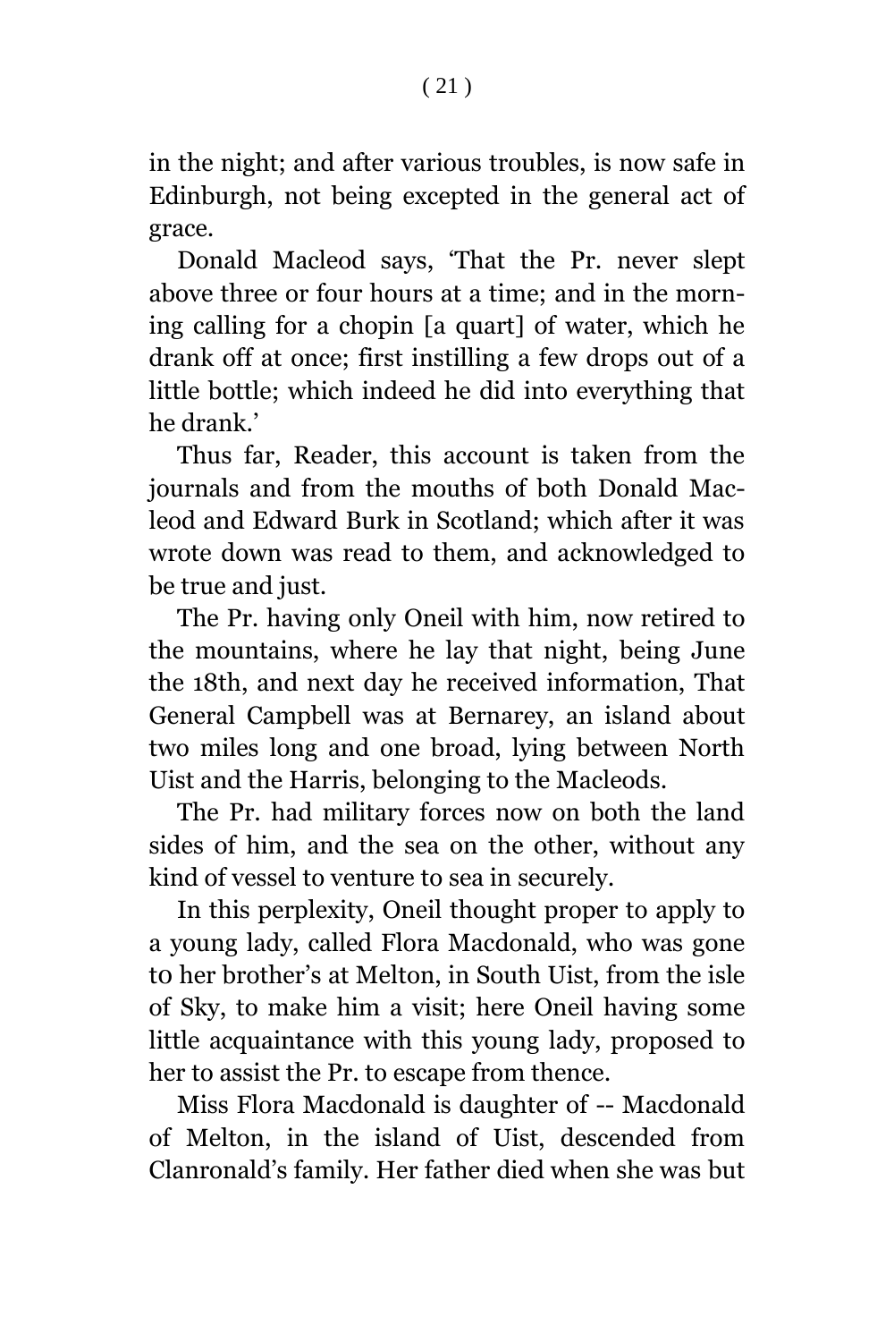in the night; and after various troubles, is now safe in Edinburgh, not being excepted in the general act of grace.

Donald Macleod says, 'That the Pr. never slept above three or four hours at a time; and in the morning calling for a chopin [a quart] of water, which he drank off at once; first instilling a few drops out of a little bottle; which indeed he did into everything that he drank.'

Thus far, Reader, this account is taken from the journals and from the mouths of both Donald Macleod and Edward Burk in Scotland; which after it was wrote down was read to them, and acknowledged to be true and just.

The Pr. having only Oneil with him, now retired to the mountains, where he lay that night, being June the 18th, and next day he received information, That General Campbell was at Bernarey, an island about two miles long and one broad, lying between North Uist and the Harris, belonging to the Macleods.

The Pr. had military forces now on both the land sides of him, and the sea on the other, without any kind of vessel to venture to sea in securely.

In this perplexity, Oneil thought proper to apply to a young lady, called Flora Macdonald, who was gone to her brother's at Melton, in South Uist, from the isle of Sky, to make him a visit; here Oneil having some little acquaintance with this young lady, proposed to her to assist the Pr. to escape from thence.

Miss Flora Macdonald is daughter of -- Macdonald of Melton, in the island of Uist, descended from Clanronald's family. Her father died when she was but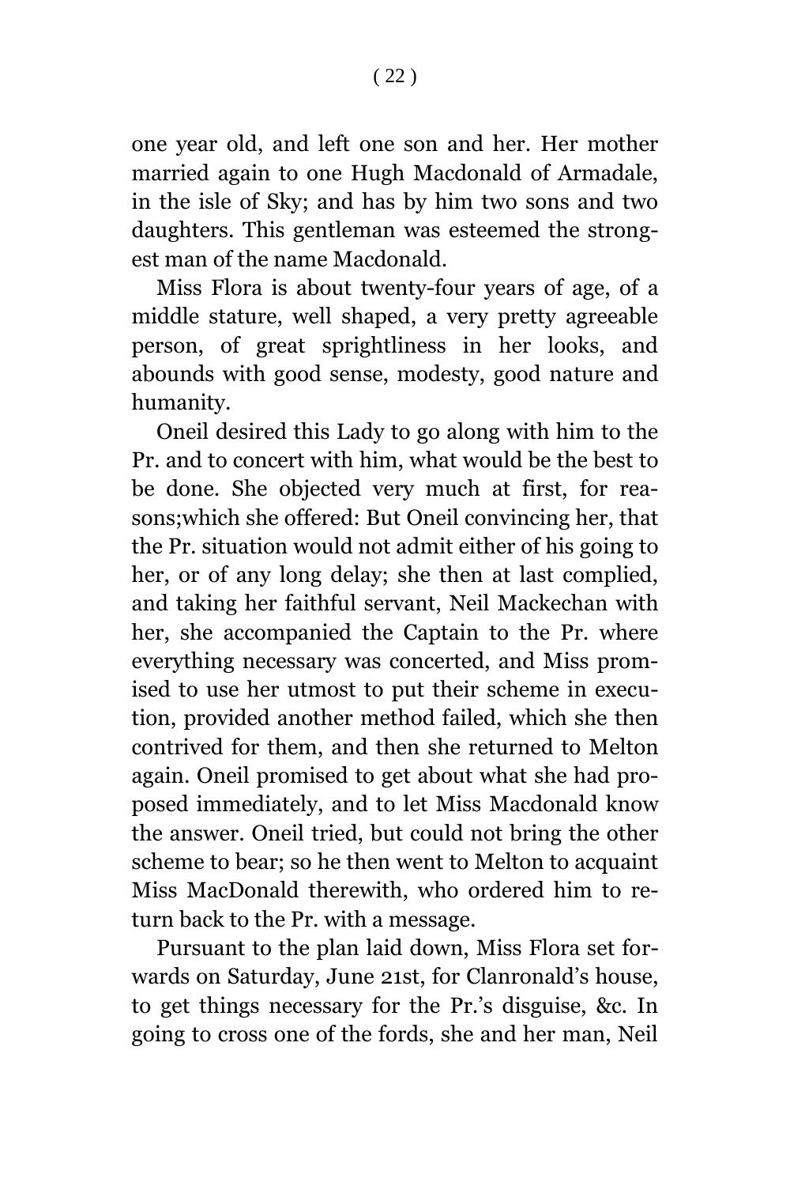one year old, and left one son and her. Her mother married again to one Hugh Macdonald of Armadale, in the isle of Sky; and has by him two sons and two daughters. This gentleman was esteemed the strongest man of the name Macdonald.

Miss Flora is about twenty-four years of age, of a middle stature, well shaped, a very pretty agreeable person, of great sprightliness in her looks, and abounds with good sense, modesty, good nature and humanity.

Oneil desired this Lady to go along with him to the Pr. and to concert with him, what would be the best to be done. She objected very much at first, for reasons;which she offered: But Oneil convincing her, that the Pr. situation would not admit either of his going to her, or of any long delay; she then at last complied, and taking her faithful servant, Neil Mackechan with her, she accompanied the Captain to the Pr. where everything necessary was concerted, and Miss promised to use her utmost to put their scheme in execution, provided another method failed, which she then contrived for them, and then she returned to Melton again. Oneil promised to get about what she had proposed immediately, and to let Miss Macdonald know the answer. Oneil tried, but could not bring the other scheme to bear; so he then went to Melton to acquaint Miss MacDonald therewith, who ordered him to return back to the Pr. with a message.

Pursuant to the plan laid down, Miss Flora set forwards on Saturday, June 21st, for Clanronald's house, to get things necessary for the Pr.'s disguise, &c. In going to cross one of the fords, she and her man, Neil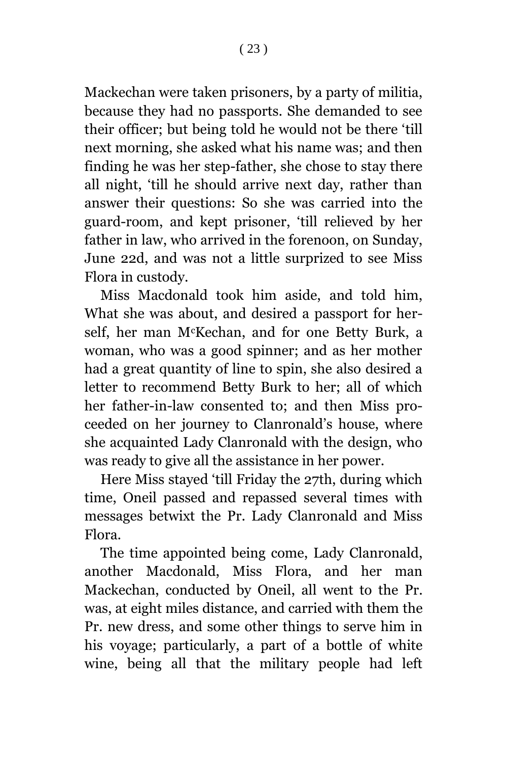Mackechan were taken prisoners, by a party of militia, because they had no passports. She demanded to see their officer; but being told he would not be there 'till next morning, she asked what his name was; and then finding he was her step-father, she chose to stay there all night, 'till he should arrive next day, rather than answer their questions: So she was carried into the guard-room, and kept prisoner, 'till relieved by her father in law, who arrived in the forenoon, on Sunday, June 22d, and was not a little surprized to see Miss Flora in custody.

Miss Macdonald took him aside, and told him, What she was about, and desired a passport for herself, her man M[c]Kechan, and for one Betty Burk, a woman, who was a good spinner; and as her mother had a great quantity of line to spin, she also desired a letter to recommend Betty Burk to her; all of which her father-in-law consented to; and then Miss proceeded on her journey to Clanronald's house, where she acquainted Lady Clanronald with the design, who was ready to give all the assistance in her power.

Here Miss stayed 'till Friday the 27th, during which time, Oneil passed and repassed several times with messages betwixt the Pr. Lady Clanronald and Miss Flora.

The time appointed being come, Lady Clanronald, another Macdonald, Miss Flora, and her man Mackechan, conducted by Oneil, all went to the Pr. was, at eight miles distance, and carried with them the Pr. new dress, and some other things to serve him in his voyage; particularly, a part of a bottle of white wine, being all that the military people had left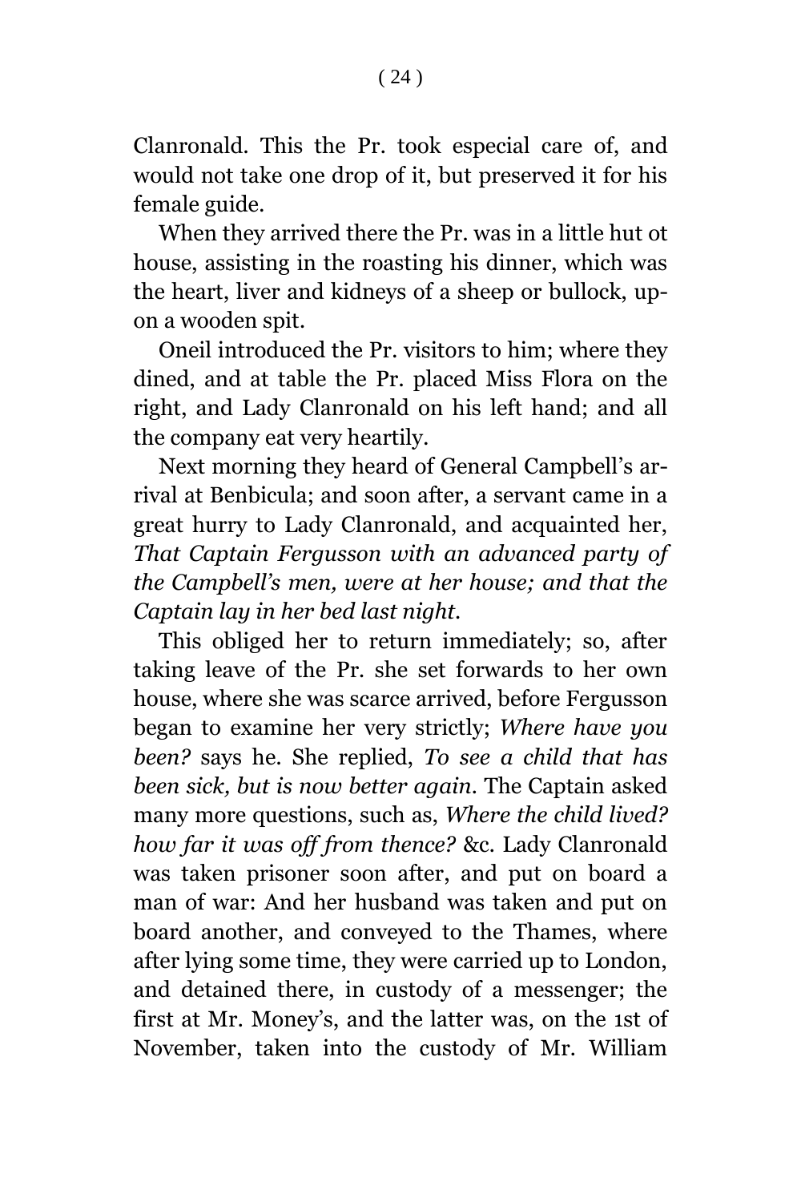Clanronald. This the Pr. took especial care of, and would not take one drop of it, but preserved it for his female guide.

When they arrived there the Pr. was in a little hut ot house, assisting in the roasting his dinner, which was the heart, liver and kidneys of a sheep or bullock, upon a wooden spit.

Oneil introduced the Pr. visitors to him; where they dined, and at table the Pr. placed Miss Flora on the right, and Lady Clanronald on his left hand; and all the company eat very heartily.

Next morning they heard of General Campbell's arrival at Benbicula; and soon after, a servant came in a great hurry to Lady Clanronald, and acquainted her, *That Captain Fergusson with an advanced party of the Campbell's men, were at her house; and that the Captain lay in her bed last night.*

This obliged her to return immediately; so, after taking leave of the Pr. she set forwards to her own house, where she was scarce arrived, before Fergusson began to examine her very strictly; *Where have you been?* says he. She replied, *To see a child that has been sick, but is now better again.* The Captain asked many more questions, such as, *Where the child lived? how far it was off from thence?* &c. Lady Clanronald was taken prisoner soon after, and put on board a man of war: And her husband was taken and put on board another, and conveyed to the Thames, where after lying some time, they were carried up to London, and detained there, in custody of a messenger; the first at Mr. Money's, and the latter was, on the 1st of November, taken into the custody of Mr. William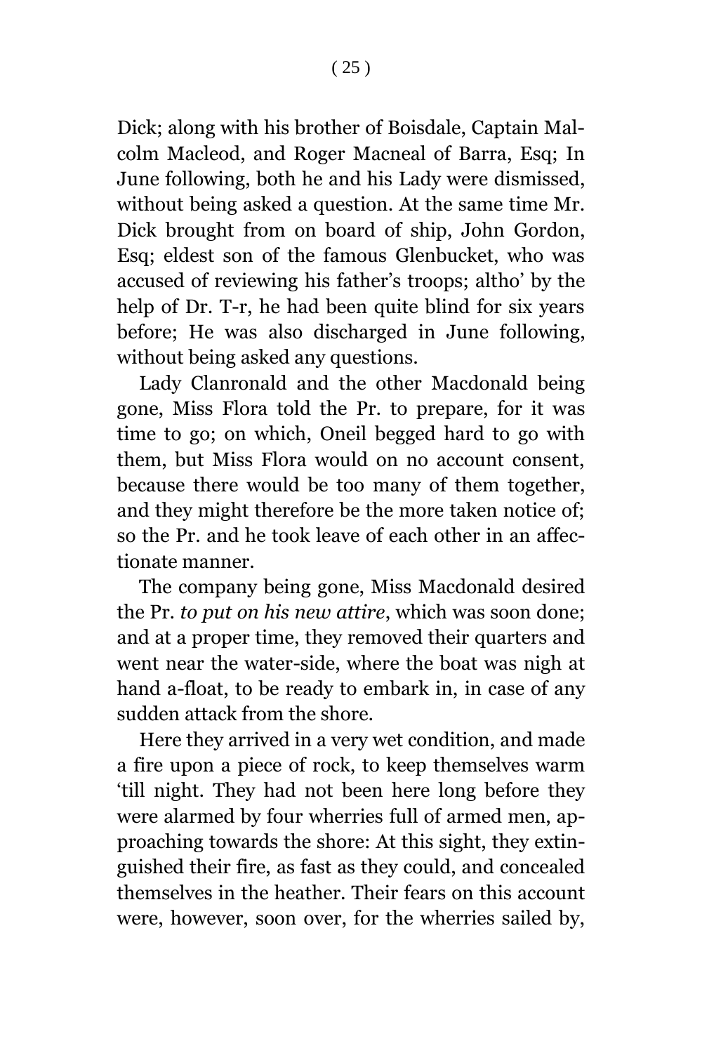Dick; along with his brother of Boisdale, Captain Malcolm Macleod, and Roger Macneal of Barra, Esq; In June following, both he and his Lady were dismissed, without being asked a question. At the same time Mr. Dick brought from on board of ship, John Gordon, Esq; eldest son of the famous Glenbucket, who was accused of reviewing his father's troops; altho' by the help of Dr. T-r, he had been quite blind for six years before; He was also discharged in June following, without being asked any questions.

Lady Clanronald and the other Macdonald being gone, Miss Flora told the Pr. to prepare, for it was time to go; on which, Oneil begged hard to go with them, but Miss Flora would on no account consent, because there would be too many of them together, and they might therefore be the more taken notice of; so the Pr. and he took leave of each other in an affectionate manner.

The company being gone, Miss Macdonald desired the Pr. *to put on his new attire*, which was soon done; and at a proper time, they removed their quarters and went near the water-side, where the boat was nigh at hand a-float, to be ready to embark in, in case of any sudden attack from the shore.

Here they arrived in a very wet condition, and made a fire upon a piece of rock, to keep themselves warm 'till night. They had not been here long before they were alarmed by four wherries full of armed men, approaching towards the shore: At this sight, they extinguished their fire, as fast as they could, and concealed themselves in the heather. Their fears on this account were, however, soon over, for the wherries sailed by,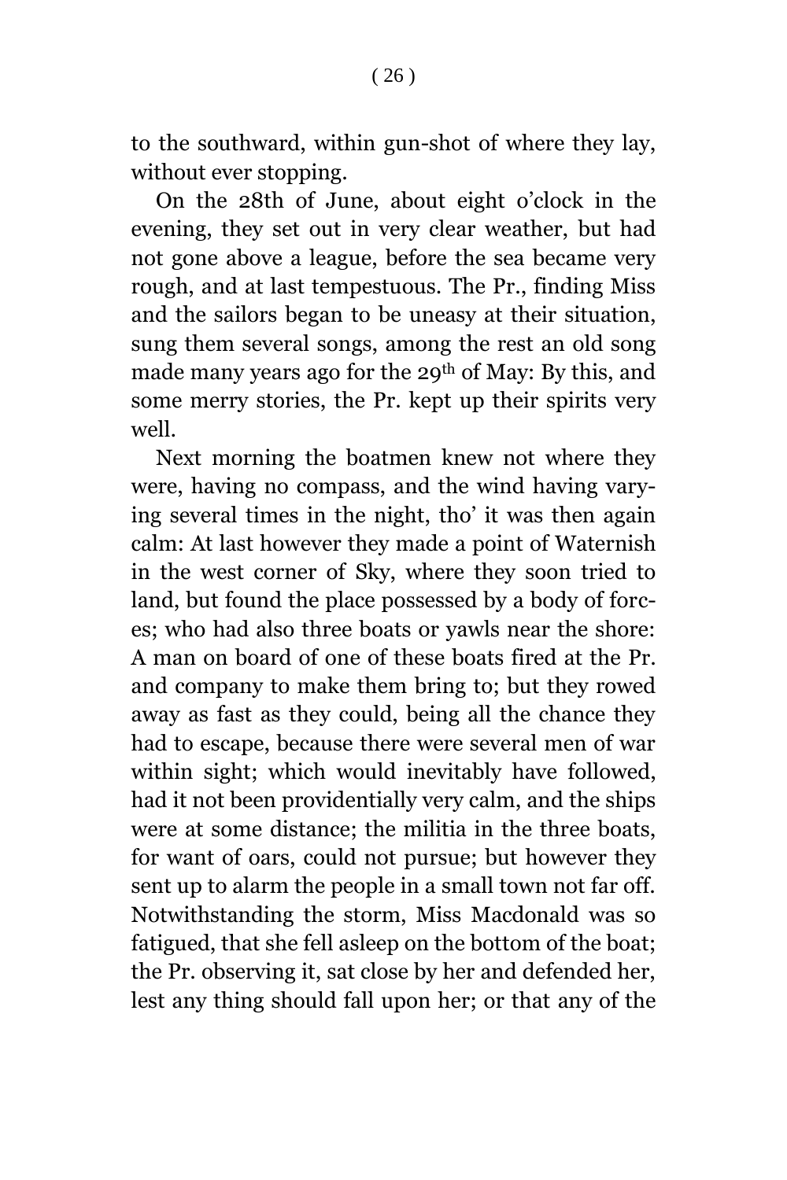to the southward, within gun-shot of where they lay, without ever stopping.

On the 28th of June, about eight o'clock in the evening, they set out in very clear weather, but had not gone above a league, before the sea became very rough, and at last tempestuous. The Pr., finding Miss and the sailors began to be uneasy at their situation, sung them several songs, among the rest an old song made many years ago for the 29th of May: By this, and some merry stories, the Pr. kept up their spirits very well.

Next morning the boatmen knew not where they were, having no compass, and the wind having varying several times in the night, tho' it was then again calm: At last however they made a point of Waternish in the west corner of Sky, where they soon tried to land, but found the place possessed by a body of forces; who had also three boats or yawls near the shore: A man on board of one of these boats fired at the Pr. and company to make them bring to; but they rowed away as fast as they could, being all the chance they had to escape, because there were several men of war within sight; which would inevitably have followed, had it not been providentially very calm, and the ships were at some distance; the militia in the three boats, for want of oars, could not pursue; but however they sent up to alarm the people in a small town not far off. Notwithstanding the storm, Miss Macdonald was so fatigued, that she fell asleep on the bottom of the boat; the Pr. observing it, sat close by her and defended her, lest any thing should fall upon her; or that any of the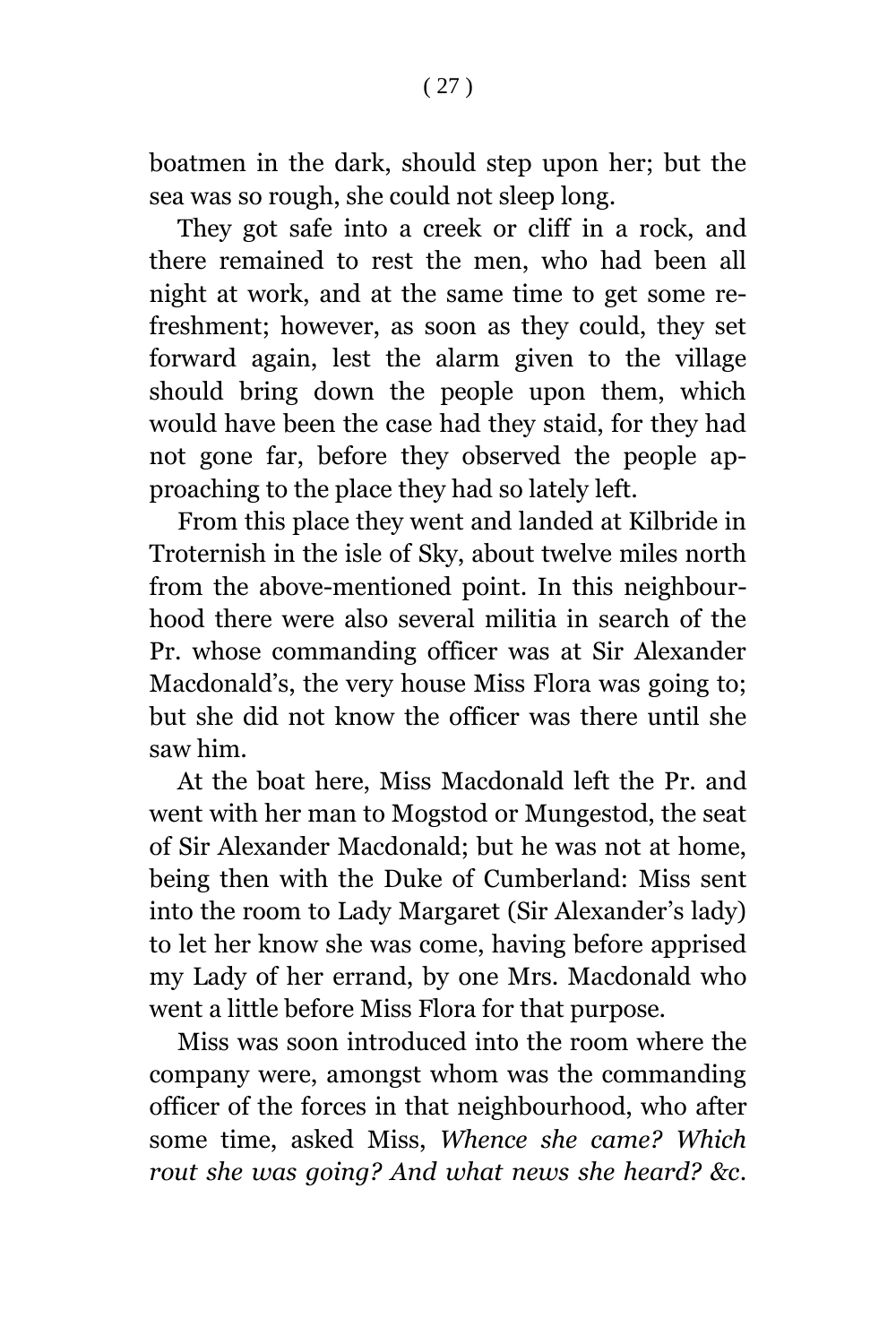boatmen in the dark, should step upon her; but the sea was so rough, she could not sleep long.

They got safe into a creek or cliff in a rock, and there remained to rest the men, who had been all night at work, and at the same time to get some refreshment; however, as soon as they could, they set forward again, lest the alarm given to the village should bring down the people upon them, which would have been the case had they staid, for they had not gone far, before they observed the people approaching to the place they had so lately left.

From this place they went and landed at Kilbride in Troternish in the isle of Sky, about twelve miles north from the above-mentioned point. In this neighbourhood there were also several militia in search of the Pr. whose commanding officer was at Sir Alexander Macdonald's, the very house Miss Flora was going to; but she did not know the officer was there until she saw him.

At the boat here, Miss Macdonald left the Pr. and went with her man to Mogstod or Mungestod, the seat of Sir Alexander Macdonald; but he was not at home, being then with the Duke of Cumberland: Miss sent into the room to Lady Margaret (Sir Alexander's lady) to let her know she was come, having before apprised my Lady of her errand, by one Mrs. Macdonald who went a little before Miss Flora for that purpose.

Miss was soon introduced into the room where the company were, amongst whom was the commanding officer of the forces in that neighbourhood, who after some time, asked Miss, *Whence she came? Which rout she was going? And what news she heard? &c.*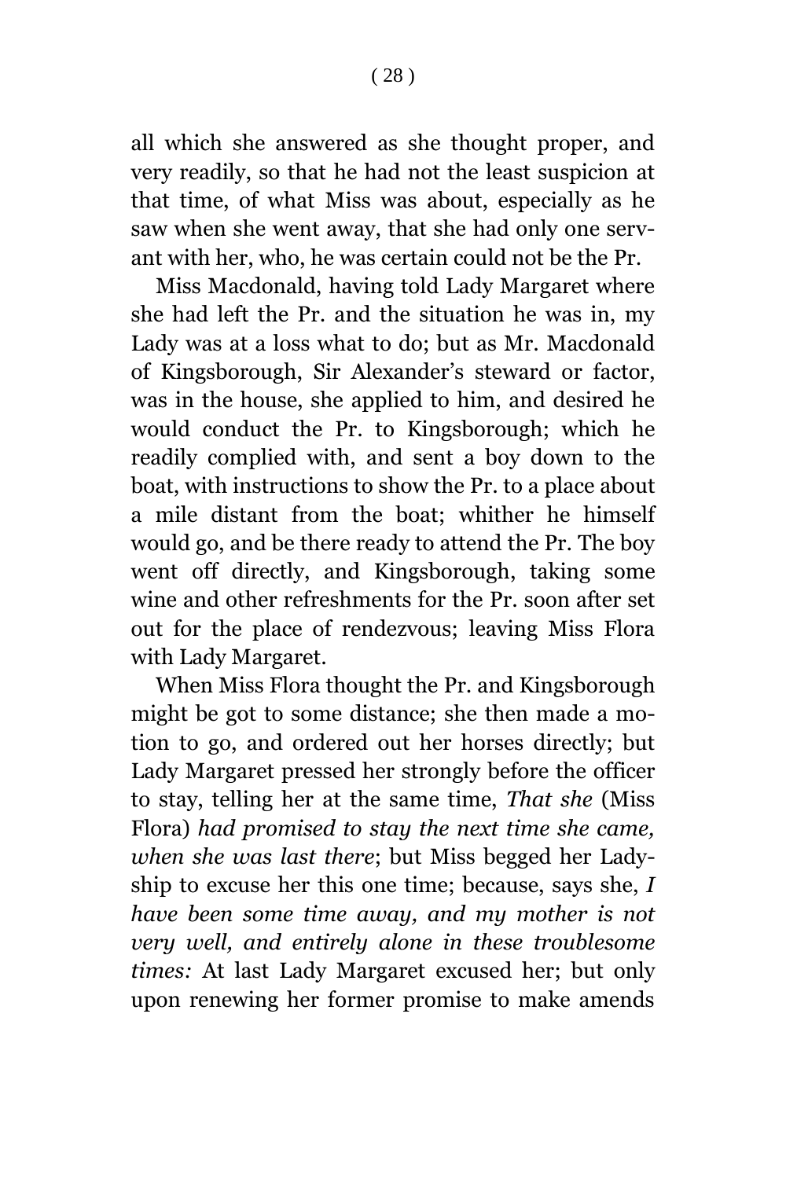all which she answered as she thought proper, and very readily, so that he had not the least suspicion at that time, of what Miss was about, especially as he saw when she went away, that she had only one servant with her, who, he was certain could not be the Pr.

Miss Macdonald, having told Lady Margaret where she had left the Pr. and the situation he was in, my Lady was at a loss what to do; but as Mr. Macdonald of Kingsborough, Sir Alexander's steward or factor, was in the house, she applied to him, and desired he would conduct the Pr. to Kingsborough; which he readily complied with, and sent a boy down to the boat, with instructions to show the Pr. to a place about a mile distant from the boat; whither he himself would go, and be there ready to attend the Pr. The boy went off directly, and Kingsborough, taking some wine and other refreshments for the Pr. soon after set out for the place of rendezvous; leaving Miss Flora with Lady Margaret.

When Miss Flora thought the Pr. and Kingsborough might be got to some distance; she then made a motion to go, and ordered out her horses directly; but Lady Margaret pressed her strongly before the officer to stay, telling her at the same time, *That she* (Miss Flora) *had promised to stay the next time she came, when she was last there*; but Miss begged her Ladyship to excuse her this one time; because, says she, *I have been some time away, and my mother is not very well, and entirely alone in these troublesome times:* At last Lady Margaret excused her; but only upon renewing her former promise to make amends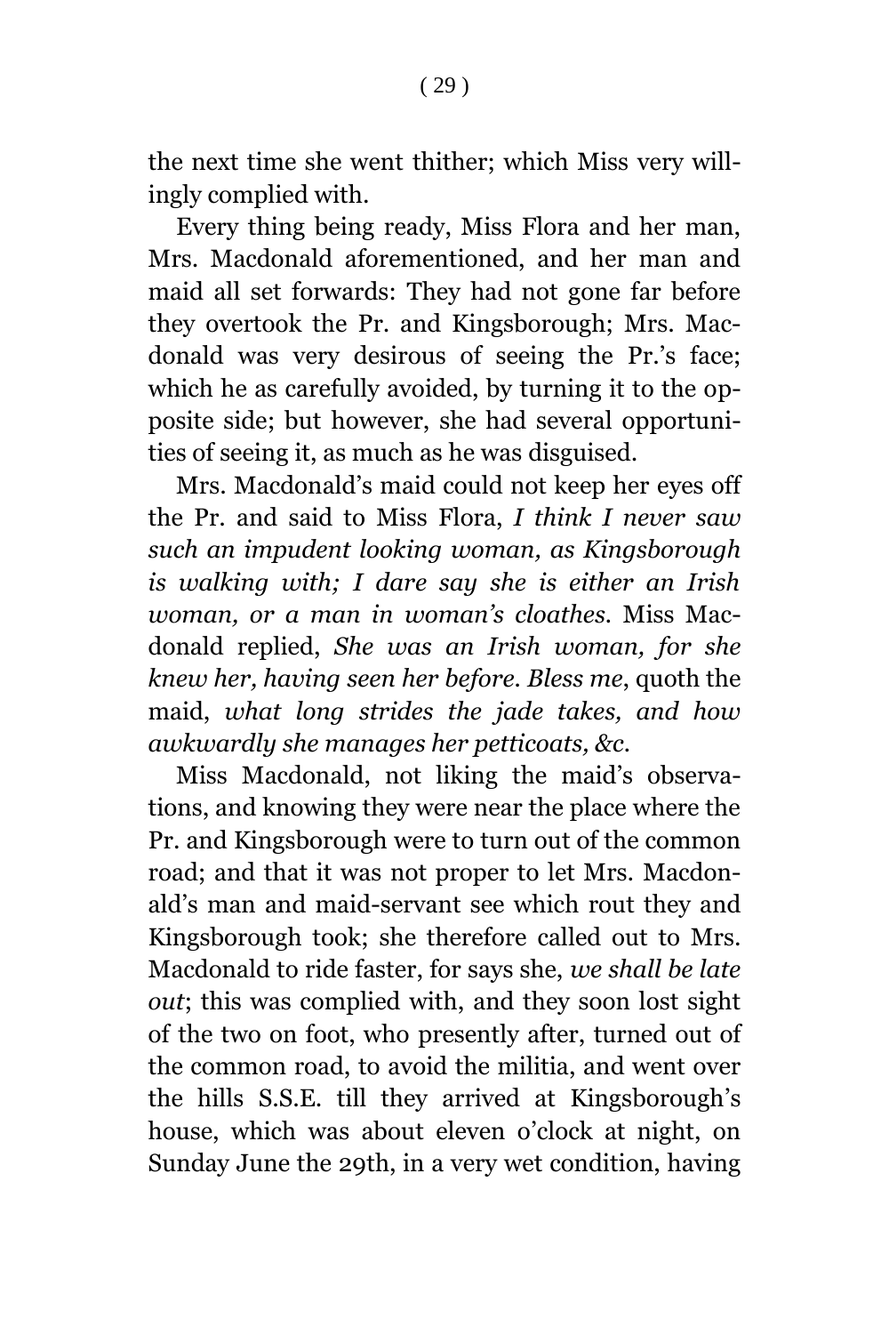the next time she went thither; which Miss very willingly complied with.

Every thing being ready, Miss Flora and her man, Mrs. Macdonald aforementioned, and her man and maid all set forwards: They had not gone far before they overtook the Pr. and Kingsborough; Mrs. Macdonald was very desirous of seeing the Pr.'s face; which he as carefully avoided, by turning it to the opposite side; but however, she had several opportunities of seeing it, as much as he was disguised.

Mrs. Macdonald's maid could not keep her eyes off the Pr. and said to Miss Flora, *I think I never saw such an impudent looking woman, as Kingsborough is walking with; I dare say she is either an Irish woman, or a man in woman's cloathes.* Miss Macdonald replied, *She was an Irish woman, for she knew her, having seen her before. Bless me*, quoth the maid, *what long strides the jade takes, and how awkwardly she manages her petticoats, &c.*

Miss Macdonald, not liking the maid's observations, and knowing they were near the place where the Pr. and Kingsborough were to turn out of the common road; and that it was not proper to let Mrs. Macdonald's man and maid-servant see which rout they and Kingsborough took; she therefore called out to Mrs. Macdonald to ride faster, for says she, *we shall be late out*; this was complied with, and they soon lost sight of the two on foot, who presently after, turned out of the common road, to avoid the militia, and went over the hills S.S.E. till they arrived at Kingsborough's house, which was about eleven o'clock at night, on Sunday June the 29th, in a very wet condition, having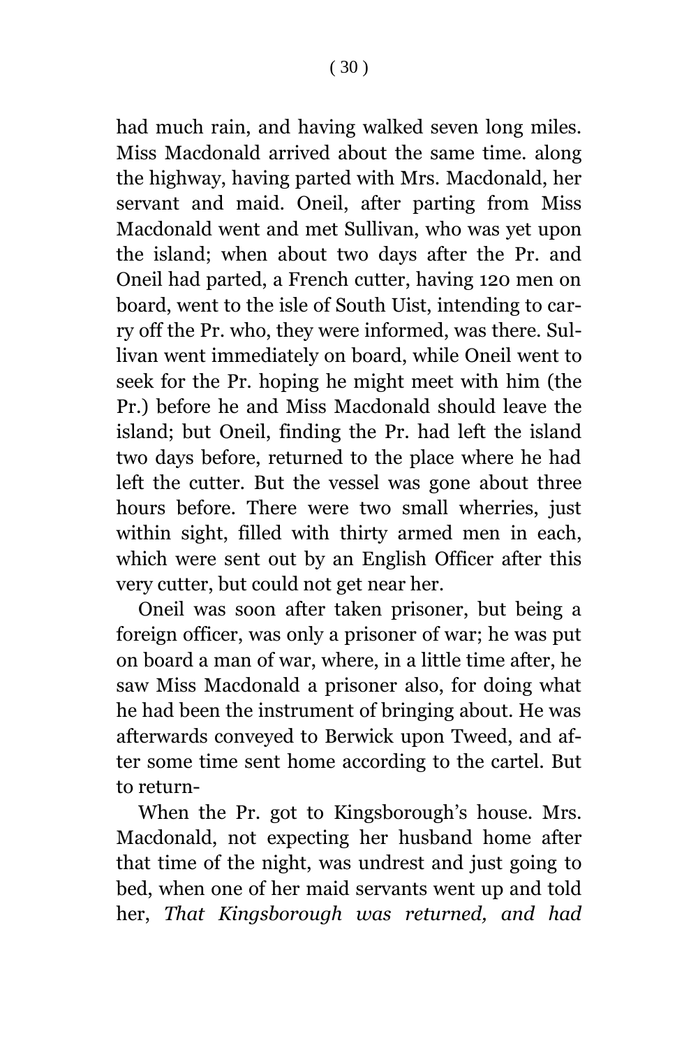had much rain, and having walked seven long miles. Miss Macdonald arrived about the same time. along the highway, having parted with Mrs. Macdonald, her servant and maid. Oneil, after parting from Miss Macdonald went and met Sullivan, who was yet upon the island; when about two days after the Pr. and Oneil had parted, a French cutter, having 120 men on board, went to the isle of South Uist, intending to carry off the Pr. who, they were informed, was there. Sullivan went immediately on board, while Oneil went to seek for the Pr. hoping he might meet with him (the Pr.) before he and Miss Macdonald should leave the island; but Oneil, finding the Pr. had left the island two days before, returned to the place where he had left the cutter. But the vessel was gone about three hours before. There were two small wherries, just within sight, filled with thirty armed men in each, which were sent out by an English Officer after this very cutter, but could not get near her.

Oneil was soon after taken prisoner, but being a foreign officer, was only a prisoner of war; he was put on board a man of war, where, in a little time after, he saw Miss Macdonald a prisoner also, for doing what he had been the instrument of bringing about. He was afterwards conveyed to Berwick upon Tweed, and after some time sent home according to the cartel. But to return-

When the Pr. got to Kingsborough's house. Mrs. Macdonald, not expecting her husband home after that time of the night, was undrest and just going to bed, when one of her maid servants went up and told her, *That Kingsborough was returned, and had*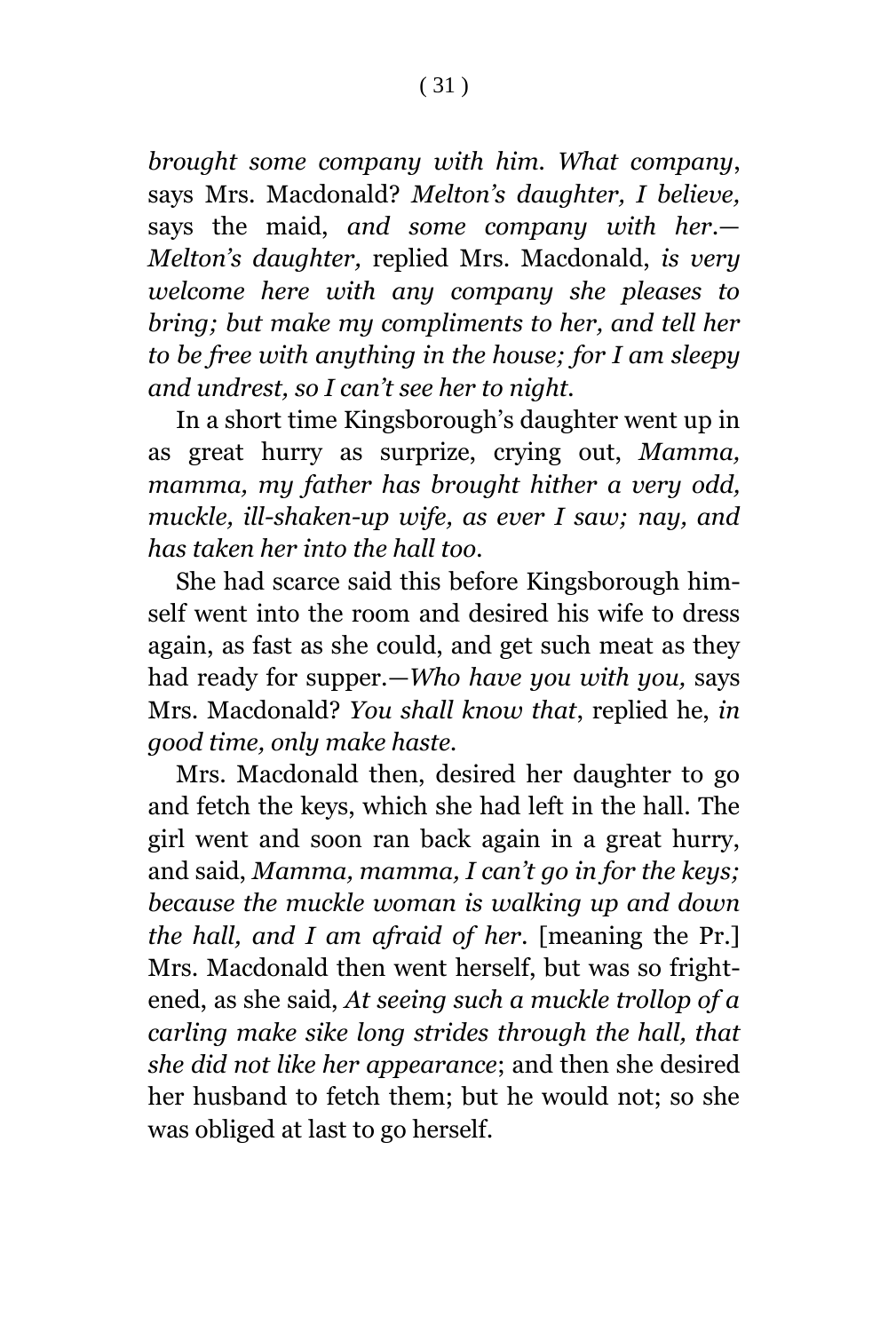*brought some company with him. What company*, says Mrs. Macdonald? *Melton's daughter, I believe,* says the maid, *and some company with her.—Melton's daughter,* replied Mrs. Macdonald, *is very welcome here with any company she pleases to bring; but make my compliments to her, and tell her to be free with anything in the house; for I am sleepy and undrest, so I can't see her to night*.

In a short time Kingsborough's daughter went up in as great hurry as surprize, crying out, *Mamma, mamma, my father has brought hither a very odd, muckle, ill-shaken-up wife, as ever I saw; nay, and has taken her into the hall too*.

She had scarce said this before Kingsborough himself went into the room and desired his wife to dress again, as fast as she could, and get such meat as they had ready for supper.—*Who have you with you,* says Mrs. Macdonald? *You shall know that*, replied he, *in good time, only make haste.*

Mrs. Macdonald then, desired her daughter to go and fetch the keys, which she had left in the hall. The girl went and soon ran back again in a great hurry, and said, *Mamma, mamma, I can't go in for the keys; because the muckle woman is walking up and down the hall, and I am afraid of her*. [meaning the Pr.] Mrs. Macdonald then went herself, but was so frightened, as she said, *At seeing such a muckle trollop of a carling make sike long strides through the hall, that she did not like her appearance*; and then she desired her husband to fetch them; but he would not; so she was obliged at last to go herself.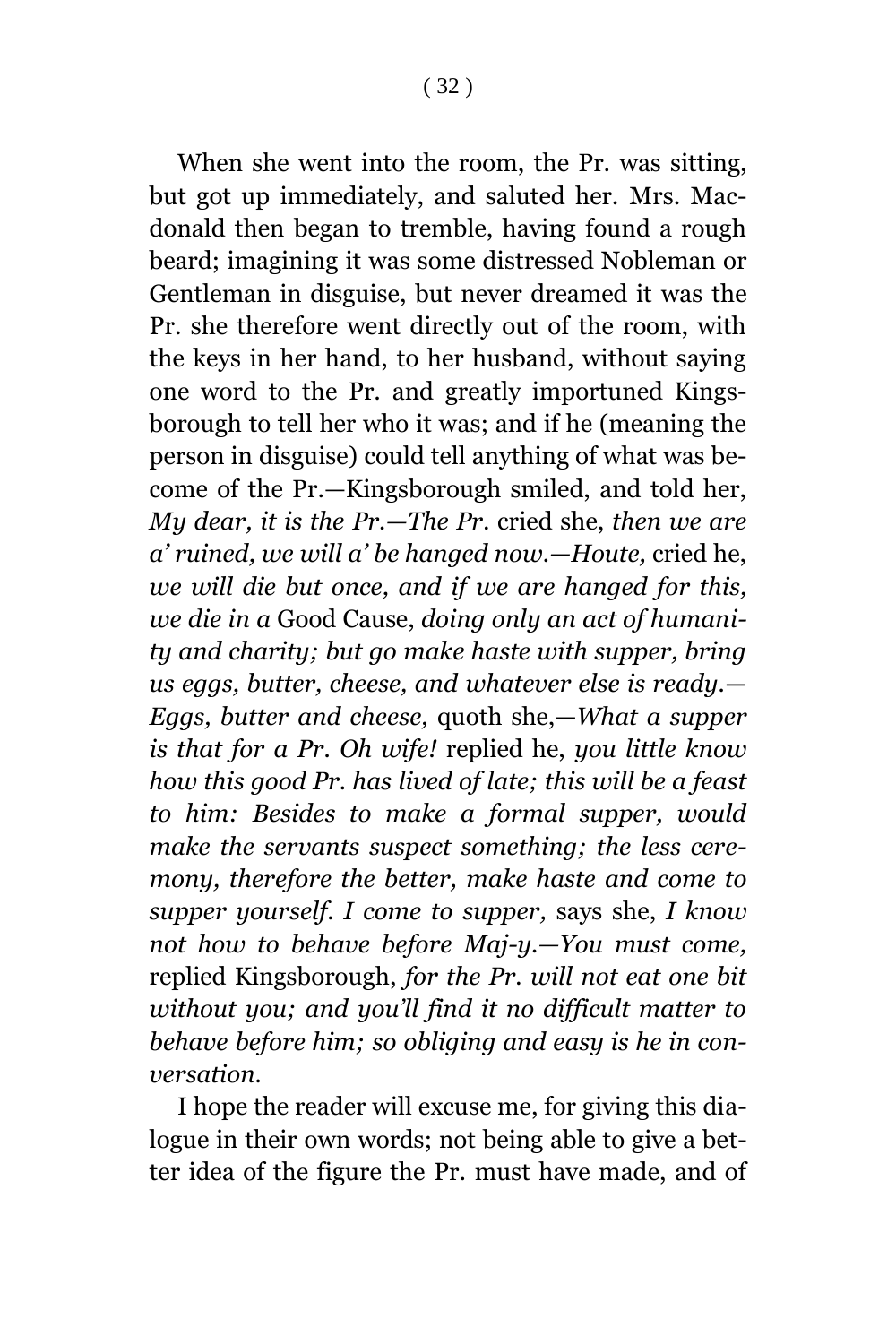When she went into the room, the Pr. was sitting, but got up immediately, and saluted her. Mrs. Macdonald then began to tremble, having found a rough beard; imagining it was some distressed Nobleman or Gentleman in disguise, but never dreamed it was the Pr. she therefore went directly out of the room, with the keys in her hand, to her husband, without saying one word to the Pr. and greatly importuned Kingsborough to tell her who it was; and if he (meaning the person in disguise) could tell anything of what was become of the Pr.—Kingsborough smiled, and told her, *My dear, it is the Pr.—The Pr.* cried she, *then we are a' ruined, we will a' be hanged now.—Houte,* cried he, *we will die but once, and if we are hanged for this, we die in a* Good Cause, *doing only an act of humanity and charity; but go make haste with supper, bring us eggs, butter, cheese, and whatever else is ready.—Eggs, butter and cheese,* quoth she,—*What a supper is that for a Pr. Oh wife!* replied he, *you little know how this good Pr. has lived of late; this will be a feast to him: Besides to make a formal supper, would make the servants suspect something; the less ceremony, therefore the better, make haste and come to supper yourself. I come to supper,* says she, *I know not how to behave before Maj-y.—You must come,* replied Kingsborough, *for the Pr. will not eat one bit without you; and you'll find it no difficult matter to behave before him; so obliging and easy is he in conversation.*

I hope the reader will excuse me, for giving this dialogue in their own words; not being able to give a better idea of the figure the Pr. must have made, and of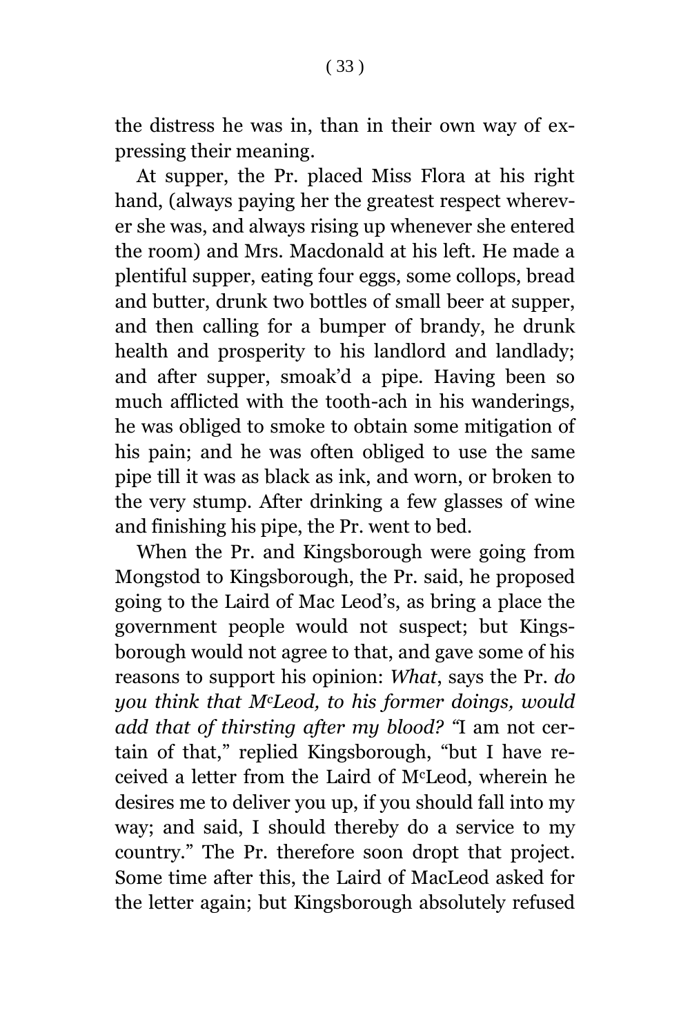the distress he was in, than in their own way of expressing their meaning.

At supper, the Pr. placed Miss Flora at his right hand, (always paying her the greatest respect wherever she was, and always rising up whenever she entered the room) and Mrs. Macdonald at his left. He made a plentiful supper, eating four eggs, some collops, bread and butter, drunk two bottles of small beer at supper, and then calling for a bumper of brandy, he drunk health and prosperity to his landlord and landlady; and after supper, smoak'd a pipe. Having been so much afflicted with the tooth-ach in his wanderings, he was obliged to smoke to obtain some mitigation of his pain; and he was often obliged to use the same pipe till it was as black as ink, and worn, or broken to the very stump. After drinking a few glasses of wine and finishing his pipe, the Pr. went to bed.

When the Pr. and Kingsborough were going from Mongstod to Kingsborough, the Pr. said, he proposed going to the Laird of Mac Leod's, as bring a place the government people would not suspect; but Kingsborough would not agree to that, and gave some of his reasons to support his opinion: *What*, says the Pr. *do you think that McLeod, to his former doings, would add that of thirsting after my blood?* "I am not certain of that," replied Kingsborough, "but I have received a letter from the Laird of McLeod, wherein he desires me to deliver you up, if you should fall into my way; and said, I should thereby do a service to my country." The Pr. therefore soon dropt that project. Some time after this, the Laird of MacLeod asked for the letter again; but Kingsborough absolutely refused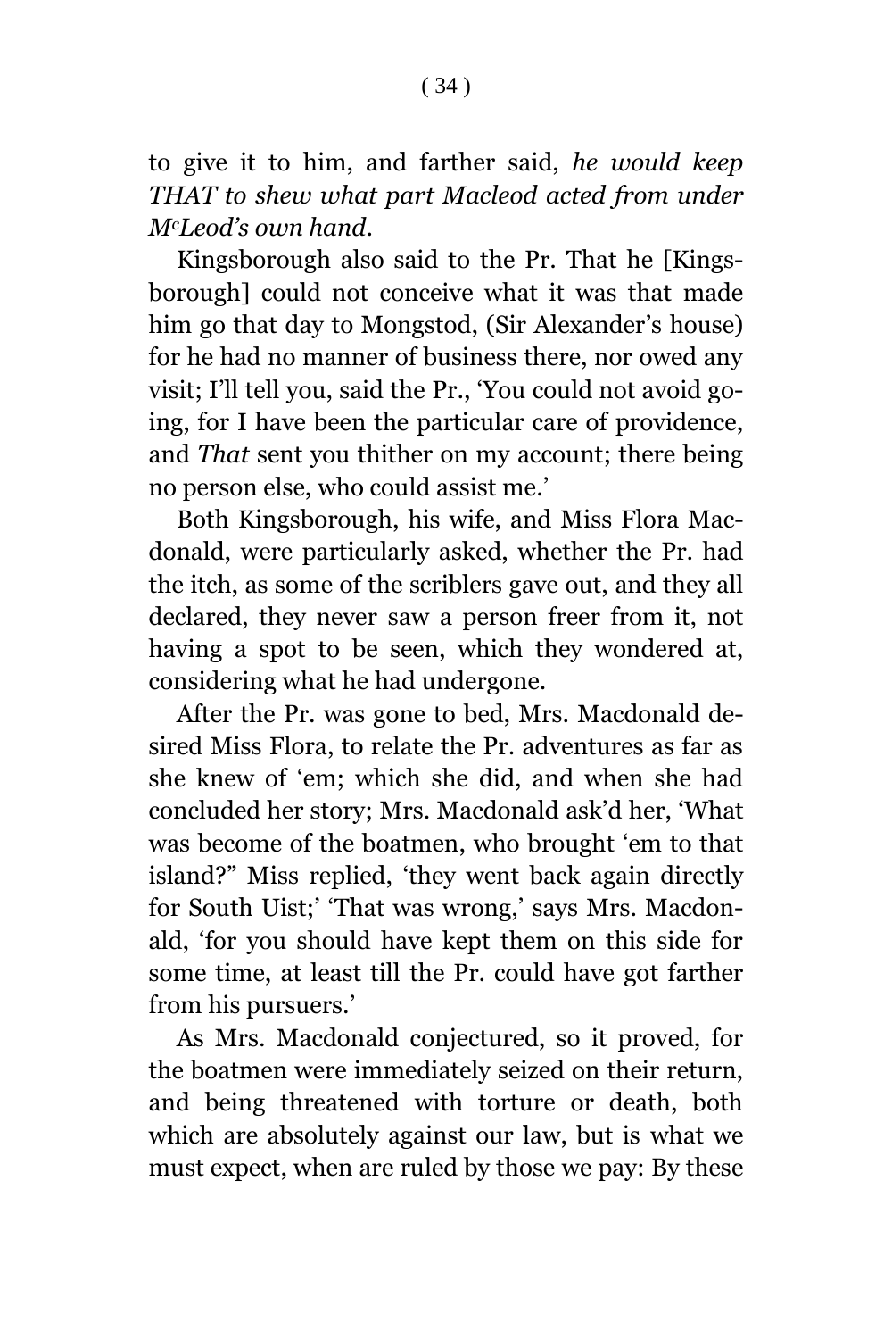to give it to him, and farther said, *he would keep THAT to shew what part Macleod acted from under M^cLeod's own hand*.

Kingsborough also said to the Pr. That he [Kingsborough] could not conceive what it was that made him go that day to Mongstod, (Sir Alexander's house) for he had no manner of business there, nor owed any visit; I'll tell you, said the Pr., 'You could not avoid going, for I have been the particular care of providence, and *That* sent you thither on my account; there being no person else, who could assist me.'

Both Kingsborough, his wife, and Miss Flora Macdonald, were particularly asked, whether the Pr. had the itch, as some of the scriblers gave out, and they all declared, they never saw a person freer from it, not having a spot to be seen, which they wondered at, considering what he had undergone.

After the Pr. was gone to bed, Mrs. Macdonald desired Miss Flora, to relate the Pr. adventures as far as she knew of 'em; which she did, and when she had concluded her story; Mrs. Macdonald ask'd her, 'What was become of the boatmen, who brought 'em to that island?" Miss replied, 'they went back again directly for South Uist;' 'That was wrong,' says Mrs. Macdonald, 'for you should have kept them on this side for some time, at least till the Pr. could have got farther from his pursuers.'

As Mrs. Macdonald conjectured, so it proved, for the boatmen were immediately seized on their return, and being threatened with torture or death, both which are absolutely against our law, but is what we must expect, when are ruled by those we pay: By these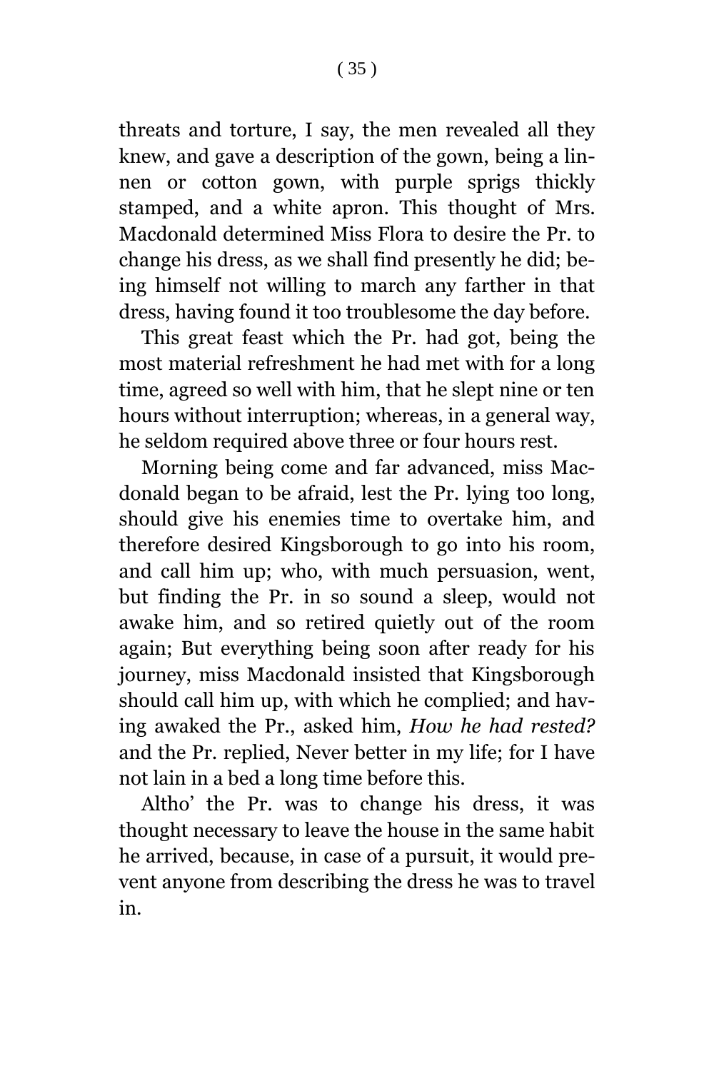threats and torture, I say, the men revealed all they knew, and gave a description of the gown, being a linnen or cotton gown, with purple sprigs thickly stamped, and a white apron. This thought of Mrs. Macdonald determined Miss Flora to desire the Pr. to change his dress, as we shall find presently he did; being himself not willing to march any farther in that dress, having found it too troublesome the day before.

This great feast which the Pr. had got, being the most material refreshment he had met with for a long time, agreed so well with him, that he slept nine or ten hours without interruption; whereas, in a general way, he seldom required above three or four hours rest.

Morning being come and far advanced, miss Macdonald began to be afraid, lest the Pr. lying too long, should give his enemies time to overtake him, and therefore desired Kingsborough to go into his room, and call him up; who, with much persuasion, went, but finding the Pr. in so sound a sleep, would not awake him, and so retired quietly out of the room again; But everything being soon after ready for his journey, miss Macdonald insisted that Kingsborough should call him up, with which he complied; and having awaked the Pr., asked him, *How he had rested?* and the Pr. replied, Never better in my life; for I have not lain in a bed a long time before this.

Altho' the Pr. was to change his dress, it was thought necessary to leave the house in the same habit he arrived, because, in case of a pursuit, it would prevent anyone from describing the dress he was to travel in.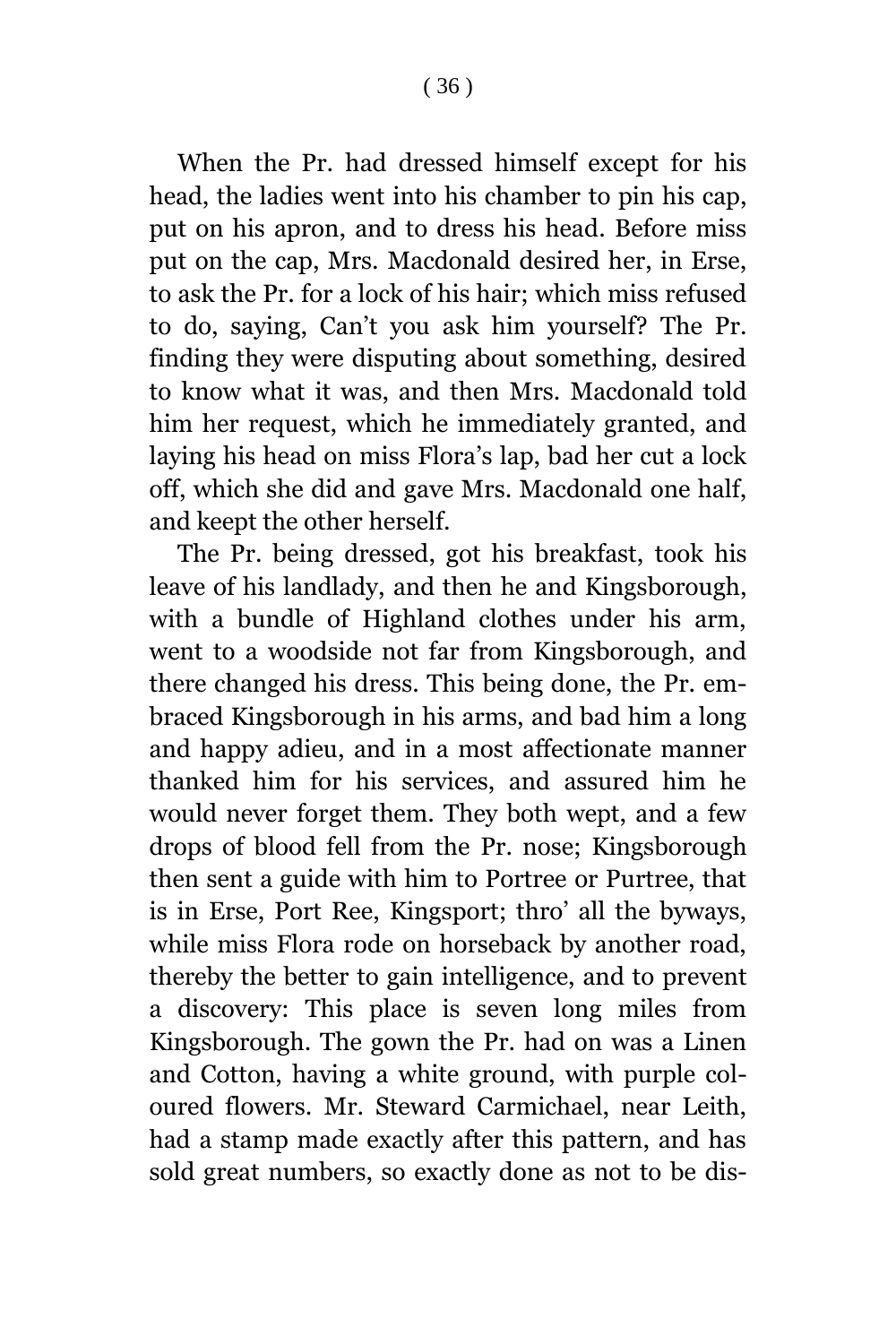When the Pr. had dressed himself except for his head, the ladies went into his chamber to pin his cap, put on his apron, and to dress his head. Before miss put on the cap, Mrs. Macdonald desired her, in Erse, to ask the Pr. for a lock of his hair; which miss refused to do, saying, Can't you ask him yourself? The Pr. finding they were disputing about something, desired to know what it was, and then Mrs. Macdonald told him her request, which he immediately granted, and laying his head on miss Flora's lap, bad her cut a lock off, which she did and gave Mrs. Macdonald one half, and keept the other herself.

The Pr. being dressed, got his breakfast, took his leave of his landlady, and then he and Kingsborough, with a bundle of Highland clothes under his arm, went to a woodside not far from Kingsborough, and there changed his dress. This being done, the Pr. embraced Kingsborough in his arms, and bad him a long and happy adieu, and in a most affectionate manner thanked him for his services, and assured him he would never forget them. They both wept, and a few drops of blood fell from the Pr. nose; Kingsborough then sent a guide with him to Portree or Purtree, that is in Erse, Port Ree, Kingsport; thro' all the byways, while miss Flora rode on horseback by another road, thereby the better to gain intelligence, and to prevent a discovery: This place is seven long miles from Kingsborough. The gown the Pr. had on was a Linen and Cotton, having a white ground, with purple coloured flowers. Mr. Steward Carmichael, near Leith, had a stamp made exactly after this pattern, and has sold great numbers, so exactly done as not to be dis-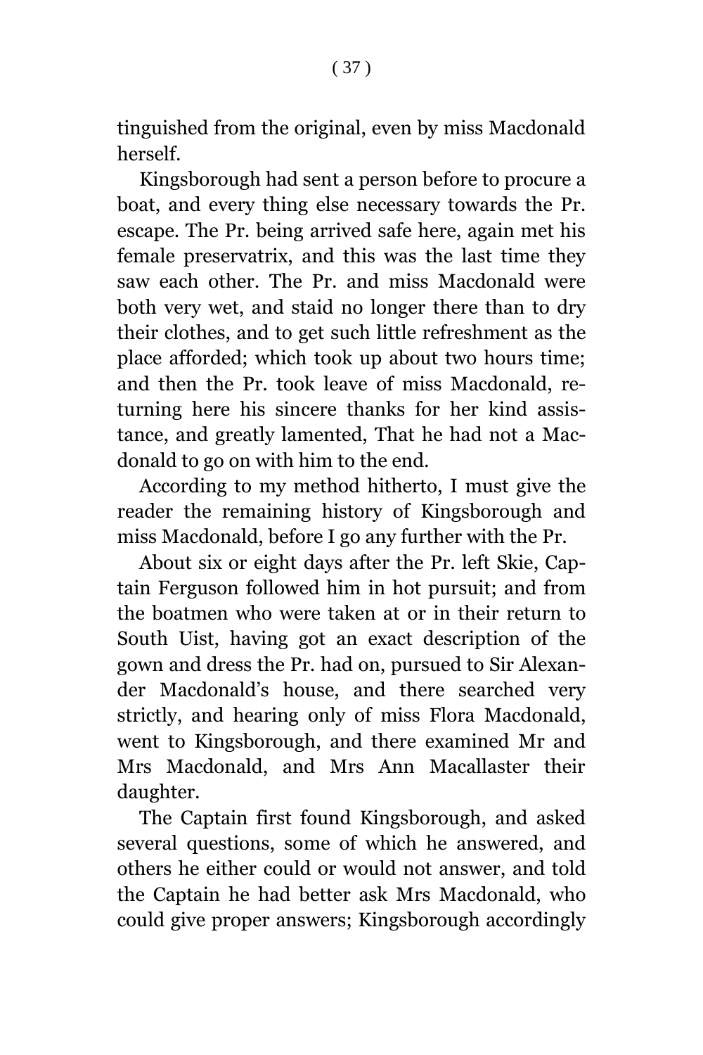tinguished from the original, even by miss Macdonald herself.

Kingsborough had sent a person before to procure a boat, and every thing else necessary towards the Pr. escape. The Pr. being arrived safe here, again met his female preservatrix, and this was the last time they saw each other. The Pr. and miss Macdonald were both very wet, and staid no longer there than to dry their clothes, and to get such little refreshment as the place afforded; which took up about two hours time; and then the Pr. took leave of miss Macdonald, returning here his sincere thanks for her kind assistance, and greatly lamented, That he had not a Macdonald to go on with him to the end.

According to my method hitherto, I must give the reader the remaining history of Kingsborough and miss Macdonald, before I go any further with the Pr.

About six or eight days after the Pr. left Skie, Captain Ferguson followed him in hot pursuit; and from the boatmen who were taken at or in their return to South Uist, having got an exact description of the gown and dress the Pr. had on, pursued to Sir Alexander Macdonald's house, and there searched very strictly, and hearing only of miss Flora Macdonald, went to Kingsborough, and there examined Mr and Mrs Macdonald, and Mrs Ann Macallaster their daughter.

The Captain first found Kingsborough, and asked several questions, some of which he answered, and others he either could or would not answer, and told the Captain he had better ask Mrs Macdonald, who could give proper answers; Kingsborough accordingly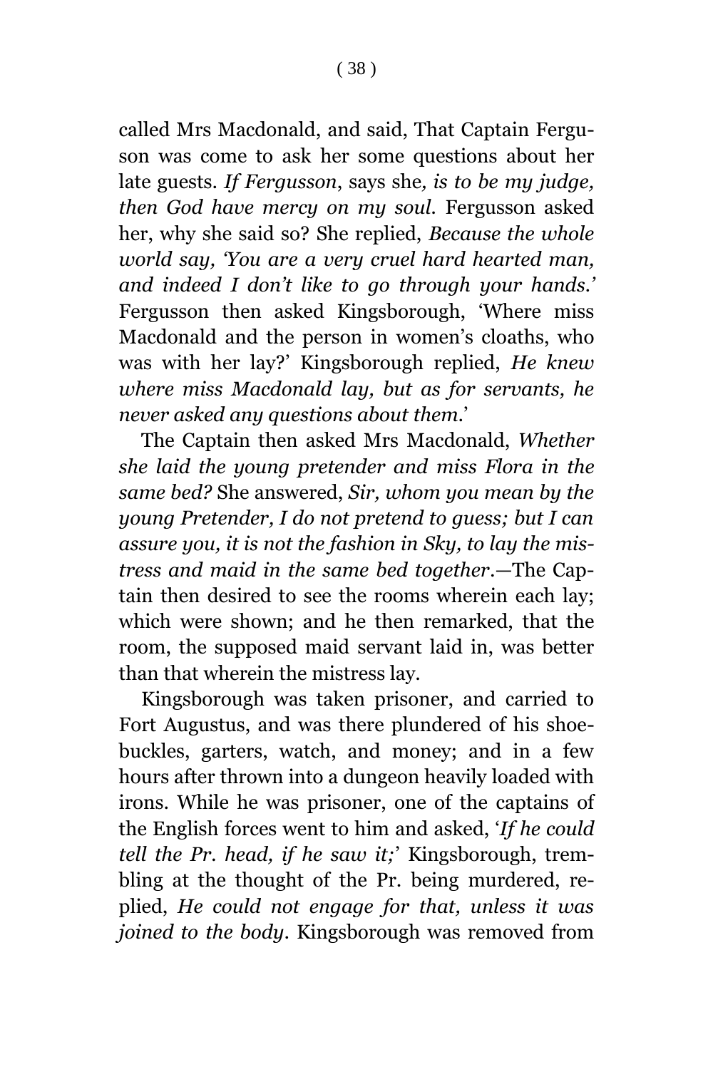called Mrs Macdonald, and said, That Captain Ferguson was come to ask her some questions about her late guests. *If Fergusson*, says she*, is to be my judge, then God have mercy on my soul.* Fergusson asked her, why she said so? She replied, *Because the whole world say, 'You are a very cruel hard hearted man, and indeed I don't like to go through your hands.'* Fergusson then asked Kingsborough, 'Where miss Macdonald and the person in women's cloaths, who was with her lay?' Kingsborough replied, *He knew where miss Macdonald lay, but as for servants, he never asked any questions about them.*'

The Captain then asked Mrs Macdonald, *Whether she laid the young pretender and miss Flora in the same bed?* She answered, *Sir, whom you mean by the young Pretender, I do not pretend to guess; but I can assure you, it is not the fashion in Sky, to lay the mistress and maid in the same bed together*.—The Captain then desired to see the rooms wherein each lay; which were shown; and he then remarked, that the room, the supposed maid servant laid in, was better than that wherein the mistress lay.

Kingsborough was taken prisoner, and carried to Fort Augustus, and was there plundered of his shoe-buckles, garters, watch, and money; and in a few hours after thrown into a dungeon heavily loaded with irons. While he was prisoner, one of the captains of the English forces went to him and asked, '*If he could tell the Pr. head, if he saw it;*' Kingsborough, trembling at the thought of the Pr. being murdered, replied, *He could not engage for that, unless it was joined to the body*. Kingsborough was removed from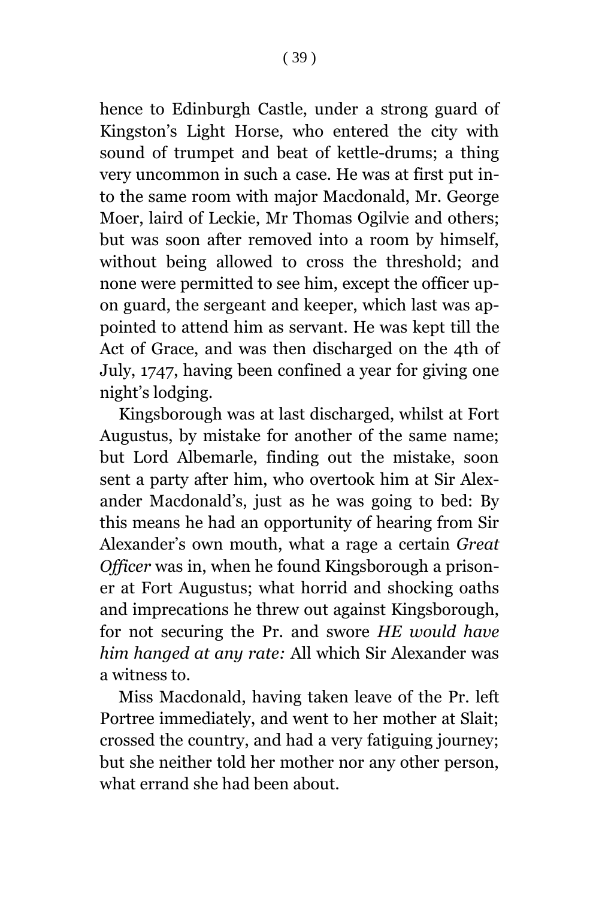hence to Edinburgh Castle, under a strong guard of Kingston's Light Horse, who entered the city with sound of trumpet and beat of kettle-drums; a thing very uncommon in such a case. He was at first put into the same room with major Macdonald, Mr. George Moer, laird of Leckie, Mr Thomas Ogilvie and others; but was soon after removed into a room by himself, without being allowed to cross the threshold; and none were permitted to see him, except the officer upon guard, the sergeant and keeper, which last was appointed to attend him as servant. He was kept till the Act of Grace, and was then discharged on the 4th of July, 1747, having been confined a year for giving one night's lodging.

Kingsborough was at last discharged, whilst at Fort Augustus, by mistake for another of the same name; but Lord Albemarle, finding out the mistake, soon sent a party after him, who overtook him at Sir Alexander Macdonald's, just as he was going to bed: By this means he had an opportunity of hearing from Sir Alexander's own mouth, what a rage a certain *Great Officer* was in, when he found Kingsborough a prisoner at Fort Augustus; what horrid and shocking oaths and imprecations he threw out against Kingsborough, for not securing the Pr. and swore *HE would have him hanged at any rate:* All which Sir Alexander was a witness to.

Miss Macdonald, having taken leave of the Pr. left Portree immediately, and went to her mother at Slait; crossed the country, and had a very fatiguing journey; but she neither told her mother nor any other person, what errand she had been about.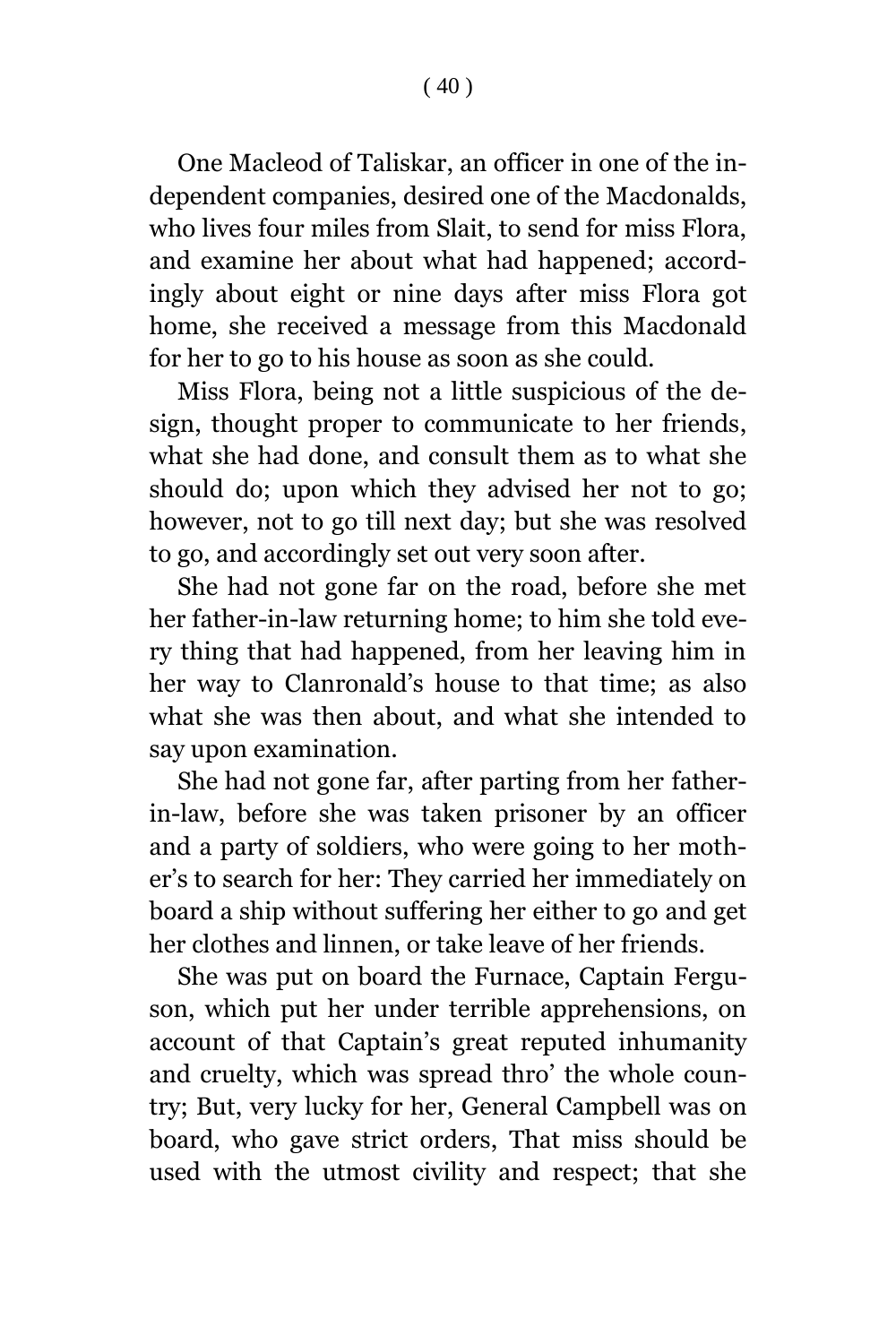One Macleod of Taliskar, an officer in one of the independent companies, desired one of the Macdonalds, who lives four miles from Slait, to send for miss Flora, and examine her about what had happened; accordingly about eight or nine days after miss Flora got home, she received a message from this Macdonald for her to go to his house as soon as she could.

Miss Flora, being not a little suspicious of the design, thought proper to communicate to her friends, what she had done, and consult them as to what she should do; upon which they advised her not to go; however, not to go till next day; but she was resolved to go, and accordingly set out very soon after.

She had not gone far on the road, before she met her father-in-law returning home; to him she told every thing that had happened, from her leaving him in her way to Clanronald's house to that time; as also what she was then about, and what she intended to say upon examination.

She had not gone far, after parting from her father-in-law, before she was taken prisoner by an officer and a party of soldiers, who were going to her mother's to search for her: They carried her immediately on board a ship without suffering her either to go and get her clothes and linnen, or take leave of her friends.

She was put on board the Furnace, Captain Ferguson, which put her under terrible apprehensions, on account of that Captain's great reputed inhumanity and cruelty, which was spread thro' the whole country; But, very lucky for her, General Campbell was on board, who gave strict orders, That miss should be used with the utmost civility and respect; that she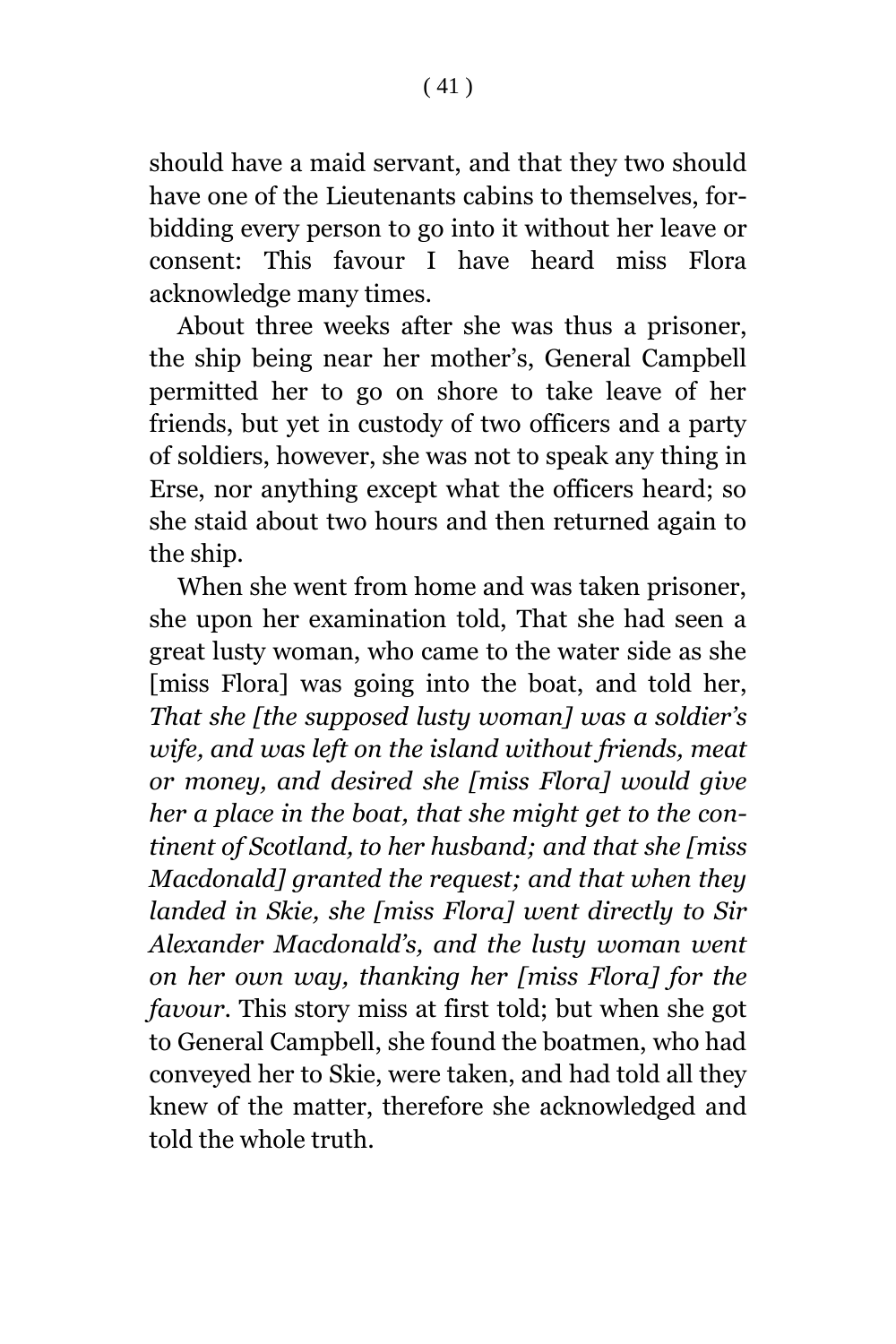should have a maid servant, and that they two should have one of the Lieutenants cabins to themselves, forbidding every person to go into it without her leave or consent: This favour I have heard miss Flora acknowledge many times.

About three weeks after she was thus a prisoner, the ship being near her mother's, General Campbell permitted her to go on shore to take leave of her friends, but yet in custody of two officers and a party of soldiers, however, she was not to speak any thing in Erse, nor anything except what the officers heard; so she staid about two hours and then returned again to the ship.

When she went from home and was taken prisoner, she upon her examination told, That she had seen a great lusty woman, who came to the water side as she [miss Flora] was going into the boat, and told her, *That she [the supposed lusty woman] was a soldier's wife, and was left on the island without friends, meat or money, and desired she [miss Flora] would give her a place in the boat, that she might get to the continent of Scotland, to her husband; and that she [miss Macdonald] granted the request; and that when they landed in Skie, she [miss Flora] went directly to Sir Alexander Macdonald's, and the lusty woman went on her own way, thanking her [miss Flora] for the favour*. This story miss at first told; but when she got to General Campbell, she found the boatmen, who had conveyed her to Skie, were taken, and had told all they knew of the matter, therefore she acknowledged and told the whole truth.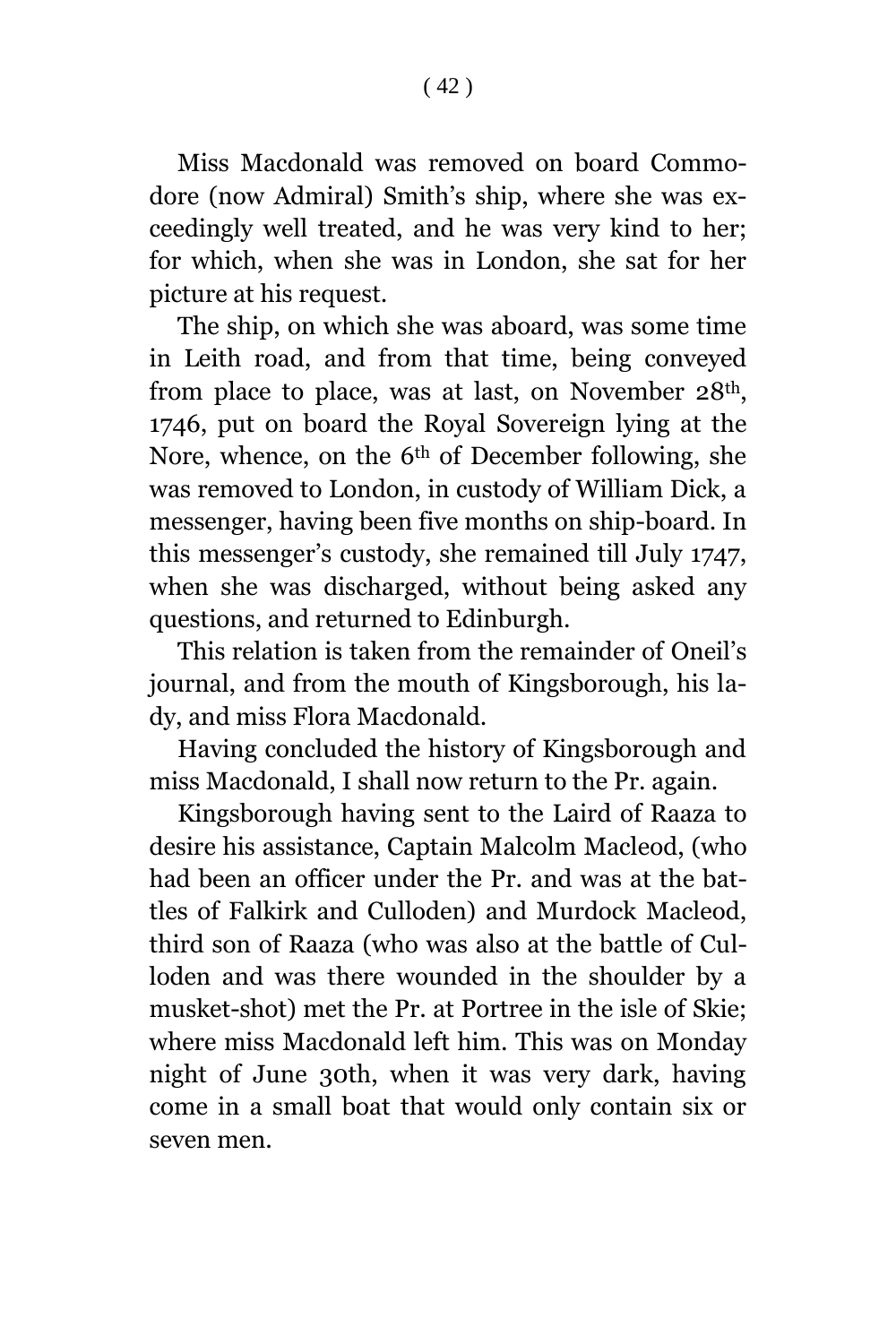Miss Macdonald was removed on board Commodore (now Admiral) Smith's ship, where she was exceedingly well treated, and he was very kind to her; for which, when she was in London, she sat for her picture at his request.

The ship, on which she was aboard, was some time in Leith road, and from that time, being conveyed from place to place, was at last, on November 28th, 1746, put on board the Royal Sovereign lying at the Nore, whence, on the 6th of December following, she was removed to London, in custody of William Dick, a messenger, having been five months on ship-board. In this messenger's custody, she remained till July 1747, when she was discharged, without being asked any questions, and returned to Edinburgh.

This relation is taken from the remainder of Oneil's journal, and from the mouth of Kingsborough, his lady, and miss Flora Macdonald.

Having concluded the history of Kingsborough and miss Macdonald, I shall now return to the Pr. again.

Kingsborough having sent to the Laird of Raaza to desire his assistance, Captain Malcolm Macleod, (who had been an officer under the Pr. and was at the battles of Falkirk and Culloden) and Murdock Macleod, third son of Raaza (who was also at the battle of Culloden and was there wounded in the shoulder by a musket-shot) met the Pr. at Portree in the isle of Skie; where miss Macdonald left him. This was on Monday night of June 30th, when it was very dark, having come in a small boat that would only contain six or seven men.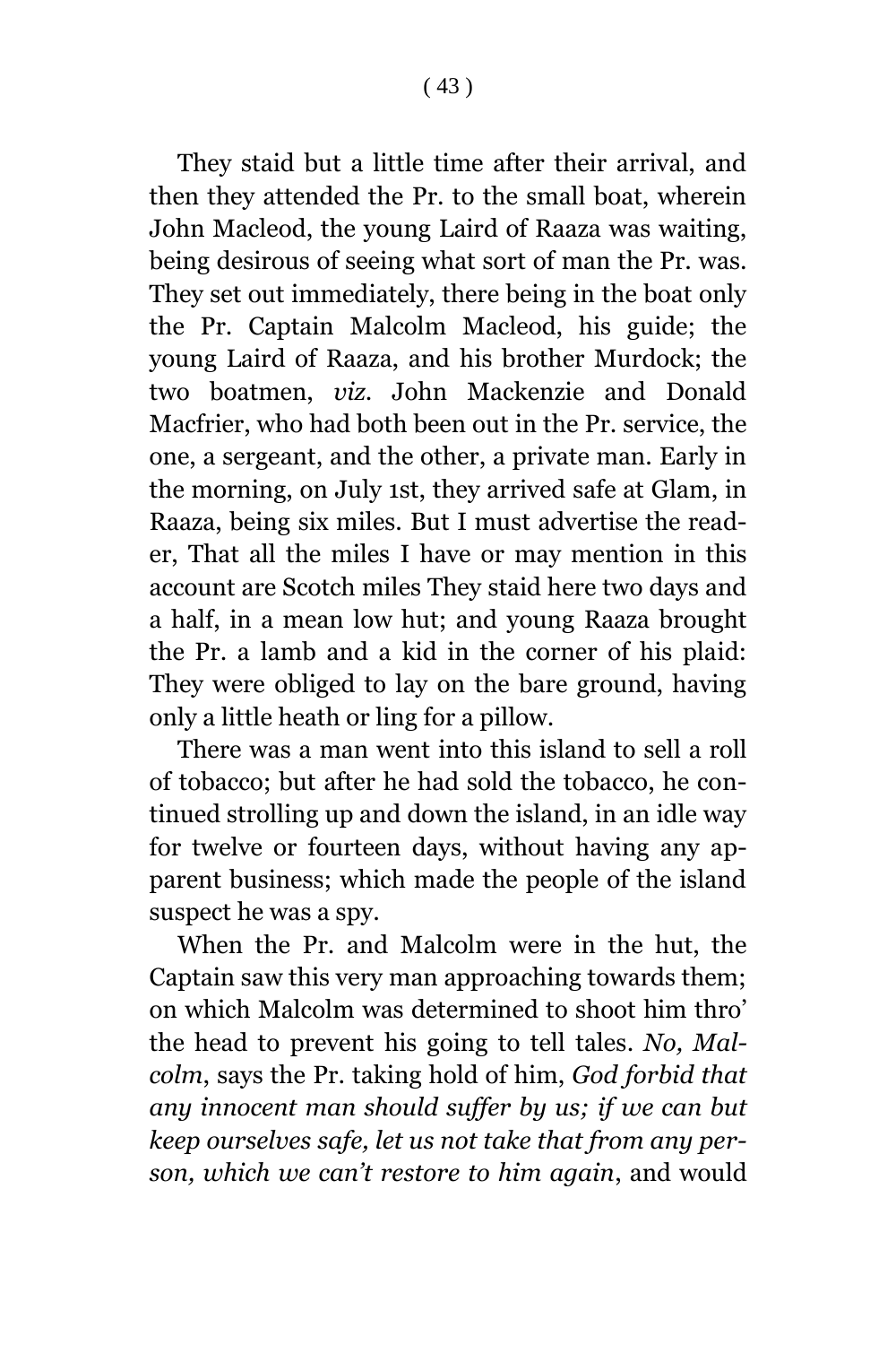They staid but a little time after their arrival, and then they attended the Pr. to the small boat, wherein John Macleod, the young Laird of Raaza was waiting, being desirous of seeing what sort of man the Pr. was. They set out immediately, there being in the boat only the Pr. Captain Malcolm Macleod, his guide; the young Laird of Raaza, and his brother Murdock; the two boatmen, *viz*. John Mackenzie and Donald Macfrier, who had both been out in the Pr. service, the one, a sergeant, and the other, a private man. Early in the morning, on July 1st, they arrived safe at Glam, in Raaza, being six miles. But I must advertise the reader, That all the miles I have or may mention in this account are Scotch miles They staid here two days and a half, in a mean low hut; and young Raaza brought the Pr. a lamb and a kid in the corner of his plaid: They were obliged to lay on the bare ground, having only a little heath or ling for a pillow.

There was a man went into this island to sell a roll of tobacco; but after he had sold the tobacco, he continued strolling up and down the island, in an idle way for twelve or fourteen days, without having any apparent business; which made the people of the island suspect he was a spy.

When the Pr. and Malcolm were in the hut, the Captain saw this very man approaching towards them; on which Malcolm was determined to shoot him thro' the head to prevent his going to tell tales. *No, Malcolm*, says the Pr. taking hold of him, *God forbid that any innocent man should suffer by us; if we can but keep ourselves safe, let us not take that from any person, which we can't restore to him again*, and would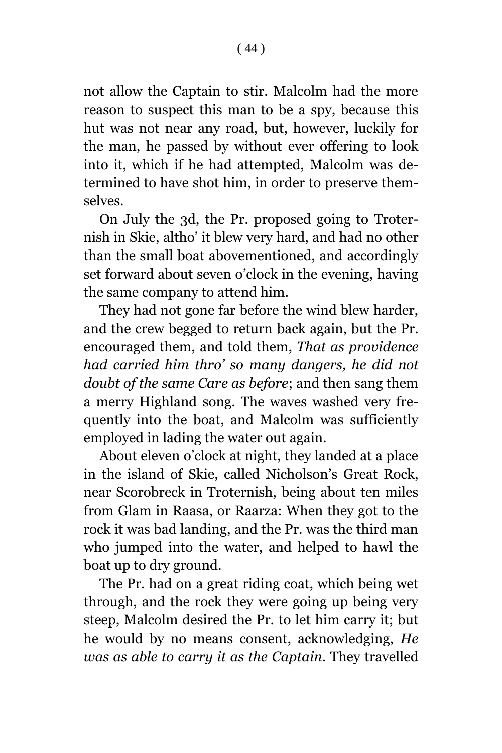not allow the Captain to stir. Malcolm had the more reason to suspect this man to be a spy, because this hut was not near any road, but, however, luckily for the man, he passed by without ever offering to look into it, which if he had attempted, Malcolm was determined to have shot him, in order to preserve themselves.

On July the 3d, the Pr. proposed going to Troternish in Skie, altho' it blew very hard, and had no other than the small boat abovementioned, and accordingly set forward about seven o'clock in the evening, having the same company to attend him.

They had not gone far before the wind blew harder, and the crew begged to return back again, but the Pr. encouraged them, and told them, *That as providence had carried him thro' so many dangers, he did not doubt of the same Care as before*; and then sang them a merry Highland song. The waves washed very frequently into the boat, and Malcolm was sufficiently employed in lading the water out again.

About eleven o'clock at night, they landed at a place in the island of Skie, called Nicholson's Great Rock, near Scorobreck in Troternish, being about ten miles from Glam in Raasa, or Raarza: When they got to the rock it was bad landing, and the Pr. was the third man who jumped into the water, and helped to hawl the boat up to dry ground.

The Pr. had on a great riding coat, which being wet through, and the rock they were going up being very steep, Malcolm desired the Pr. to let him carry it; but he would by no means consent, acknowledging, *He was as able to carry it as the Captain*. They travelled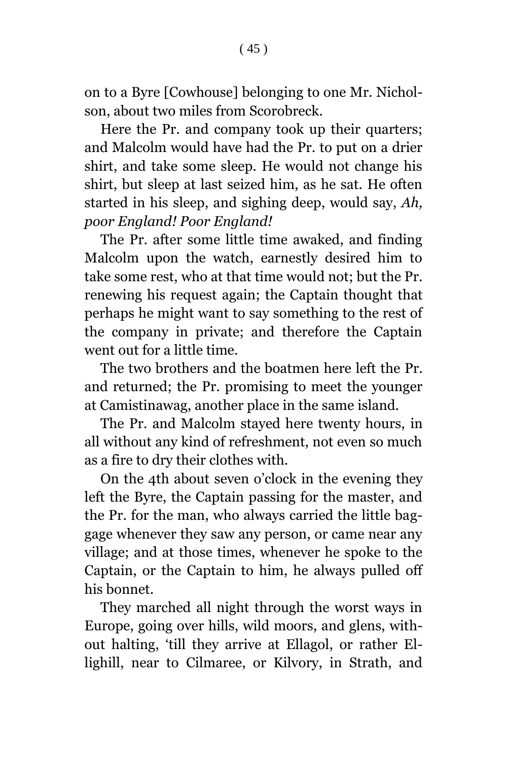on to a Byre [Cowhouse] belonging to one Mr. Nicholson, about two miles from Scorobreck.

Here the Pr. and company took up their quarters; and Malcolm would have had the Pr. to put on a drier shirt, and take some sleep. He would not change his shirt, but sleep at last seized him, as he sat. He often started in his sleep, and sighing deep, would say, *Ah, poor England! Poor England!*

The Pr. after some little time awaked, and finding Malcolm upon the watch, earnestly desired him to take some rest, who at that time would not; but the Pr. renewing his request again; the Captain thought that perhaps he might want to say something to the rest of the company in private; and therefore the Captain went out for a little time.

The two brothers and the boatmen here left the Pr. and returned; the Pr. promising to meet the younger at Camistinawag, another place in the same island.

The Pr. and Malcolm stayed here twenty hours, in all without any kind of refreshment, not even so much as a fire to dry their clothes with.

On the 4th about seven o'clock in the evening they left the Byre, the Captain passing for the master, and the Pr. for the man, who always carried the little baggage whenever they saw any person, or came near any village; and at those times, whenever he spoke to the Captain, or the Captain to him, he always pulled off his bonnet.

They marched all night through the worst ways in Europe, going over hills, wild moors, and glens, without halting, 'till they arrive at Ellagol, or rather Ellighill, near to Cilmaree, or Kilvory, in Strath, and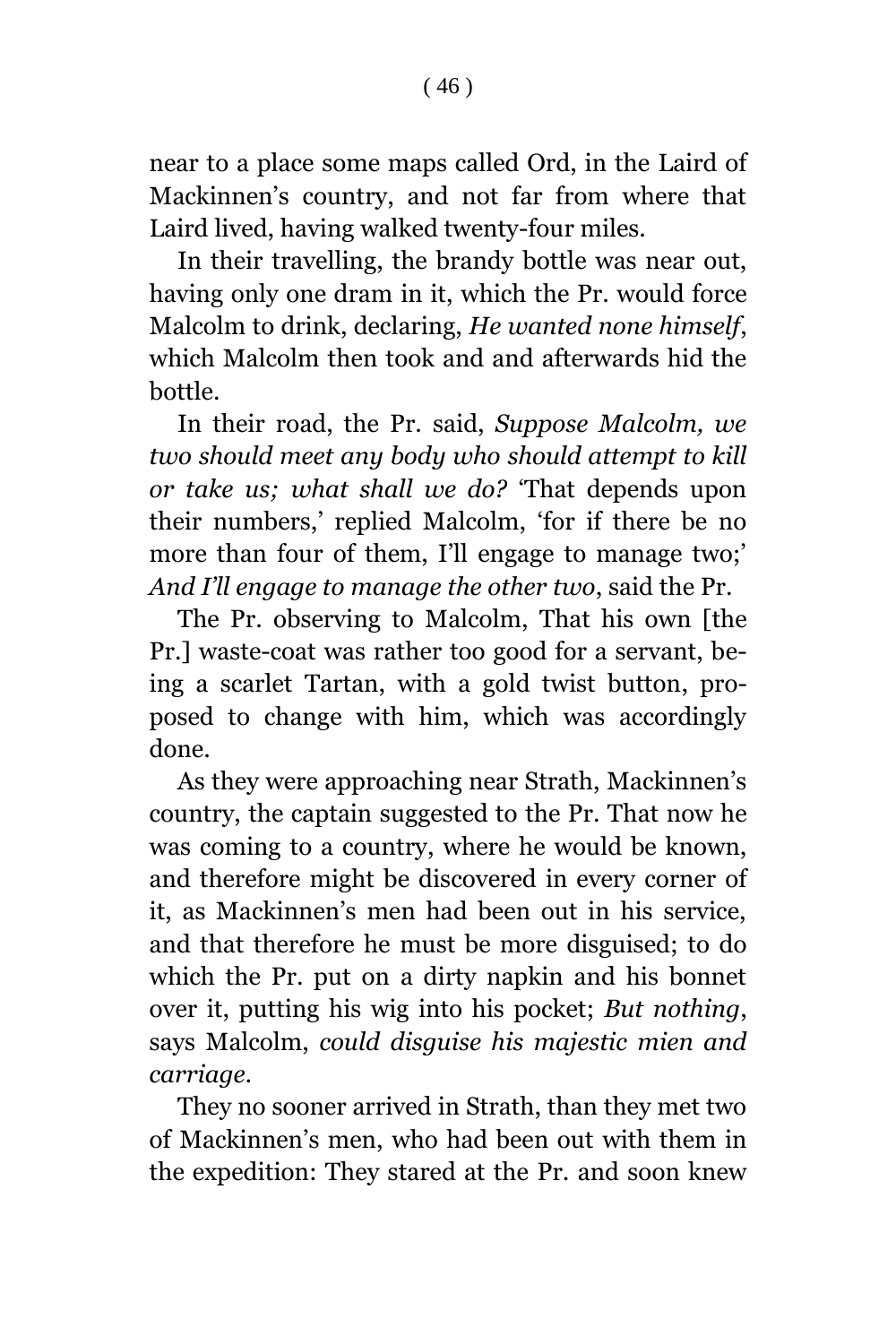near to a place some maps called Ord, in the Laird of Mackinnen's country, and not far from where that Laird lived, having walked twenty-four miles.

In their travelling, the brandy bottle was near out, having only one dram in it, which the Pr. would force Malcolm to drink, declaring, *He wanted none himself*, which Malcolm then took and and afterwards hid the bottle.

In their road, the Pr. said, *Suppose Malcolm, we two should meet any body who should attempt to kill or take us; what shall we do?* 'That depends upon their numbers,' replied Malcolm, 'for if there be no more than four of them, I'll engage to manage two;' *And I'll engage to manage the other two*, said the Pr.

The Pr. observing to Malcolm, That his own [the Pr.] waste-coat was rather too good for a servant, being a scarlet Tartan, with a gold twist button, proposed to change with him, which was accordingly done.

As they were approaching near Strath, Mackinnen's country, the captain suggested to the Pr. That now he was coming to a country, where he would be known, and therefore might be discovered in every corner of it, as Mackinnen's men had been out in his service, and that therefore he must be more disguised; to do which the Pr. put on a dirty napkin and his bonnet over it, putting his wig into his pocket; *But nothing*, says Malcolm, *could disguise his majestic mien and carriage*.

They no sooner arrived in Strath, than they met two of Mackinnen's men, who had been out with them in the expedition: They stared at the Pr. and soon knew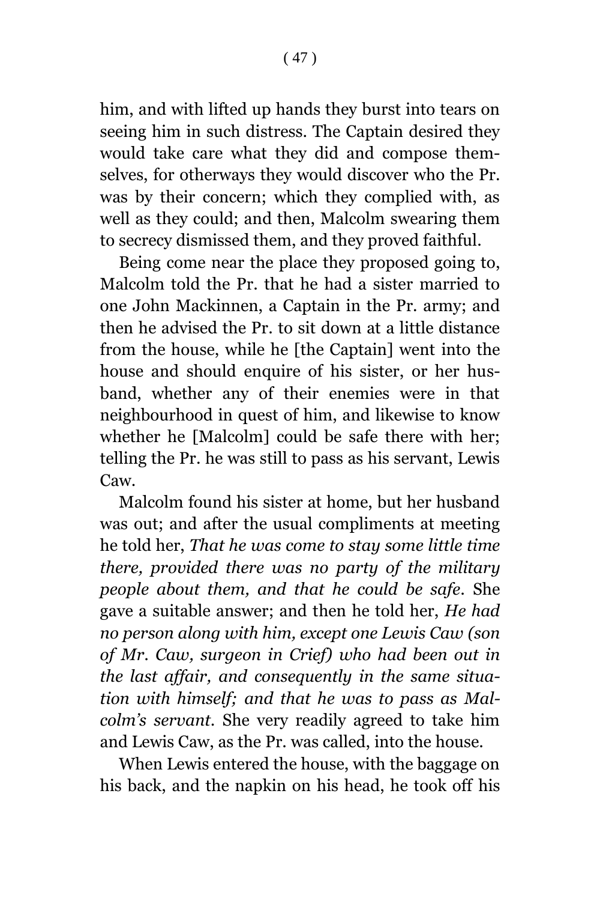him, and with lifted up hands they burst into tears on seeing him in such distress. The Captain desired they would take care what they did and compose themselves, for otherways they would discover who the Pr. was by their concern; which they complied with, as well as they could; and then, Malcolm swearing them to secrecy dismissed them, and they proved faithful.

Being come near the place they proposed going to, Malcolm told the Pr. that he had a sister married to one John Mackinnen, a Captain in the Pr. army; and then he advised the Pr. to sit down at a little distance from the house, while he [the Captain] went into the house and should enquire of his sister, or her husband, whether any of their enemies were in that neighbourhood in quest of him, and likewise to know whether he [Malcolm] could be safe there with her; telling the Pr. he was still to pass as his servant, Lewis Caw.

Malcolm found his sister at home, but her husband was out; and after the usual compliments at meeting he told her, *That he was come to stay some little time there, provided there was no party of the military people about them, and that he could be safe*. She gave a suitable answer; and then he told her, *He had no person along with him, except one Lewis Caw (son of Mr. Caw, surgeon in Crief) who had been out in the last affair, and consequently in the same situation with himself; and that he was to pass as Malcolm's servant*. She very readily agreed to take him and Lewis Caw, as the Pr. was called, into the house.

When Lewis entered the house, with the baggage on his back, and the napkin on his head, he took off his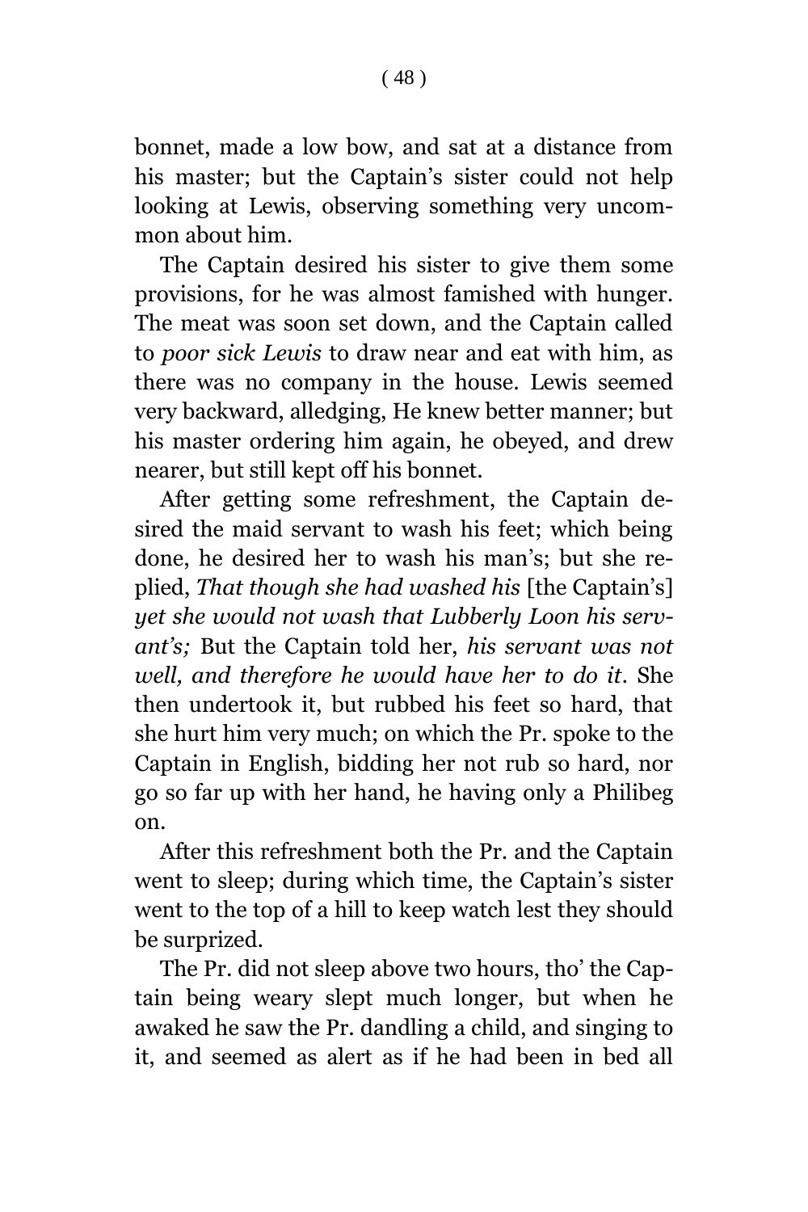bonnet, made a low bow, and sat at a distance from his master; but the Captain's sister could not help looking at Lewis, observing something very uncommon about him.

The Captain desired his sister to give them some provisions, for he was almost famished with hunger. The meat was soon set down, and the Captain called to *poor sick Lewis* to draw near and eat with him, as there was no company in the house. Lewis seemed very backward, alledging, He knew better manner; but his master ordering him again, he obeyed, and drew nearer, but still kept off his bonnet.

After getting some refreshment, the Captain desired the maid servant to wash his feet; which being done, he desired her to wash his man's; but she replied, *That though she had washed his* [the Captain's] *yet she would not wash that Lubberly Loon his servant's;* But the Captain told her, *his servant was not well, and therefore he would have her to do it*. She then undertook it, but rubbed his feet so hard, that she hurt him very much; on which the Pr. spoke to the Captain in English, bidding her not rub so hard, nor go so far up with her hand, he having only a Philibeg on.

After this refreshment both the Pr. and the Captain went to sleep; during which time, the Captain's sister went to the top of a hill to keep watch lest they should be surprized.

The Pr. did not sleep above two hours, tho' the Captain being weary slept much longer, but when he awaked he saw the Pr. dandling a child, and singing to it, and seemed as alert as if he had been in bed all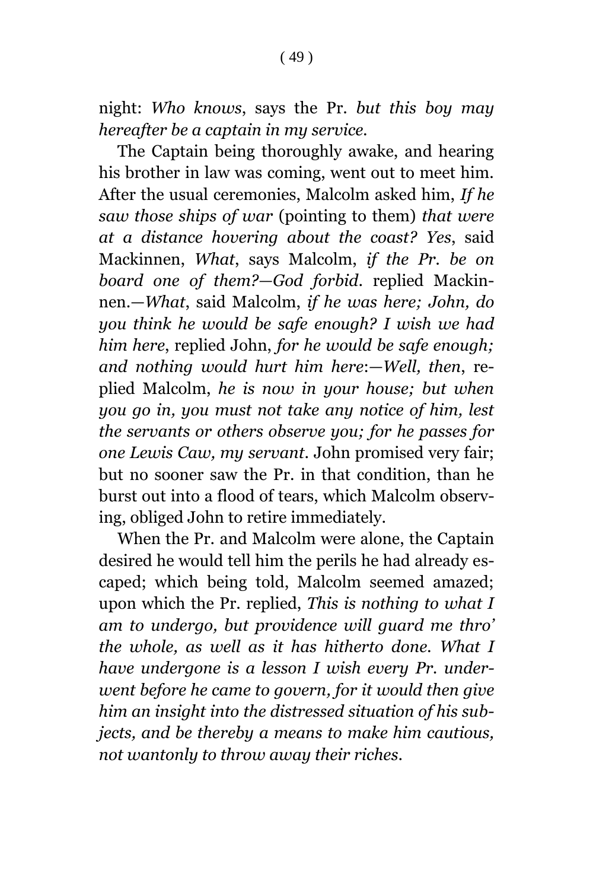night: *Who knows*, says the Pr. *but this boy may hereafter be a captain in my service*.

The Captain being thoroughly awake, and hearing his brother in law was coming, went out to meet him. After the usual ceremonies, Malcolm asked him, *If he saw those ships of war* (pointing to them) *that were at a distance hovering about the coast? Yes*, said Mackinnen, *What*, says Malcolm, *if the Pr. be on board one of them?—God forbid*. replied Mackinnen.—*What*, said Malcolm, *if he was here; John, do you think he would be safe enough? I wish we had him here*, replied John, *for he would be safe enough; and nothing would hurt him here*:—*Well, then*, replied Malcolm, *he is now in your house; but when you go in, you must not take any notice of him, lest the servants or others observe you; for he passes for one Lewis Caw, my servant*. John promised very fair; but no sooner saw the Pr. in that condition, than he burst out into a flood of tears, which Malcolm observing, obliged John to retire immediately.

When the Pr. and Malcolm were alone, the Captain desired he would tell him the perils he had already escaped; which being told, Malcolm seemed amazed; upon which the Pr. replied, *This is nothing to what I am to undergo, but providence will guard me thro' the whole, as well as it has hitherto done. What I have undergone is a lesson I wish every Pr. underwent before he came to govern, for it would then give him an insight into the distressed situation of his subjects, and be thereby a means to make him cautious, not wantonly to throw away their riches*.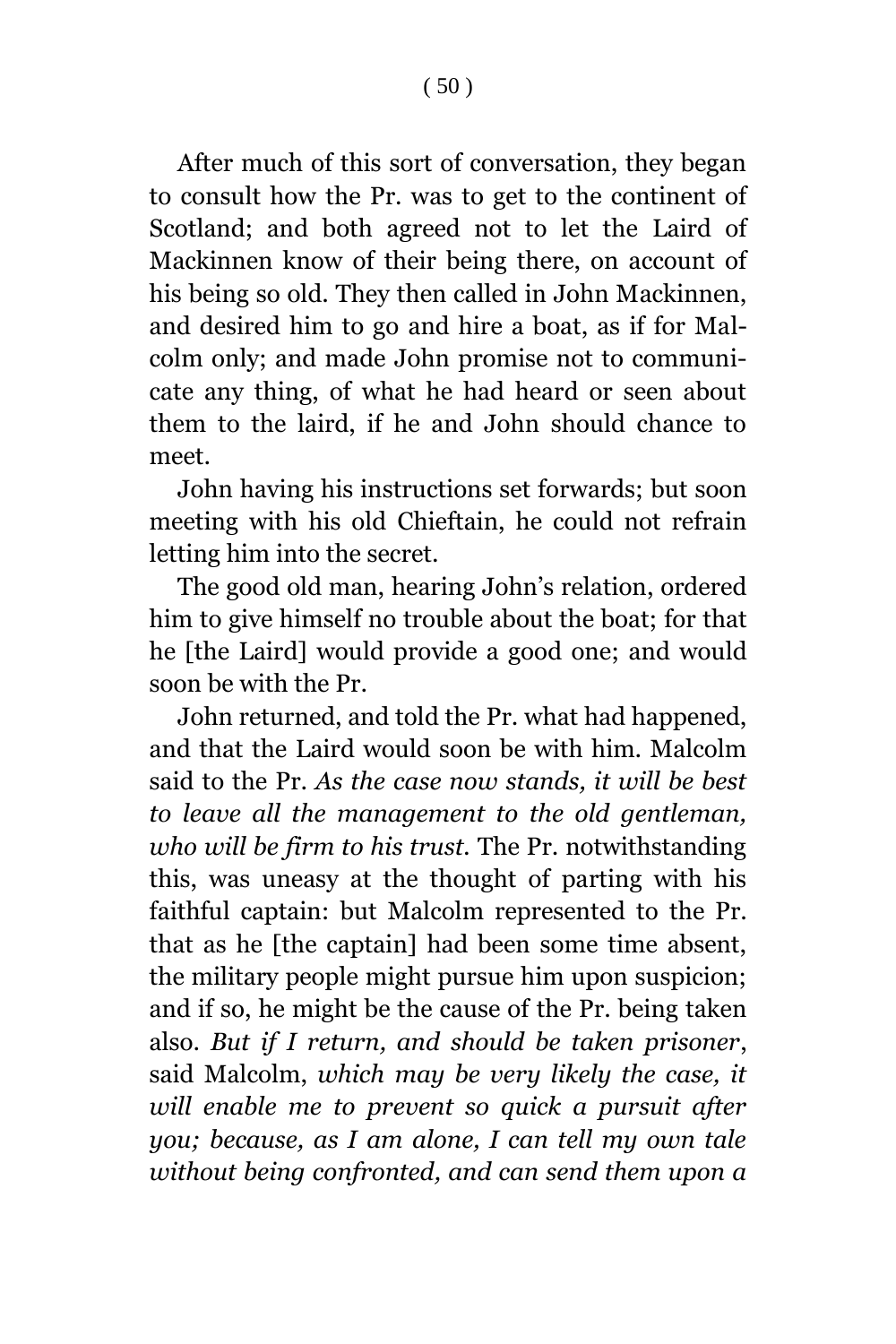After much of this sort of conversation, they began to consult how the Pr. was to get to the continent of Scotland; and both agreed not to let the Laird of Mackinnen know of their being there, on account of his being so old. They then called in John Mackinnen, and desired him to go and hire a boat, as if for Malcolm only; and made John promise not to communicate any thing, of what he had heard or seen about them to the laird, if he and John should chance to meet.

John having his instructions set forwards; but soon meeting with his old Chieftain, he could not refrain letting him into the secret.

The good old man, hearing John's relation, ordered him to give himself no trouble about the boat; for that he [the Laird] would provide a good one; and would soon be with the Pr.

John returned, and told the Pr. what had happened, and that the Laird would soon be with him. Malcolm said to the Pr. *As the case now stands, it will be best to leave all the management to the old gentleman, who will be firm to his trust.* The Pr. notwithstanding this, was uneasy at the thought of parting with his faithful captain: but Malcolm represented to the Pr. that as he [the captain] had been some time absent, the military people might pursue him upon suspicion; and if so, he might be the cause of the Pr. being taken also. *But if I return, and should be taken prisoner*, said Malcolm, *which may be very likely the case, it will enable me to prevent so quick a pursuit after you; because, as I am alone, I can tell my own tale without being confronted, and can send them upon a*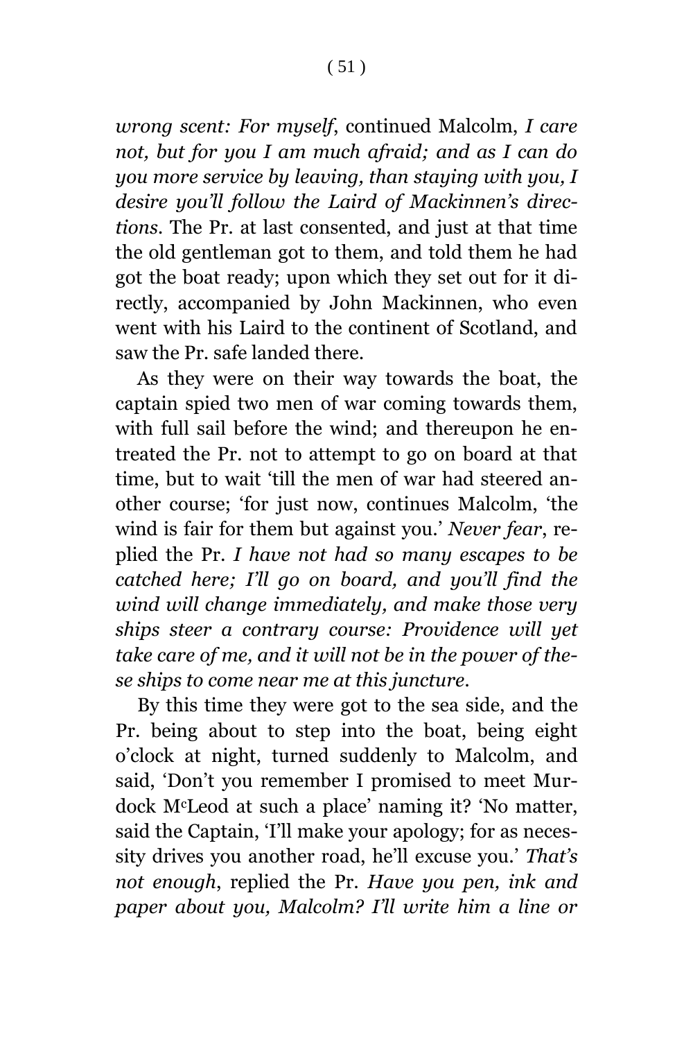*wrong scent: For myself*, continued Malcolm, *I care not, but for you I am much afraid; and as I can do you more service by leaving, than staying with you, I desire you'll follow the Laird of Mackinnen's directions*. The Pr. at last consented, and just at that time the old gentleman got to them, and told them he had got the boat ready; upon which they set out for it directly, accompanied by John Mackinnen, who even went with his Laird to the continent of Scotland, and saw the Pr. safe landed there.

As they were on their way towards the boat, the captain spied two men of war coming towards them, with full sail before the wind; and thereupon he entreated the Pr. not to attempt to go on board at that time, but to wait 'till the men of war had steered another course; 'for just now, continues Malcolm, 'the wind is fair for them but against you.' *Never fear*, replied the Pr. *I have not had so many escapes to be catched here; I'll go on board, and you'll find the wind will change immediately, and make those very ships steer a contrary course: Providence will yet take care of me, and it will not be in the power of these ships to come near me at this juncture*.

By this time they were got to the sea side, and the Pr. being about to step into the boat, being eight o'clock at night, turned suddenly to Malcolm, and said, 'Don't you remember I promised to meet Murdock McLeod at such a place' naming it? 'No matter, said the Captain, 'I'll make your apology; for as necessity drives you another road, he'll excuse you.' *That's not enough*, replied the Pr. *Have you pen, ink and paper about you, Malcolm? I'll write him a line or*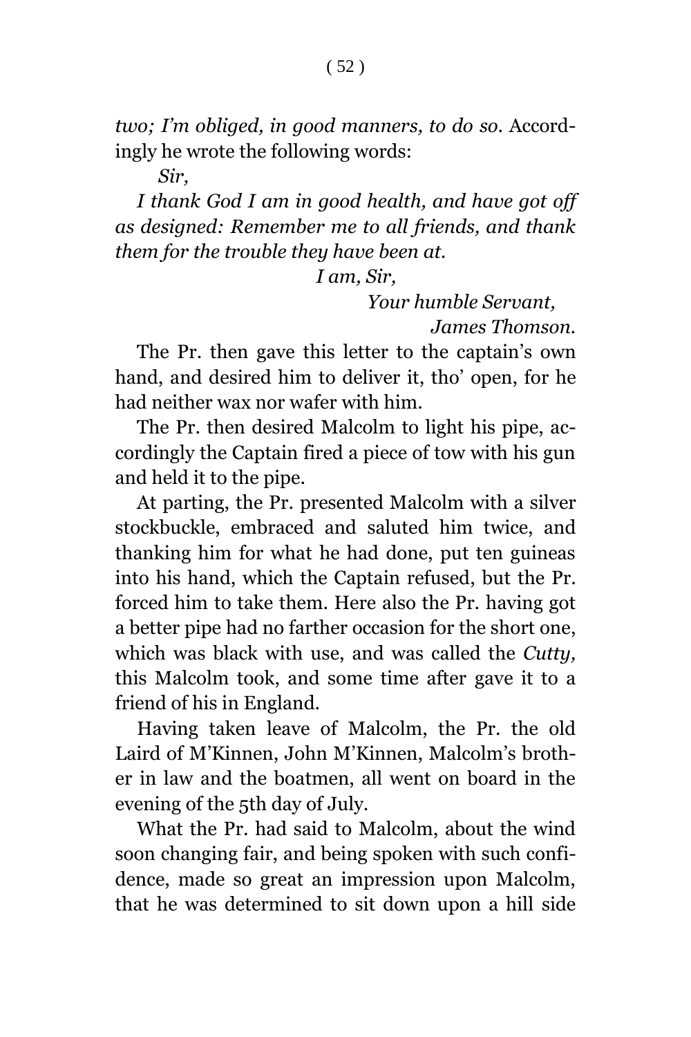*two; I'm obliged, in good manners, to do so*. Accordingly he wrote the following words:

*Sir,*

*I thank God I am in good health, and have got off as designed: Remember me to all friends, and thank them for the trouble they have been at.*

*I am, Sir,*

*Your humble Servant,*

*James Thomson.*

The Pr. then gave this letter to the captain's own hand, and desired him to deliver it, tho' open, for he had neither wax nor wafer with him.

The Pr. then desired Malcolm to light his pipe, accordingly the Captain fired a piece of tow with his gun and held it to the pipe.

At parting, the Pr. presented Malcolm with a silver stockbuckle, embraced and saluted him twice, and thanking him for what he had done, put ten guineas into his hand, which the Captain refused, but the Pr. forced him to take them. Here also the Pr. having got a better pipe had no farther occasion for the short one, which was black with use, and was called the *Cutty,* this Malcolm took, and some time after gave it to a friend of his in England.

Having taken leave of Malcolm, the Pr. the old Laird of M'Kinnen, John M'Kinnen, Malcolm's brother in law and the boatmen, all went on board in the evening of the 5th day of July.

What the Pr. had said to Malcolm, about the wind soon changing fair, and being spoken with such confidence, made so great an impression upon Malcolm, that he was determined to sit down upon a hill side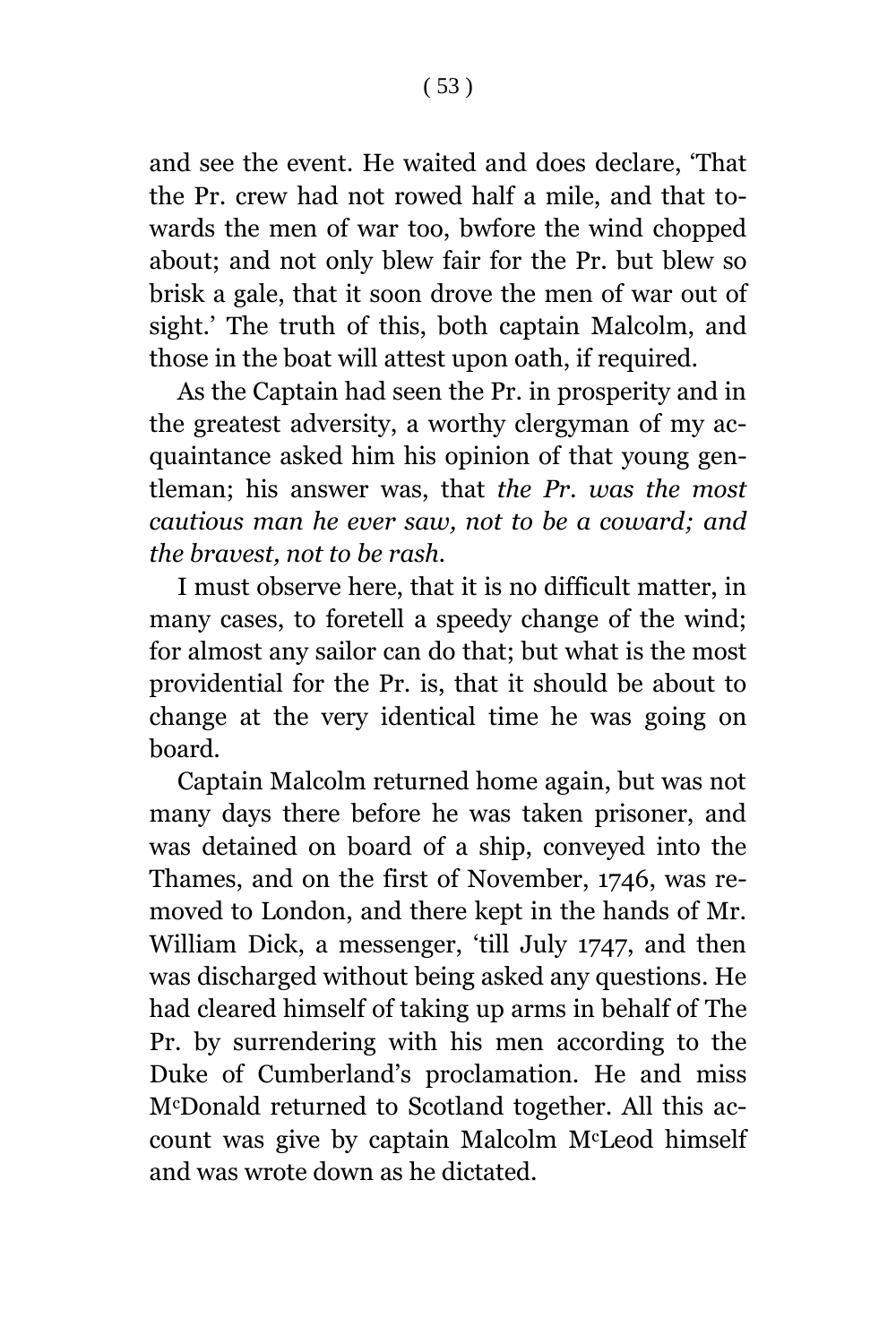and see the event. He waited and does declare, 'That the Pr. crew had not rowed half a mile, and that towards the men of war too, bwfore the wind chopped about; and not only blew fair for the Pr. but blew so brisk a gale, that it soon drove the men of war out of sight.' The truth of this, both captain Malcolm, and those in the boat will attest upon oath, if required.

As the Captain had seen the Pr. in prosperity and in the greatest adversity, a worthy clergyman of my acquaintance asked him his opinion of that young gentleman; his answer was, that *the Pr. was the most cautious man he ever saw, not to be a coward; and the bravest, not to be rash.*

I must observe here, that it is no difficult matter, in many cases, to foretell a speedy change of the wind; for almost any sailor can do that; but what is the most providential for the Pr. is, that it should be about to change at the very identical time he was going on board.

Captain Malcolm returned home again, but was not many days there before he was taken prisoner, and was detained on board of a ship, conveyed into the Thames, and on the first of November, 1746, was removed to London, and there kept in the hands of Mr. William Dick, a messenger, 'till July 1747, and then was discharged without being asked any questions. He had cleared himself of taking up arms in behalf of The Pr. by surrendering with his men according to the Duke of Cumberland's proclamation. He and miss McDonald returned to Scotland together. All this account was give by captain Malcolm McLeod himself and was wrote down as he dictated.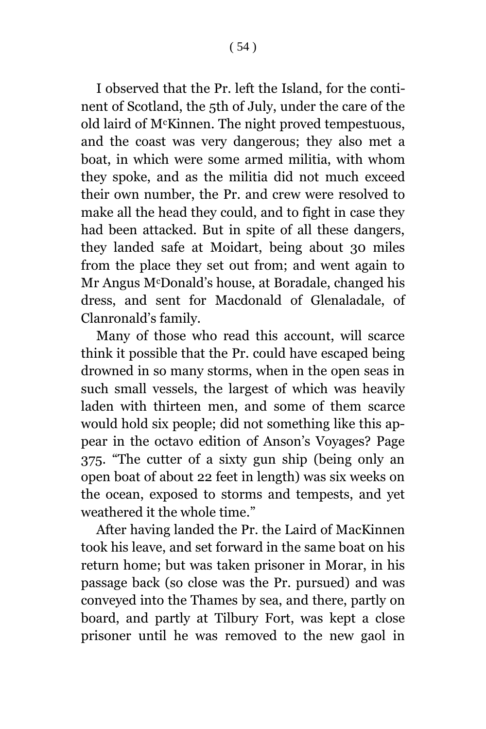I observed that the Pr. left the Island, for the continent of Scotland, the 5th of July, under the care of the old laird of M[c]Kinnen. The night proved tempestuous, and the coast was very dangerous; they also met a boat, in which were some armed militia, with whom they spoke, and as the militia did not much exceed their own number, the Pr. and crew were resolved to make all the head they could, and to fight in case they had been attacked. But in spite of all these dangers, they landed safe at Moidart, being about 30 miles from the place they set out from; and went again to Mr Angus M[c]Donald's house, at Boradale, changed his dress, and sent for Macdonald of Glenaladale, of Clanronald's family.

Many of those who read this account, will scarce think it possible that the Pr. could have escaped being drowned in so many storms, when in the open seas in such small vessels, the largest of which was heavily laden with thirteen men, and some of them scarce would hold six people; did not something like this appear in the octavo edition of Anson's Voyages? Page 375. "The cutter of a sixty gun ship (being only an open boat of about 22 feet in length) was six weeks on the ocean, exposed to storms and tempests, and yet weathered it the whole time."

After having landed the Pr. the Laird of MacKinnen took his leave, and set forward in the same boat on his return home; but was taken prisoner in Morar, in his passage back (so close was the Pr. pursued) and was conveyed into the Thames by sea, and there, partly on board, and partly at Tilbury Fort, was kept a close prisoner until he was removed to the new gaol in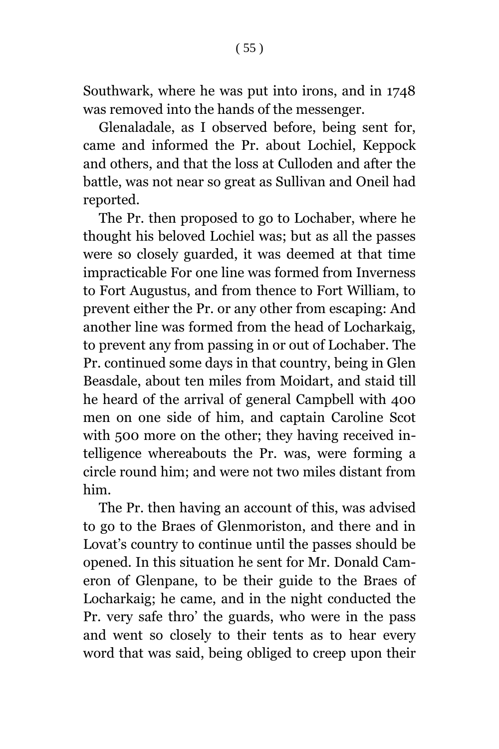Southwark, where he was put into irons, and in 1748 was removed into the hands of the messenger.

Glenaladale, as I observed before, being sent for, came and informed the Pr. about Lochiel, Keppock and others, and that the loss at Culloden and after the battle, was not near so great as Sullivan and Oneil had reported.

The Pr. then proposed to go to Lochaber, where he thought his beloved Lochiel was; but as all the passes were so closely guarded, it was deemed at that time impracticable For one line was formed from Inverness to Fort Augustus, and from thence to Fort William, to prevent either the Pr. or any other from escaping: And another line was formed from the head of Locharkaig, to prevent any from passing in or out of Lochaber. The Pr. continued some days in that country, being in Glen Beasdale, about ten miles from Moidart, and staid till he heard of the arrival of general Campbell with 400 men on one side of him, and captain Caroline Scot with 500 more on the other; they having received intelligence whereabouts the Pr. was, were forming a circle round him; and were not two miles distant from him.

The Pr. then having an account of this, was advised to go to the Braes of Glenmoriston, and there and in Lovat's country to continue until the passes should be opened. In this situation he sent for Mr. Donald Cameron of Glenpane, to be their guide to the Braes of Locharkaig; he came, and in the night conducted the Pr. very safe thro' the guards, who were in the pass and went so closely to their tents as to hear every word that was said, being obliged to creep upon their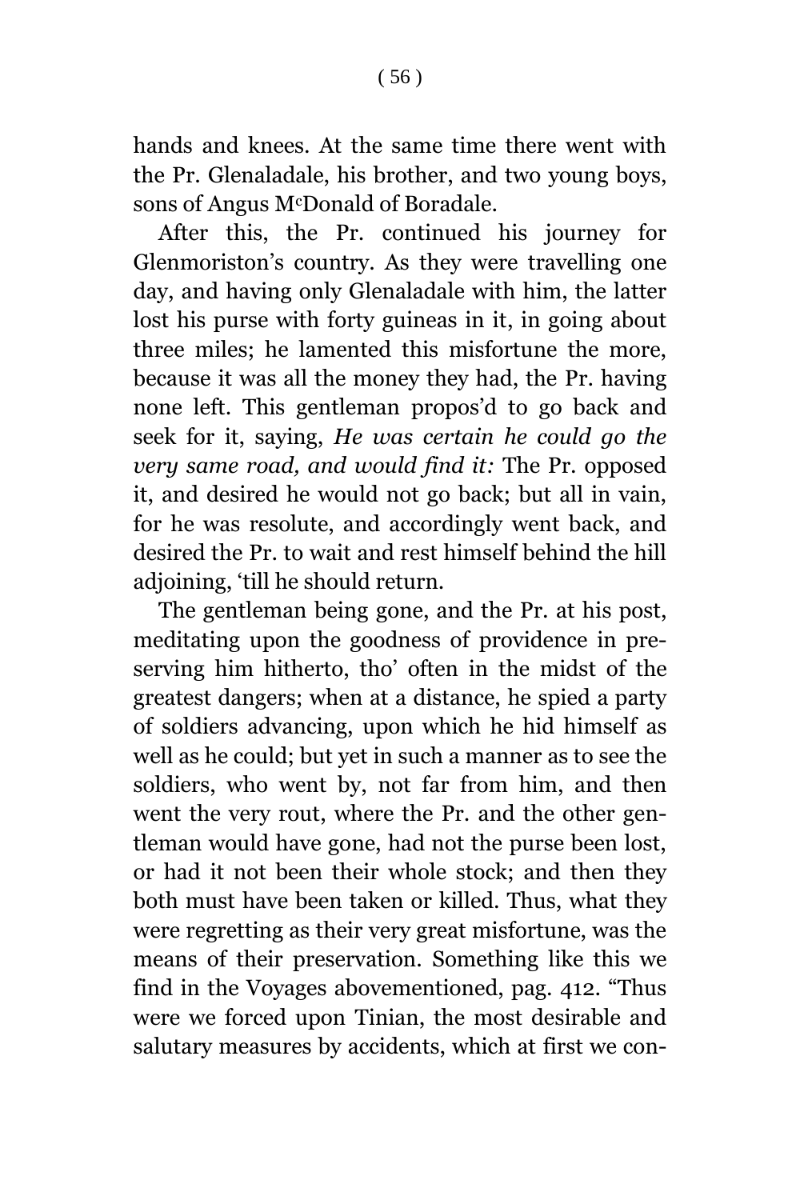hands and knees. At the same time there went with the Pr. Glenaladale, his brother, and two young boys, sons of Angus M[c]Donald of Boradale.

After this, the Pr. continued his journey for Glenmoriston's country. As they were travelling one day, and having only Glenaladale with him, the latter lost his purse with forty guineas in it, in going about three miles; he lamented this misfortune the more, because it was all the money they had, the Pr. having none left. This gentleman propos'd to go back and seek for it, saying, *He was certain he could go the very same road, and would find it:* The Pr. opposed it, and desired he would not go back; but all in vain, for he was resolute, and accordingly went back, and desired the Pr. to wait and rest himself behind the hill adjoining, 'till he should return.

The gentleman being gone, and the Pr. at his post, meditating upon the goodness of providence in preserving him hitherto, tho' often in the midst of the greatest dangers; when at a distance, he spied a party of soldiers advancing, upon which he hid himself as well as he could; but yet in such a manner as to see the soldiers, who went by, not far from him, and then went the very rout, where the Pr. and the other gentleman would have gone, had not the purse been lost, or had it not been their whole stock; and then they both must have been taken or killed. Thus, what they were regretting as their very great misfortune, was the means of their preservation. Something like this we find in the Voyages abovementioned, pag. 412. "Thus were we forced upon Tinian, the most desirable and salutary measures by accidents, which at first we con-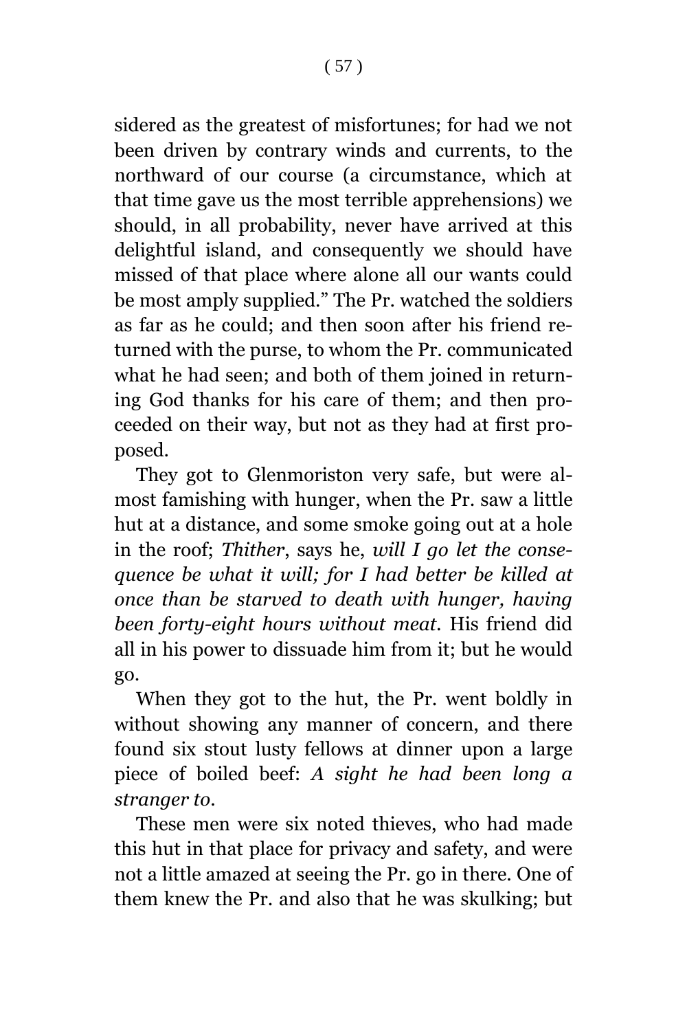sidered as the greatest of misfortunes; for had we not been driven by contrary winds and currents, to the northward of our course (a circumstance, which at that time gave us the most terrible apprehensions) we should, in all probability, never have arrived at this delightful island, and consequently we should have missed of that place where alone all our wants could be most amply supplied." The Pr. watched the soldiers as far as he could; and then soon after his friend returned with the purse, to whom the Pr. communicated what he had seen; and both of them joined in returning God thanks for his care of them; and then proceeded on their way, but not as they had at first proposed.

They got to Glenmoriston very safe, but were almost famishing with hunger, when the Pr. saw a little hut at a distance, and some smoke going out at a hole in the roof; *Thither*, says he, *will I go let the consequence be what it will; for I had better be killed at once than be starved to death with hunger, having been forty-eight hours without meat.* His friend did all in his power to dissuade him from it; but he would go.

When they got to the hut, the Pr. went boldly in without showing any manner of concern, and there found six stout lusty fellows at dinner upon a large piece of boiled beef: *A sight he had been long a stranger to.*

These men were six noted thieves, who had made this hut in that place for privacy and safety, and were not a little amazed at seeing the Pr. go in there. One of them knew the Pr. and also that he was skulking; but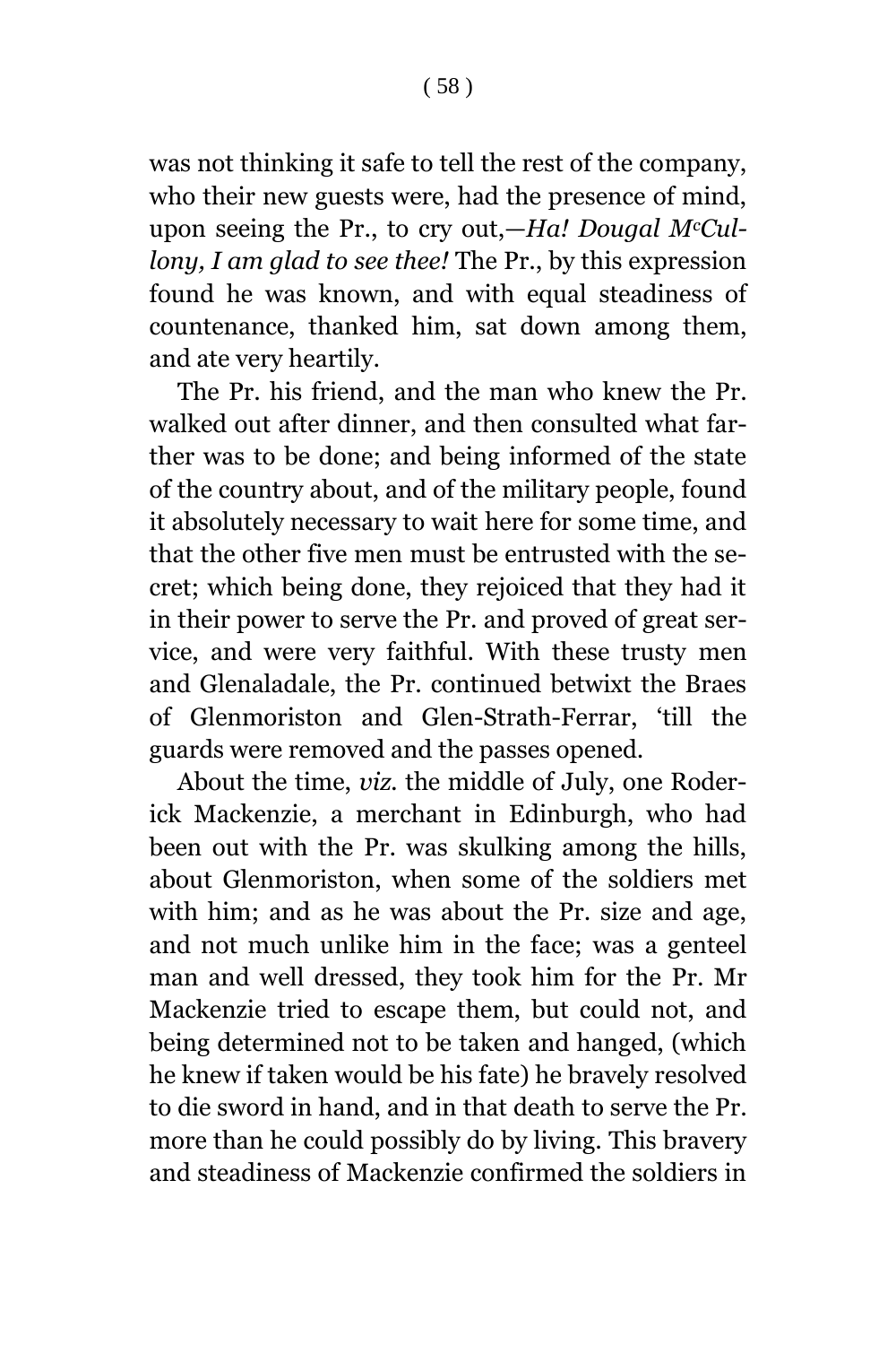was not thinking it safe to tell the rest of the company, who their new guests were, had the presence of mind, upon seeing the Pr., to cry out,—*Ha! Dougal McCullony, I am glad to see thee!* The Pr., by this expression found he was known, and with equal steadiness of countenance, thanked him, sat down among them, and ate very heartily.

The Pr. his friend, and the man who knew the Pr. walked out after dinner, and then consulted what farther was to be done; and being informed of the state of the country about, and of the military people, found it absolutely necessary to wait here for some time, and that the other five men must be entrusted with the secret; which being done, they rejoiced that they had it in their power to serve the Pr. and proved of great service, and were very faithful. With these trusty men and Glenaladale, the Pr. continued betwixt the Braes of Glenmoriston and Glen-Strath-Ferrar, 'till the guards were removed and the passes opened.

About the time, *viz.* the middle of July, one Roderick Mackenzie, a merchant in Edinburgh, who had been out with the Pr. was skulking among the hills, about Glenmoriston, when some of the soldiers met with him; and as he was about the Pr. size and age, and not much unlike him in the face; was a genteel man and well dressed, they took him for the Pr. Mr Mackenzie tried to escape them, but could not, and being determined not to be taken and hanged, (which he knew if taken would be his fate) he bravely resolved to die sword in hand, and in that death to serve the Pr. more than he could possibly do by living. This bravery and steadiness of Mackenzie confirmed the soldiers in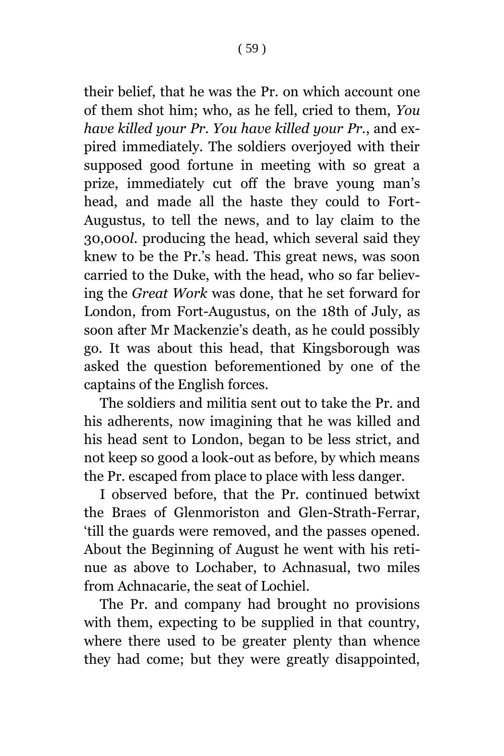their belief, that he was the Pr. on which account one of them shot him; who, as he fell, cried to them, *You have killed your Pr. You have killed your Pr.*, and expired immediately. The soldiers overjoyed with their supposed good fortune in meeting with so great a prize, immediately cut off the brave young man's head, and made all the haste they could to Fort-Augustus, to tell the news, and to lay claim to the 30,000*l*. producing the head, which several said they knew to be the Pr.'s head. This great news, was soon carried to the Duke, with the head, who so far believing the *Great Work* was done, that he set forward for London, from Fort-Augustus, on the 18th of July, as soon after Mr Mackenzie's death, as he could possibly go. It was about this head, that Kingsborough was asked the question beforementioned by one of the captains of the English forces.

The soldiers and militia sent out to take the Pr. and his adherents, now imagining that he was killed and his head sent to London, began to be less strict, and not keep so good a look-out as before, by which means the Pr. escaped from place to place with less danger.

I observed before, that the Pr. continued betwixt the Braes of Glenmoriston and Glen-Strath-Ferrar, 'till the guards were removed, and the passes opened. About the Beginning of August he went with his retinue as above to Lochaber, to Achnasual, two miles from Achnacarie, the seat of Lochiel.

The Pr. and company had brought no provisions with them, expecting to be supplied in that country, where there used to be greater plenty than whence they had come; but they were greatly disappointed,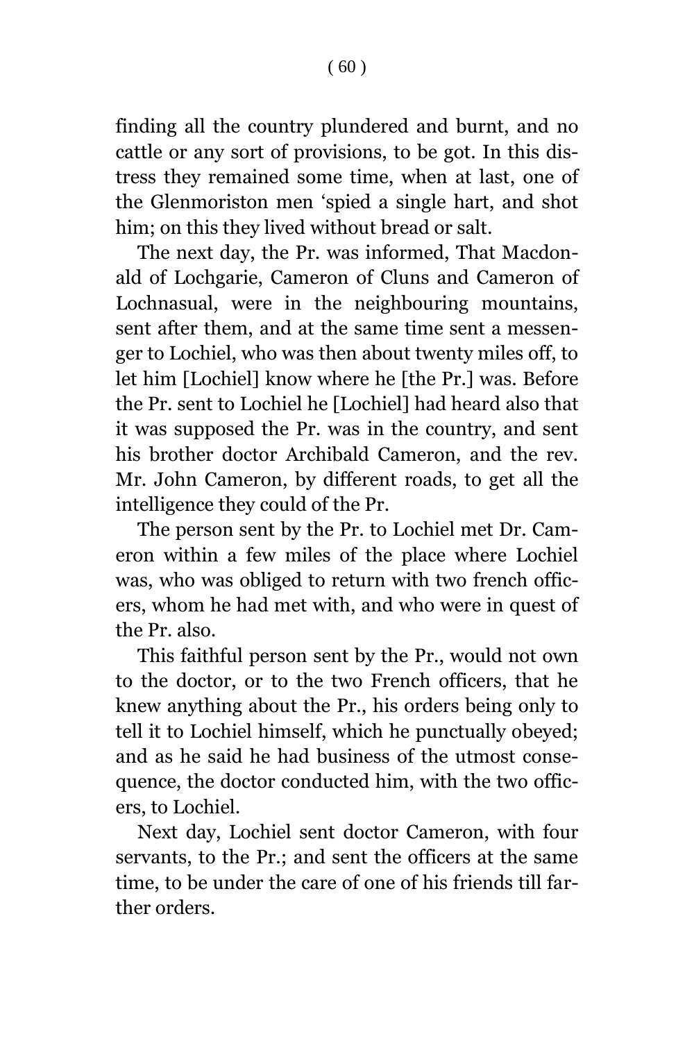finding all the country plundered and burnt, and no cattle or any sort of provisions, to be got. In this distress they remained some time, when at last, one of the Glenmoriston men 'spied a single hart, and shot him; on this they lived without bread or salt.

The next day, the Pr. was informed, That Macdonald of Lochgarie, Cameron of Cluns and Cameron of Lochnasual, were in the neighbouring mountains, sent after them, and at the same time sent a messenger to Lochiel, who was then about twenty miles off, to let him [Lochiel] know where he [the Pr.] was. Before the Pr. sent to Lochiel he [Lochiel] had heard also that it was supposed the Pr. was in the country, and sent his brother doctor Archibald Cameron, and the rev. Mr. John Cameron, by different roads, to get all the intelligence they could of the Pr.

The person sent by the Pr. to Lochiel met Dr. Cameron within a few miles of the place where Lochiel was, who was obliged to return with two french officers, whom he had met with, and who were in quest of the Pr. also.

This faithful person sent by the Pr., would not own to the doctor, or to the two French officers, that he knew anything about the Pr., his orders being only to tell it to Lochiel himself, which he punctually obeyed; and as he said he had business of the utmost consequence, the doctor conducted him, with the two officers, to Lochiel.

Next day, Lochiel sent doctor Cameron, with four servants, to the Pr.; and sent the officers at the same time, to be under the care of one of his friends till farther orders.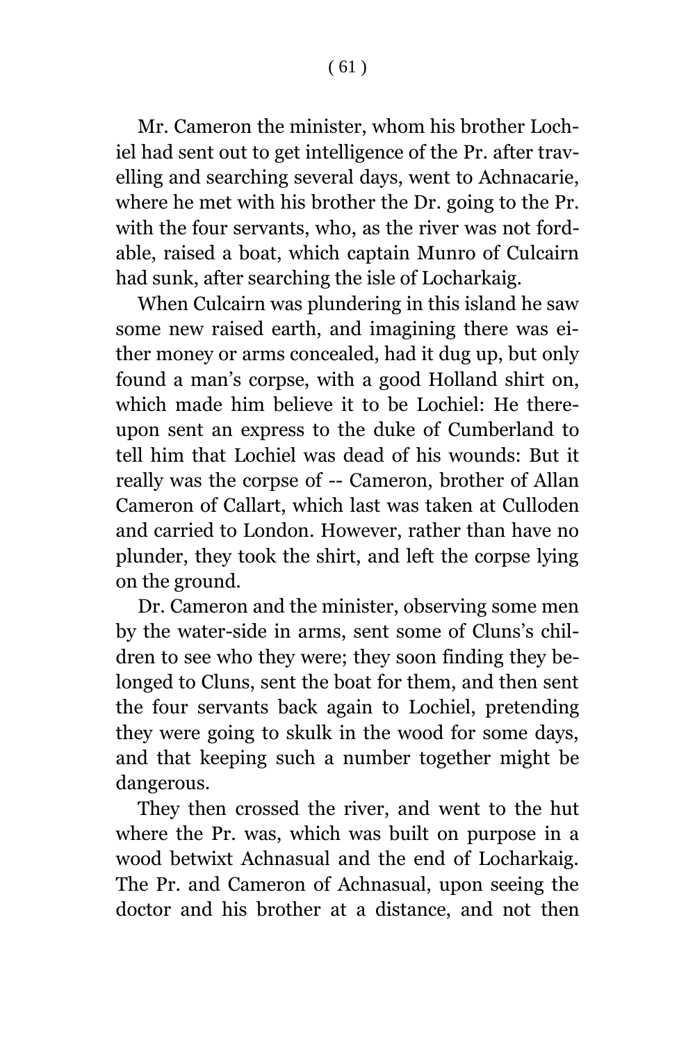Mr. Cameron the minister, whom his brother Lochiel had sent out to get intelligence of the Pr. after travelling and searching several days, went to Achnacarie, where he met with his brother the Dr. going to the Pr. with the four servants, who, as the river was not fordable, raised a boat, which captain Munro of Culcairn had sunk, after searching the isle of Locharkaig.

When Culcairn was plundering in this island he saw some new raised earth, and imagining there was either money or arms concealed, had it dug up, but only found a man's corpse, with a good Holland shirt on, which made him believe it to be Lochiel: He thereupon sent an express to the duke of Cumberland to tell him that Lochiel was dead of his wounds: But it really was the corpse of -- Cameron, brother of Allan Cameron of Callart, which last was taken at Culloden and carried to London. However, rather than have no plunder, they took the shirt, and left the corpse lying on the ground.

Dr. Cameron and the minister, observing some men by the water-side in arms, sent some of Cluns's children to see who they were; they soon finding they belonged to Cluns, sent the boat for them, and then sent the four servants back again to Lochiel, pretending they were going to skulk in the wood for some days, and that keeping such a number together might be dangerous.

They then crossed the river, and went to the hut where the Pr. was, which was built on purpose in a wood betwixt Achnasual and the end of Locharkaig. The Pr. and Cameron of Achnasual, upon seeing the doctor and his brother at a distance, and not then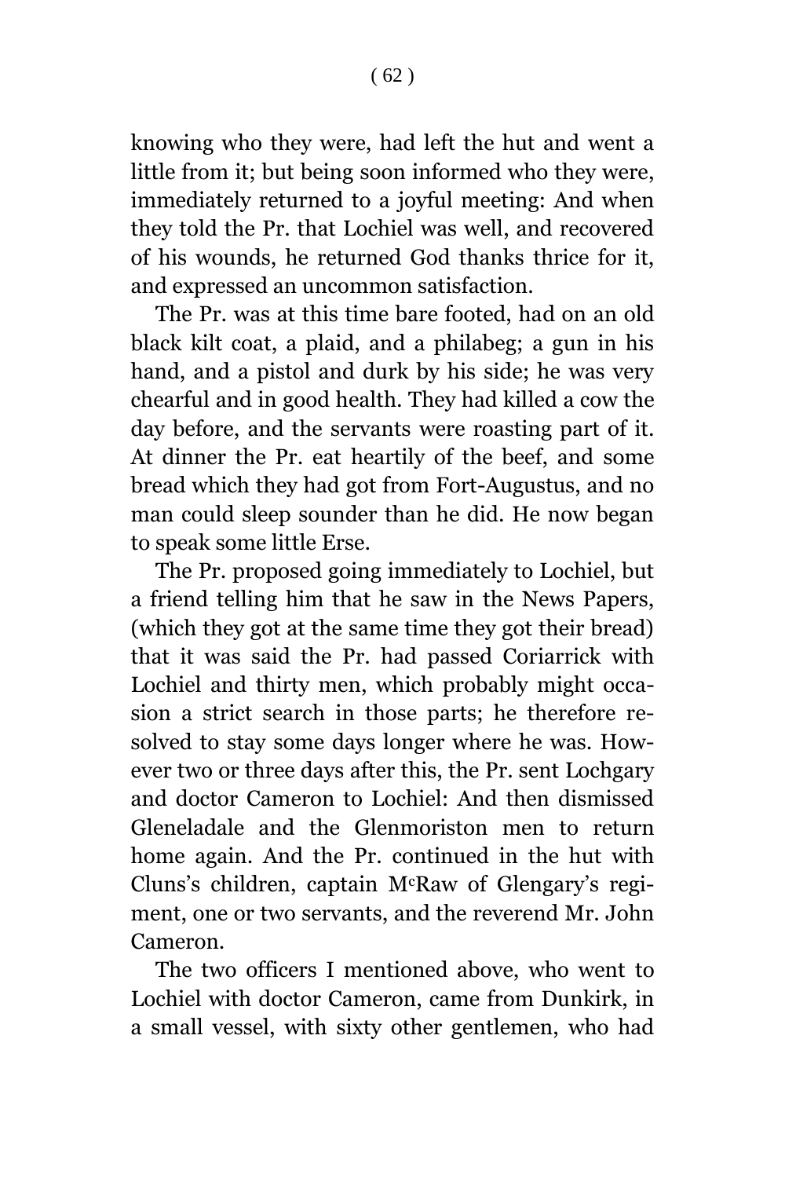knowing who they were, had left the hut and went a little from it; but being soon informed who they were, immediately returned to a joyful meeting: And when they told the Pr. that Lochiel was well, and recovered of his wounds, he returned God thanks thrice for it, and expressed an uncommon satisfaction.

The Pr. was at this time bare footed, had on an old black kilt coat, a plaid, and a philabeg; a gun in his hand, and a pistol and durk by his side; he was very chearful and in good health. They had killed a cow the day before, and the servants were roasting part of it. At dinner the Pr. eat heartily of the beef, and some bread which they had got from Fort-Augustus, and no man could sleep sounder than he did. He now began to speak some little Erse.

The Pr. proposed going immediately to Lochiel, but a friend telling him that he saw in the News Papers, (which they got at the same time they got their bread) that it was said the Pr. had passed Coriarrick with Lochiel and thirty men, which probably might occasion a strict search in those parts; he therefore resolved to stay some days longer where he was. However two or three days after this, the Pr. sent Lochgary and doctor Cameron to Lochiel: And then dismissed Gleneladale and the Glenmoriston men to return home again. And the Pr. continued in the hut with Cluns's children, captain McRaw of Glengary's regiment, one or two servants, and the reverend Mr. John Cameron.

The two officers I mentioned above, who went to Lochiel with doctor Cameron, came from Dunkirk, in a small vessel, with sixty other gentlemen, who had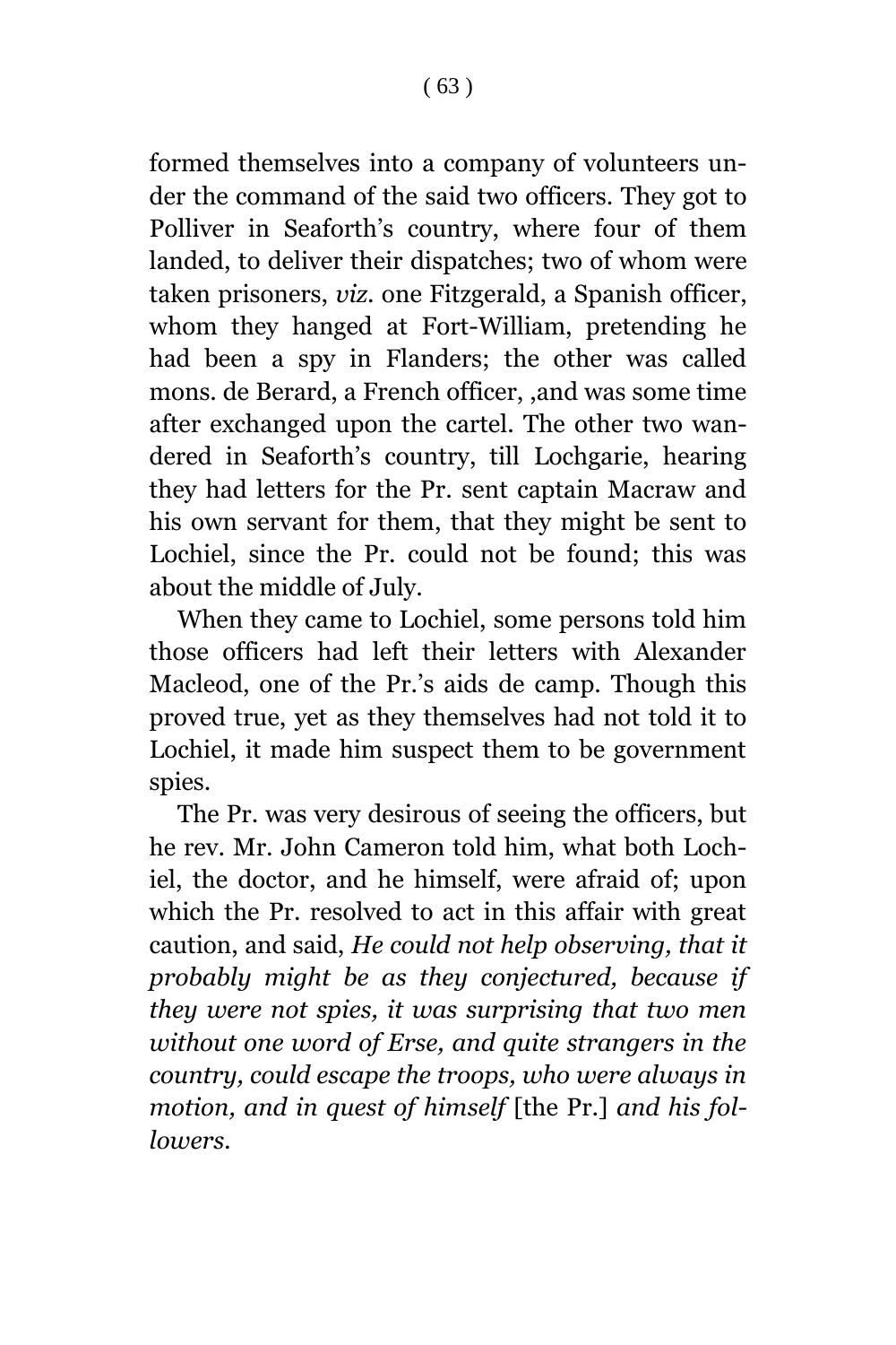formed themselves into a company of volunteers under the command of the said two officers. They got to Polliver in Seaforth's country, where four of them landed, to deliver their dispatches; two of whom were taken prisoners, *viz.* one Fitzgerald, a Spanish officer, whom they hanged at Fort-William, pretending he had been a spy in Flanders; the other was called mons. de Berard, a French officer, ,and was some time after exchanged upon the cartel. The other two wandered in Seaforth's country, till Lochgarie, hearing they had letters for the Pr. sent captain Macraw and his own servant for them, that they might be sent to Lochiel, since the Pr. could not be found; this was about the middle of July.

When they came to Lochiel, some persons told him those officers had left their letters with Alexander Macleod, one of the Pr.'s aids de camp. Though this proved true, yet as they themselves had not told it to Lochiel, it made him suspect them to be government spies.

The Pr. was very desirous of seeing the officers, but he rev. Mr. John Cameron told him, what both Lochiel, the doctor, and he himself, were afraid of; upon which the Pr. resolved to act in this affair with great caution, and said, *He could not help observing, that it probably might be as they conjectured, because if they were not spies, it was surprising that two men without one word of Erse, and quite strangers in the country, could escape the troops, who were always in motion, and in quest of himself* [the Pr.] *and his followers.*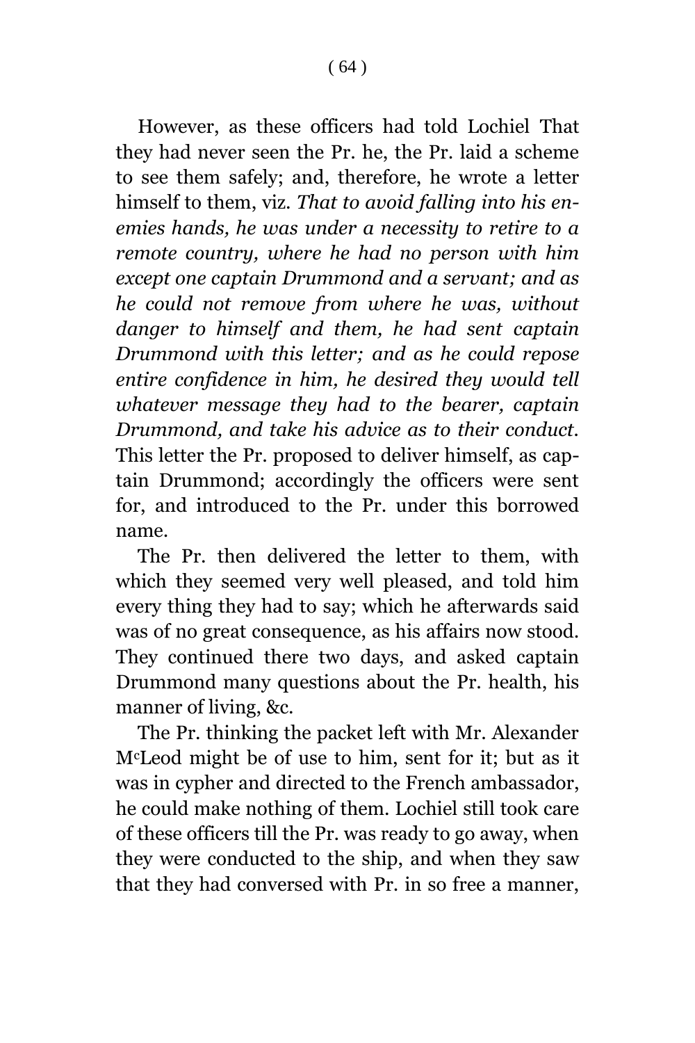However, as these officers had told Lochiel That they had never seen the Pr. he, the Pr. laid a scheme to see them safely; and, therefore, he wrote a letter himself to them, viz. *That to avoid falling into his enemies hands, he was under a necessity to retire to a remote country, where he had no person with him except one captain Drummond and a servant; and as he could not remove from where he was, without danger to himself and them, he had sent captain Drummond with this letter; and as he could repose entire confidence in him, he desired they would tell whatever message they had to the bearer, captain Drummond, and take his advice as to their conduct.* This letter the Pr. proposed to deliver himself, as captain Drummond; accordingly the officers were sent for, and introduced to the Pr. under this borrowed name.

The Pr. then delivered the letter to them, with which they seemed very well pleased, and told him every thing they had to say; which he afterwards said was of no great consequence, as his affairs now stood. They continued there two days, and asked captain Drummond many questions about the Pr. health, his manner of living, &c.

The Pr. thinking the packet left with Mr. Alexander M<sup>c</sup>Leod might be of use to him, sent for it; but as it was in cypher and directed to the French ambassador, he could make nothing of them. Lochiel still took care of these officers till the Pr. was ready to go away, when they were conducted to the ship, and when they saw that they had conversed with Pr. in so free a manner,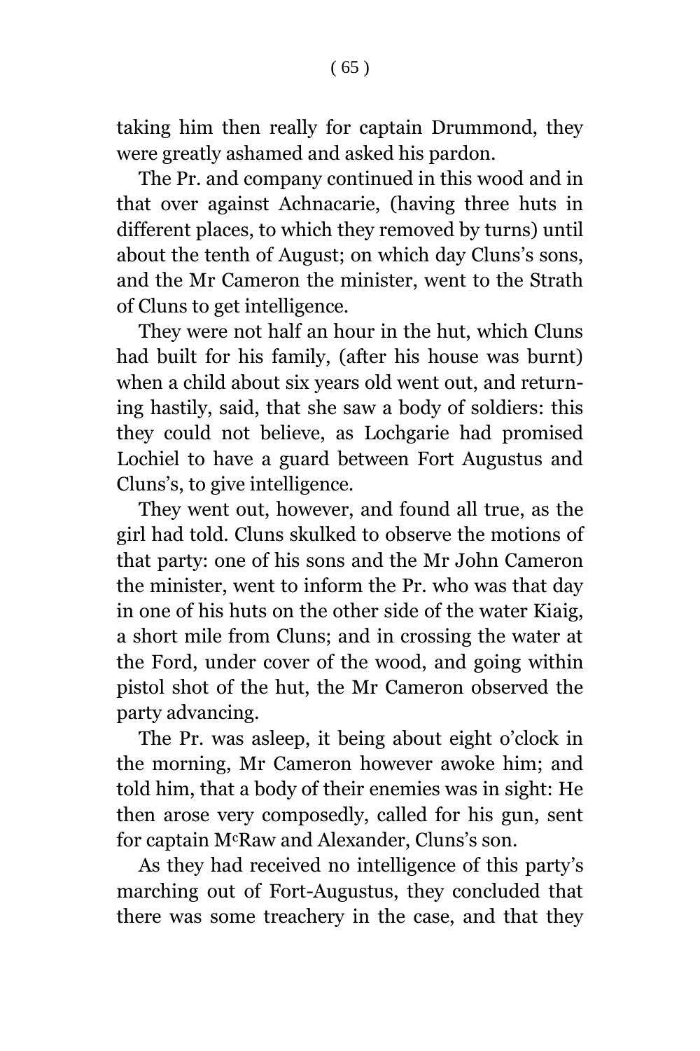taking him then really for captain Drummond, they were greatly ashamed and asked his pardon.

The Pr. and company continued in this wood and in that over against Achnacarie, (having three huts in different places, to which they removed by turns) until about the tenth of August; on which day Cluns's sons, and the Mr Cameron the minister, went to the Strath of Cluns to get intelligence.

They were not half an hour in the hut, which Cluns had built for his family, (after his house was burnt) when a child about six years old went out, and returning hastily, said, that she saw a body of soldiers: this they could not believe, as Lochgarie had promised Lochiel to have a guard between Fort Augustus and Cluns's, to give intelligence.

They went out, however, and found all true, as the girl had told. Cluns skulked to observe the motions of that party: one of his sons and the Mr John Cameron the minister, went to inform the Pr. who was that day in one of his huts on the other side of the water Kiaig, a short mile from Cluns; and in crossing the water at the Ford, under cover of the wood, and going within pistol shot of the hut, the Mr Cameron observed the party advancing.

The Pr. was asleep, it being about eight o'clock in the morning, Mr Cameron however awoke him; and told him, that a body of their enemies was in sight: He then arose very composedly, called for his gun, sent for captain McRaw and Alexander, Cluns's son.

As they had received no intelligence of this party's marching out of Fort-Augustus, they concluded that there was some treachery in the case, and that they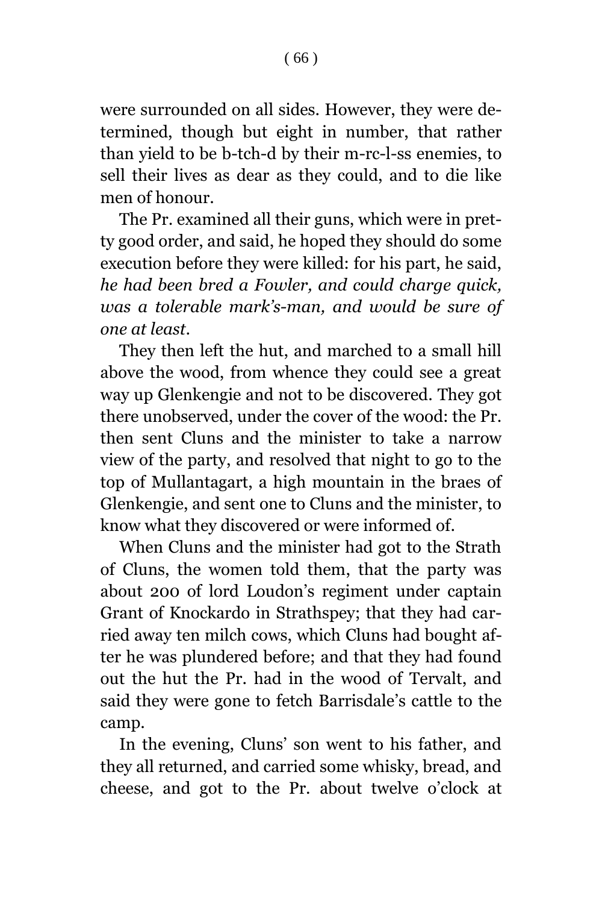were surrounded on all sides. However, they were determined, though but eight in number, that rather than yield to be b-tch-d by their m-rc-l-ss enemies, to sell their lives as dear as they could, and to die like men of honour.

The Pr. examined all their guns, which were in pretty good order, and said, he hoped they should do some execution before they were killed: for his part, he said, *he had been bred a Fowler, and could charge quick, was a tolerable mark's-man, and would be sure of one at least*.

They then left the hut, and marched to a small hill above the wood, from whence they could see a great way up Glenkengie and not to be discovered. They got there unobserved, under the cover of the wood: the Pr. then sent Cluns and the minister to take a narrow view of the party, and resolved that night to go to the top of Mullantagart, a high mountain in the braes of Glenkengie, and sent one to Cluns and the minister, to know what they discovered or were informed of.

When Cluns and the minister had got to the Strath of Cluns, the women told them, that the party was about 200 of lord Loudon's regiment under captain Grant of Knockardo in Strathspey; that they had carried away ten milch cows, which Cluns had bought after he was plundered before; and that they had found out the hut the Pr. had in the wood of Tervalt, and said they were gone to fetch Barrisdale's cattle to the camp.

In the evening, Cluns' son went to his father, and they all returned, and carried some whisky, bread, and cheese, and got to the Pr. about twelve o'clock at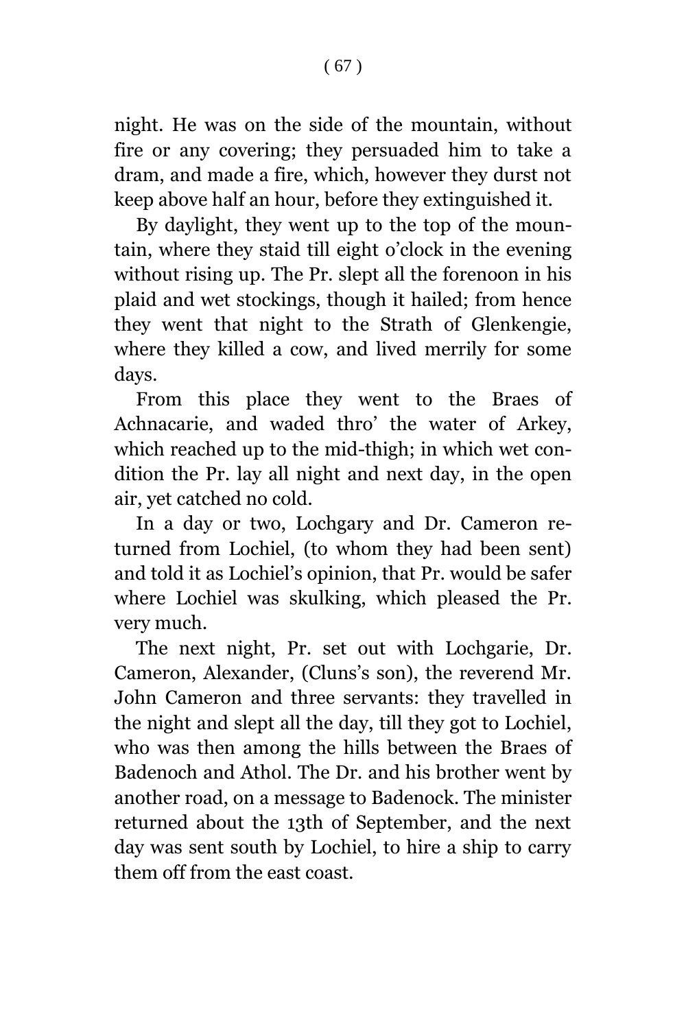night. He was on the side of the mountain, without fire or any covering; they persuaded him to take a dram, and made a fire, which, however they durst not keep above half an hour, before they extinguished it.

By daylight, they went up to the top of the mountain, where they staid till eight o'clock in the evening without rising up. The Pr. slept all the forenoon in his plaid and wet stockings, though it hailed; from hence they went that night to the Strath of Glenkengie, where they killed a cow, and lived merrily for some days.

From this place they went to the Braes of Achnacarie, and waded thro' the water of Arkey, which reached up to the mid-thigh; in which wet condition the Pr. lay all night and next day, in the open air, yet catched no cold.

In a day or two, Lochgary and Dr. Cameron returned from Lochiel, (to whom they had been sent) and told it as Lochiel's opinion, that Pr. would be safer where Lochiel was skulking, which pleased the Pr. very much.

The next night, Pr. set out with Lochgarie, Dr. Cameron, Alexander, (Cluns's son), the reverend Mr. John Cameron and three servants: they travelled in the night and slept all the day, till they got to Lochiel, who was then among the hills between the Braes of Badenoch and Athol. The Dr. and his brother went by another road, on a message to Badenock. The minister returned about the 13th of September, and the next day was sent south by Lochiel, to hire a ship to carry them off from the east coast.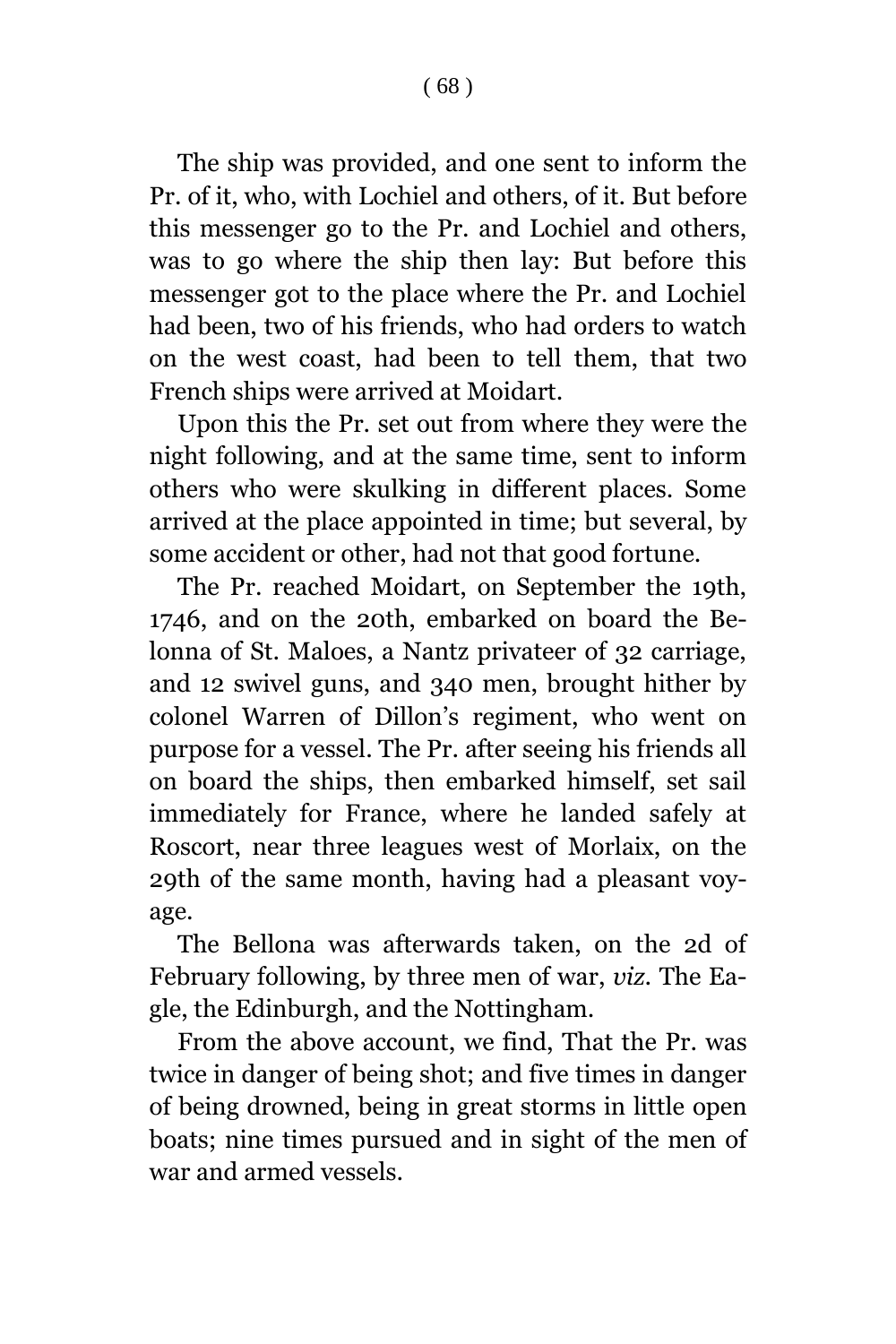The ship was provided, and one sent to inform the Pr. of it, who, with Lochiel and others, of it. But before this messenger go to the Pr. and Lochiel and others, was to go where the ship then lay: But before this messenger got to the place where the Pr. and Lochiel had been, two of his friends, who had orders to watch on the west coast, had been to tell them, that two French ships were arrived at Moidart.

Upon this the Pr. set out from where they were the night following, and at the same time, sent to inform others who were skulking in different places. Some arrived at the place appointed in time; but several, by some accident or other, had not that good fortune.

The Pr. reached Moidart, on September the 19th, 1746, and on the 20th, embarked on board the Belonna of St. Maloes, a Nantz privateer of 32 carriage, and 12 swivel guns, and 340 men, brought hither by colonel Warren of Dillon's regiment, who went on purpose for a vessel. The Pr. after seeing his friends all on board the ships, then embarked himself, set sail immediately for France, where he landed safely at Roscort, near three leagues west of Morlaix, on the 29th of the same month, having had a pleasant voyage.

The Bellona was afterwards taken, on the 2d of February following, by three men of war, *viz.* The Eagle, the Edinburgh, and the Nottingham.

From the above account, we find, That the Pr. was twice in danger of being shot; and five times in danger of being drowned, being in great storms in little open boats; nine times pursued and in sight of the men of war and armed vessels.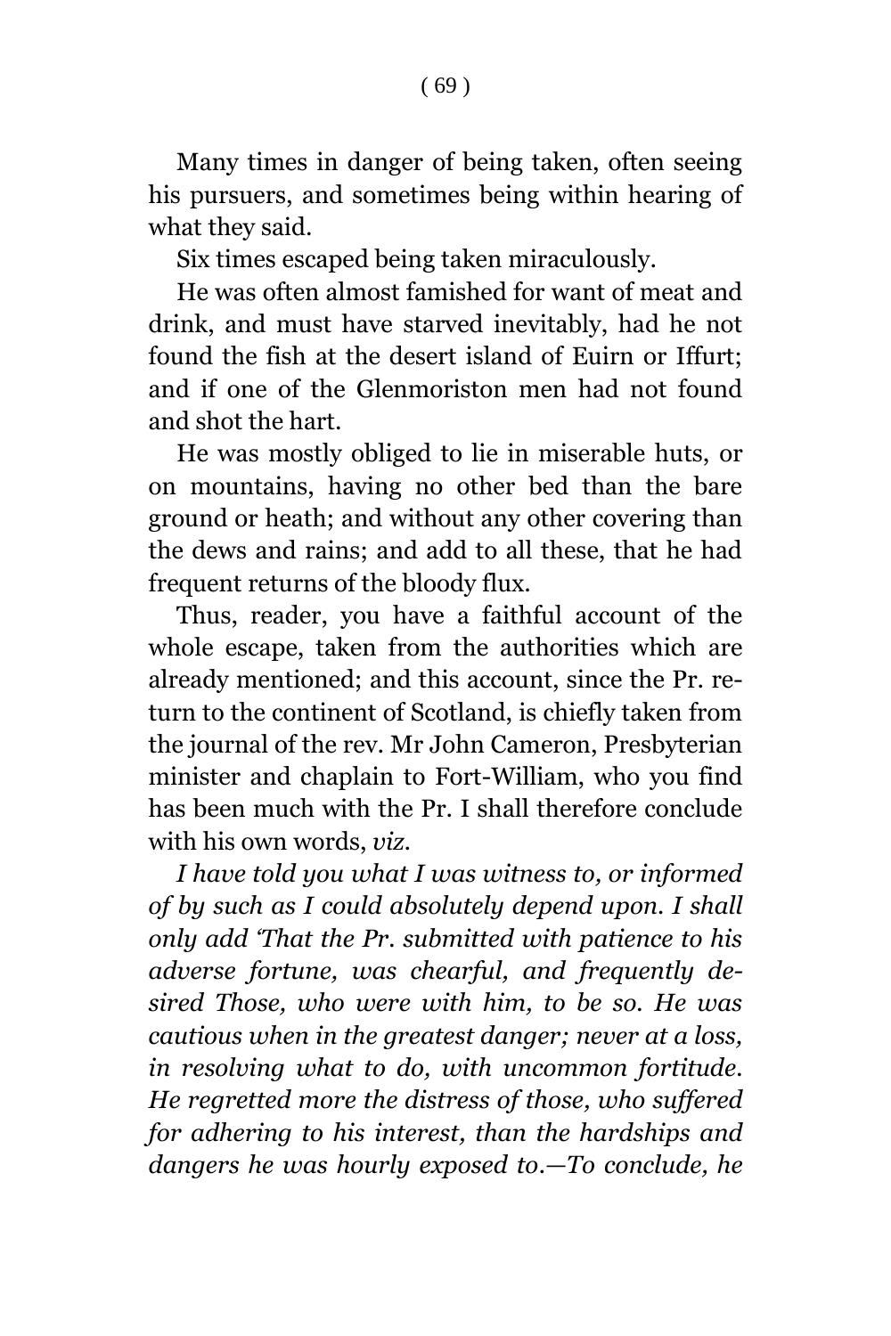Many times in danger of being taken, often seeing his pursuers, and sometimes being within hearing of what they said.

Six times escaped being taken miraculously.

He was often almost famished for want of meat and drink, and must have starved inevitably, had he not found the fish at the desert island of Euirn or Iffurt; and if one of the Glenmoriston men had not found and shot the hart.

He was mostly obliged to lie in miserable huts, or on mountains, having no other bed than the bare ground or heath; and without any other covering than the dews and rains; and add to all these, that he had frequent returns of the bloody flux.

Thus, reader, you have a faithful account of the whole escape, taken from the authorities which are already mentioned; and this account, since the Pr. return to the continent of Scotland, is chiefly taken from the journal of the rev. Mr John Cameron, Presbyterian minister and chaplain to Fort-William, who you find has been much with the Pr. I shall therefore conclude with his own words, *viz.*

*I have told you what I was witness to, or informed of by such as I could absolutely depend upon. I shall only add 'That the Pr. submitted with patience to his adverse fortune, was chearful, and frequently desired Those, who were with him, to be so. He was cautious when in the greatest danger; never at a loss, in resolving what to do, with uncommon fortitude. He regretted more the distress of those, who suffered for adhering to his interest, than the hardships and dangers he was hourly exposed to.—To conclude, he*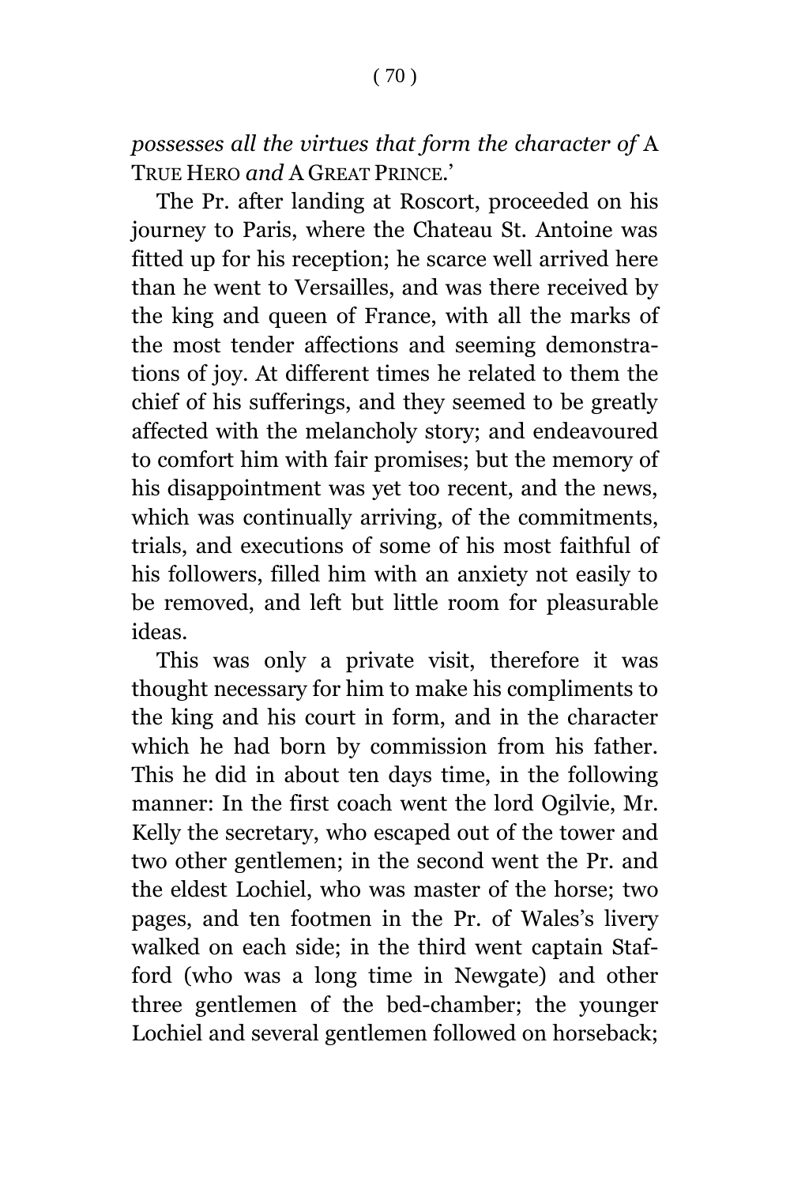*possesses all the virtues that form the character of* A TRUE HERO *and* A GREAT PRINCE.'

The Pr. after landing at Roscort, proceeded on his journey to Paris, where the Chateau St. Antoine was fitted up for his reception; he scarce well arrived here than he went to Versailles, and was there received by the king and queen of France, with all the marks of the most tender affections and seeming demonstrations of joy. At different times he related to them the chief of his sufferings, and they seemed to be greatly affected with the melancholy story; and endeavoured to comfort him with fair promises; but the memory of his disappointment was yet too recent, and the news, which was continually arriving, of the commitments, trials, and executions of some of his most faithful of his followers, filled him with an anxiety not easily to be removed, and left but little room for pleasurable ideas.

This was only a private visit, therefore it was thought necessary for him to make his compliments to the king and his court in form, and in the character which he had born by commission from his father. This he did in about ten days time, in the following manner: In the first coach went the lord Ogilvie, Mr. Kelly the secretary, who escaped out of the tower and two other gentlemen; in the second went the Pr. and the eldest Lochiel, who was master of the horse; two pages, and ten footmen in the Pr. of Wales's livery walked on each side; in the third went captain Stafford (who was a long time in Newgate) and other three gentlemen of the bed-chamber; the younger Lochiel and several gentlemen followed on horseback;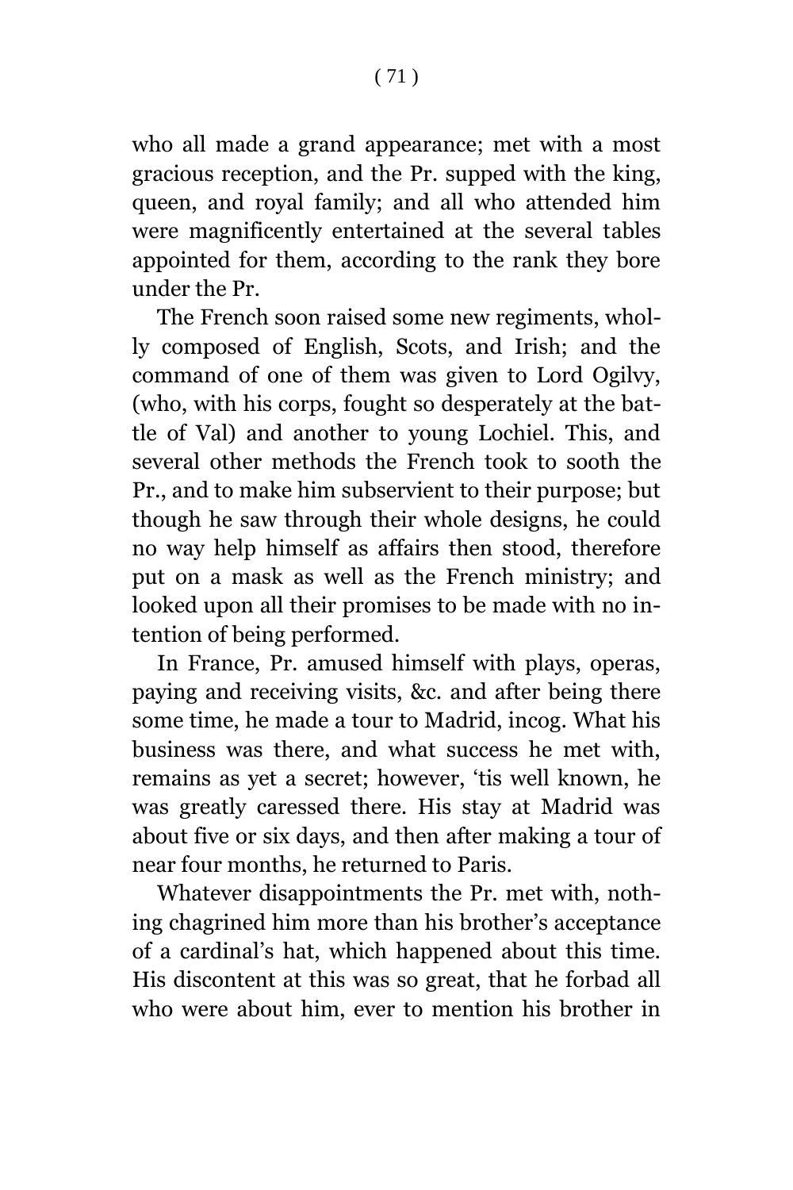who all made a grand appearance; met with a most gracious reception, and the Pr. supped with the king, queen, and royal family; and all who attended him were magnificently entertained at the several tables appointed for them, according to the rank they bore under the Pr.

The French soon raised some new regiments, wholly composed of English, Scots, and Irish; and the command of one of them was given to Lord Ogilvy, (who, with his corps, fought so desperately at the battle of Val) and another to young Lochiel. This, and several other methods the French took to sooth the Pr., and to make him subservient to their purpose; but though he saw through their whole designs, he could no way help himself as affairs then stood, therefore put on a mask as well as the French ministry; and looked upon all their promises to be made with no intention of being performed.

In France, Pr. amused himself with plays, operas, paying and receiving visits, &c. and after being there some time, he made a tour to Madrid, incog. What his business was there, and what success he met with, remains as yet a secret; however, 'tis well known, he was greatly caressed there. His stay at Madrid was about five or six days, and then after making a tour of near four months, he returned to Paris.

Whatever disappointments the Pr. met with, nothing chagrined him more than his brother's acceptance of a cardinal's hat, which happened about this time. His discontent at this was so great, that he forbad all who were about him, ever to mention his brother in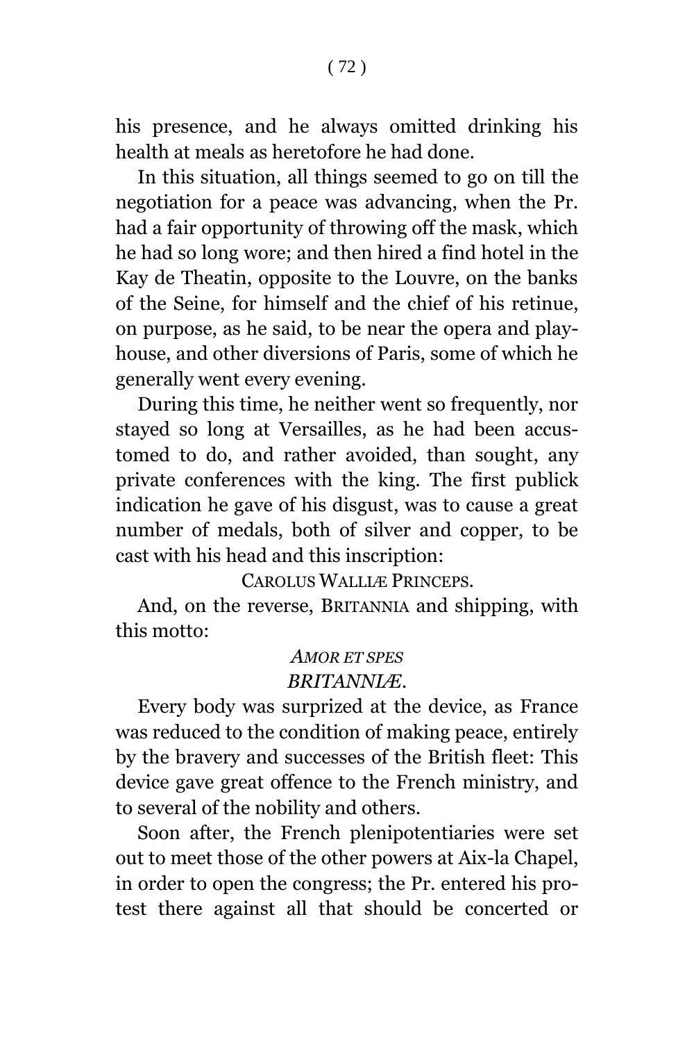his presence, and he always omitted drinking his health at meals as heretofore he had done.

In this situation, all things seemed to go on till the negotiation for a peace was advancing, when the Pr. had a fair opportunity of throwing off the mask, which he had so long wore; and then hired a find hotel in the Kay de Theatin, opposite to the Louvre, on the banks of the Seine, for himself and the chief of his retinue, on purpose, as he said, to be near the opera and playhouse, and other diversions of Paris, some of which he generally went every evening.

During this time, he neither went so frequently, nor stayed so long at Versailles, as he had been accustomed to do, and rather avoided, than sought, any private conferences with the king. The first publick indication he gave of his disgust, was to cause a great number of medals, both of silver and copper, to be cast with his head and this inscription:

CAROLUS WALLIÆ PRINCEPS.

And, on the reverse, BRITANNIA and shipping, with this motto:

*AMOR ET SPES*
*BRITANNIÆ.*

Every body was surprized at the device, as France was reduced to the condition of making peace, entirely by the bravery and successes of the British fleet: This device gave great offence to the French ministry, and to several of the nobility and others.

Soon after, the French plenipotentiaries were set out to meet those of the other powers at Aix-la Chapel, in order to open the congress; the Pr. entered his protest there against all that should be concerted or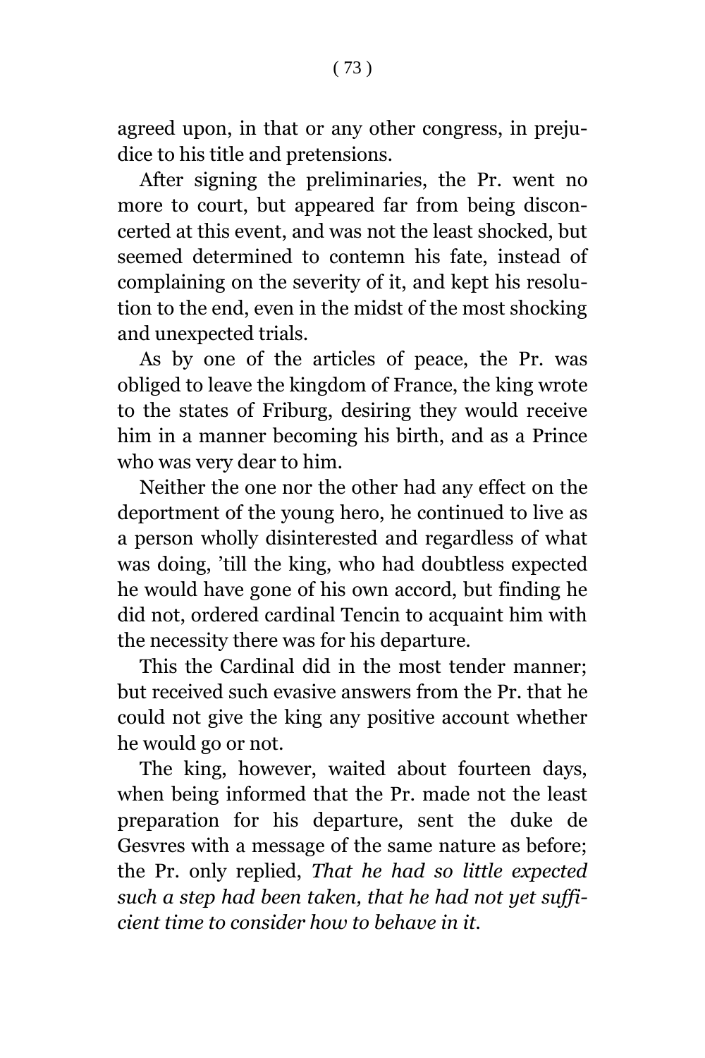agreed upon, in that or any other congress, in prejudice to his title and pretensions.

After signing the preliminaries, the Pr. went no more to court, but appeared far from being disconcerted at this event, and was not the least shocked, but seemed determined to contemn his fate, instead of complaining on the severity of it, and kept his resolution to the end, even in the midst of the most shocking and unexpected trials.

As by one of the articles of peace, the Pr. was obliged to leave the kingdom of France, the king wrote to the states of Friburg, desiring they would receive him in a manner becoming his birth, and as a Prince who was very dear to him.

Neither the one nor the other had any effect on the deportment of the young hero, he continued to live as a person wholly disinterested and regardless of what was doing, 'till the king, who had doubtless expected he would have gone of his own accord, but finding he did not, ordered cardinal Tencin to acquaint him with the necessity there was for his departure.

This the Cardinal did in the most tender manner; but received such evasive answers from the Pr. that he could not give the king any positive account whether he would go or not.

The king, however, waited about fourteen days, when being informed that the Pr. made not the least preparation for his departure, sent the duke de Gesvres with a message of the same nature as before; the Pr. only replied, *That he had so little expected such a step had been taken, that he had not yet sufficient time to consider how to behave in it.*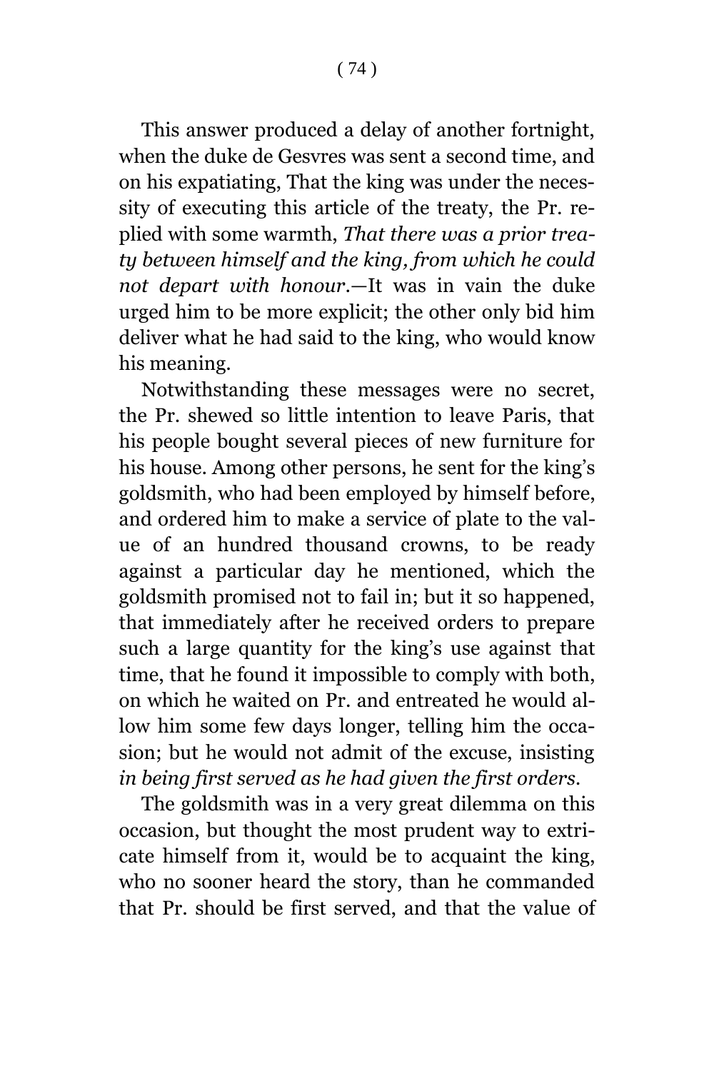This answer produced a delay of another fortnight, when the duke de Gesvres was sent a second time, and on his expatiating, That the king was under the necessity of executing this article of the treaty, the Pr. replied with some warmth, *That there was a prior treaty between himself and the king, from which he could not depart with honour*.—It was in vain the duke urged him to be more explicit; the other only bid him deliver what he had said to the king, who would know his meaning.

Notwithstanding these messages were no secret, the Pr. shewed so little intention to leave Paris, that his people bought several pieces of new furniture for his house. Among other persons, he sent for the king's goldsmith, who had been employed by himself before, and ordered him to make a service of plate to the value of an hundred thousand crowns, to be ready against a particular day he mentioned, which the goldsmith promised not to fail in; but it so happened, that immediately after he received orders to prepare such a large quantity for the king's use against that time, that he found it impossible to comply with both, on which he waited on Pr. and entreated he would allow him some few days longer, telling him the occasion; but he would not admit of the excuse, insisting *in being first served as he had given the first orders*.

The goldsmith was in a very great dilemma on this occasion, but thought the most prudent way to extricate himself from it, would be to acquaint the king, who no sooner heard the story, than he commanded that Pr. should be first served, and that the value of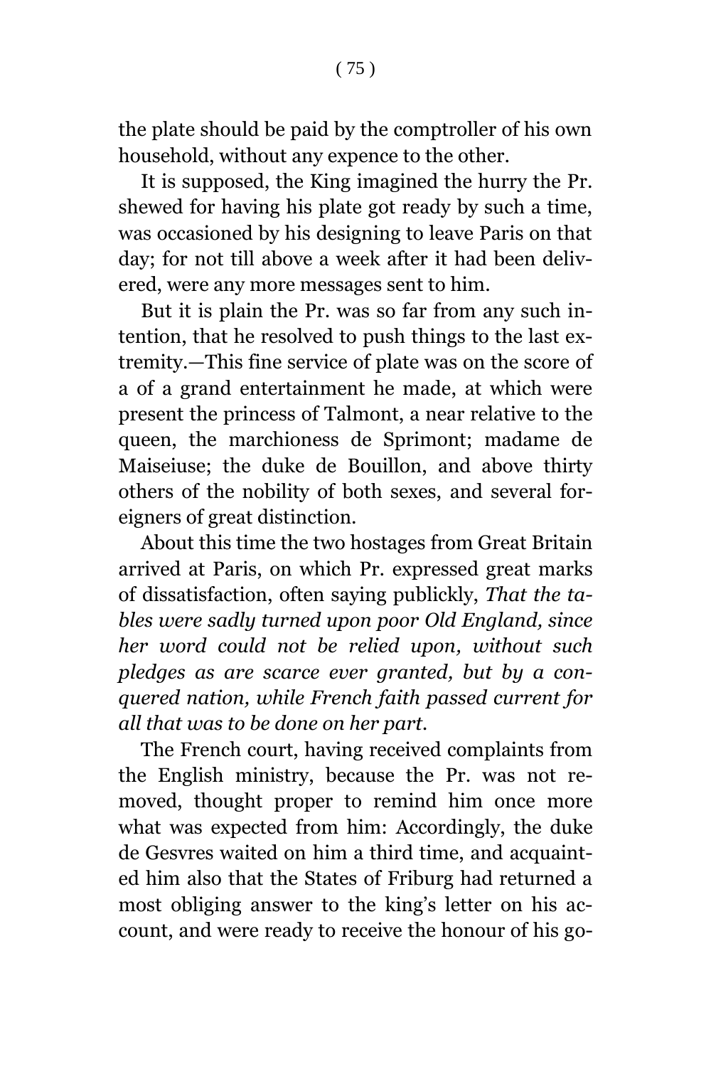the plate should be paid by the comptroller of his own household, without any expence to the other.

It is supposed, the King imagined the hurry the Pr. shewed for having his plate got ready by such a time, was occasioned by his designing to leave Paris on that day; for not till above a week after it had been delivered, were any more messages sent to him.

But it is plain the Pr. was so far from any such intention, that he resolved to push things to the last extremity.—This fine service of plate was on the score of a of a grand entertainment he made, at which were present the princess of Talmont, a near relative to the queen, the marchioness de Sprimont; madame de Maiseiuse; the duke de Bouillon, and above thirty others of the nobility of both sexes, and several foreigners of great distinction.

About this time the two hostages from Great Britain arrived at Paris, on which Pr. expressed great marks of dissatisfaction, often saying publickly, *That the tables were sadly turned upon poor Old England, since her word could not be relied upon, without such pledges as are scarce ever granted, but by a conquered nation, while French faith passed current for all that was to be done on her part.*

The French court, having received complaints from the English ministry, because the Pr. was not removed, thought proper to remind him once more what was expected from him: Accordingly, the duke de Gesvres waited on him a third time, and acquainted him also that the States of Friburg had returned a most obliging answer to the king's letter on his account, and were ready to receive the honour of his go-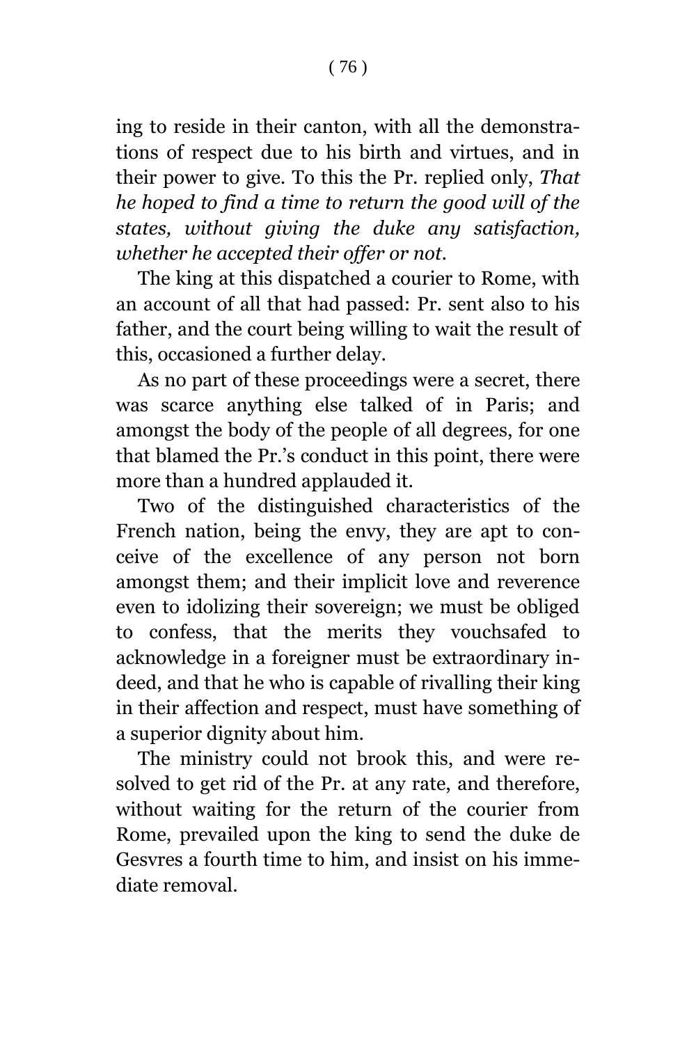ing to reside in their canton, with all the demonstrations of respect due to his birth and virtues, and in their power to give. To this the Pr. replied only, *That he hoped to find a time to return the good will of the states, without giving the duke any satisfaction, whether he accepted their offer or not.*

The king at this dispatched a courier to Rome, with an account of all that had passed: Pr. sent also to his father, and the court being willing to wait the result of this, occasioned a further delay.

As no part of these proceedings were a secret, there was scarce anything else talked of in Paris; and amongst the body of the people of all degrees, for one that blamed the Pr.'s conduct in this point, there were more than a hundred applauded it.

Two of the distinguished characteristics of the French nation, being the envy, they are apt to conceive of the excellence of any person not born amongst them; and their implicit love and reverence even to idolizing their sovereign; we must be obliged to confess, that the merits they vouchsafed to acknowledge in a foreigner must be extraordinary indeed, and that he who is capable of rivalling their king in their affection and respect, must have something of a superior dignity about him.

The ministry could not brook this, and were resolved to get rid of the Pr. at any rate, and therefore, without waiting for the return of the courier from Rome, prevailed upon the king to send the duke de Gesvres a fourth time to him, and insist on his immediate removal.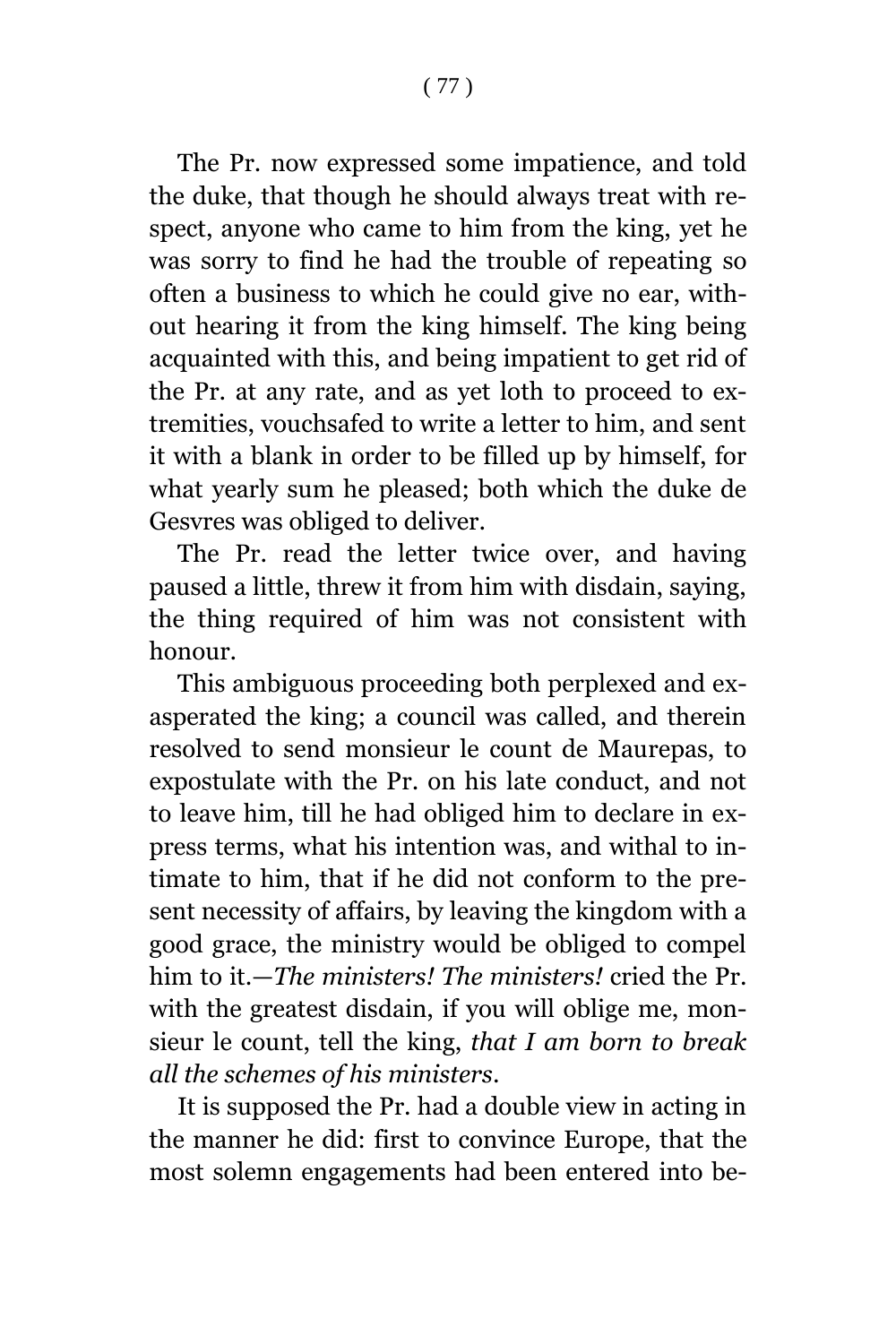The Pr. now expressed some impatience, and told the duke, that though he should always treat with respect, anyone who came to him from the king, yet he was sorry to find he had the trouble of repeating so often a business to which he could give no ear, without hearing it from the king himself. The king being acquainted with this, and being impatient to get rid of the Pr. at any rate, and as yet loth to proceed to extremities, vouchsafed to write a letter to him, and sent it with a blank in order to be filled up by himself, for what yearly sum he pleased; both which the duke de Gesvres was obliged to deliver.

The Pr. read the letter twice over, and having paused a little, threw it from him with disdain, saying, the thing required of him was not consistent with honour.

This ambiguous proceeding both perplexed and exasperated the king; a council was called, and therein resolved to send monsieur le count de Maurepas, to expostulate with the Pr. on his late conduct, and not to leave him, till he had obliged him to declare in express terms, what his intention was, and withal to intimate to him, that if he did not conform to the present necessity of affairs, by leaving the kingdom with a good grace, the ministry would be obliged to compel him to it.—*The ministers! The ministers!* cried the Pr. with the greatest disdain, if you will oblige me, monsieur le count, tell the king, *that I am born to break all the schemes of his ministers*.

It is supposed the Pr. had a double view in acting in the manner he did: first to convince Europe, that the most solemn engagements had been entered into be-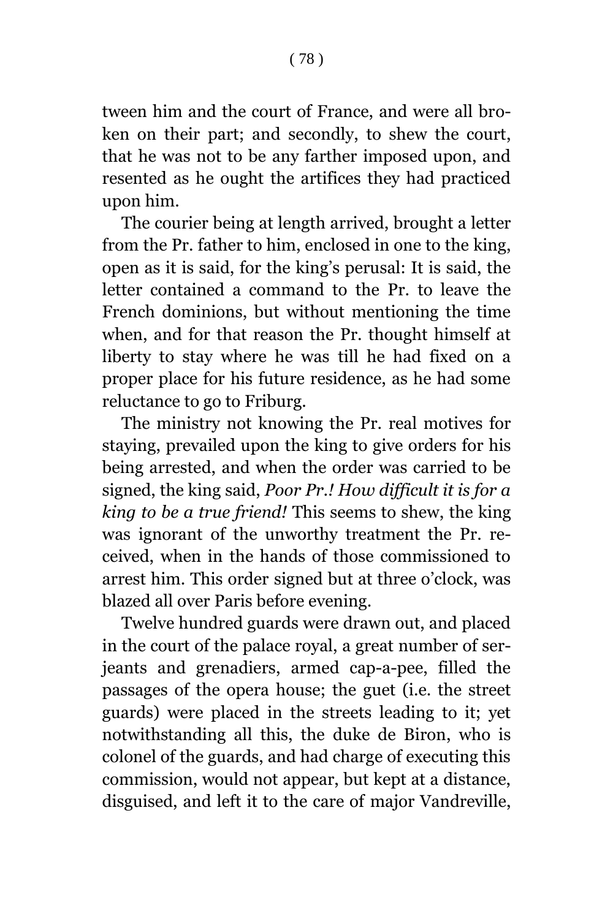tween him and the court of France, and were all broken on their part; and secondly, to shew the court, that he was not to be any farther imposed upon, and resented as he ought the artifices they had practiced upon him.

The courier being at length arrived, brought a letter from the Pr. father to him, enclosed in one to the king, open as it is said, for the king's perusal: It is said, the letter contained a command to the Pr. to leave the French dominions, but without mentioning the time when, and for that reason the Pr. thought himself at liberty to stay where he was till he had fixed on a proper place for his future residence, as he had some reluctance to go to Friburg.

The ministry not knowing the Pr. real motives for staying, prevailed upon the king to give orders for his being arrested, and when the order was carried to be signed, the king said, *Poor Pr.! How difficult it is for a king to be a true friend!* This seems to shew, the king was ignorant of the unworthy treatment the Pr. received, when in the hands of those commissioned to arrest him. This order signed but at three o'clock, was blazed all over Paris before evening.

Twelve hundred guards were drawn out, and placed in the court of the palace royal, a great number of serjeants and grenadiers, armed cap-a-pee, filled the passages of the opera house; the guet (i.e. the street guards) were placed in the streets leading to it; yet notwithstanding all this, the duke de Biron, who is colonel of the guards, and had charge of executing this commission, would not appear, but kept at a distance, disguised, and left it to the care of major Vandreville,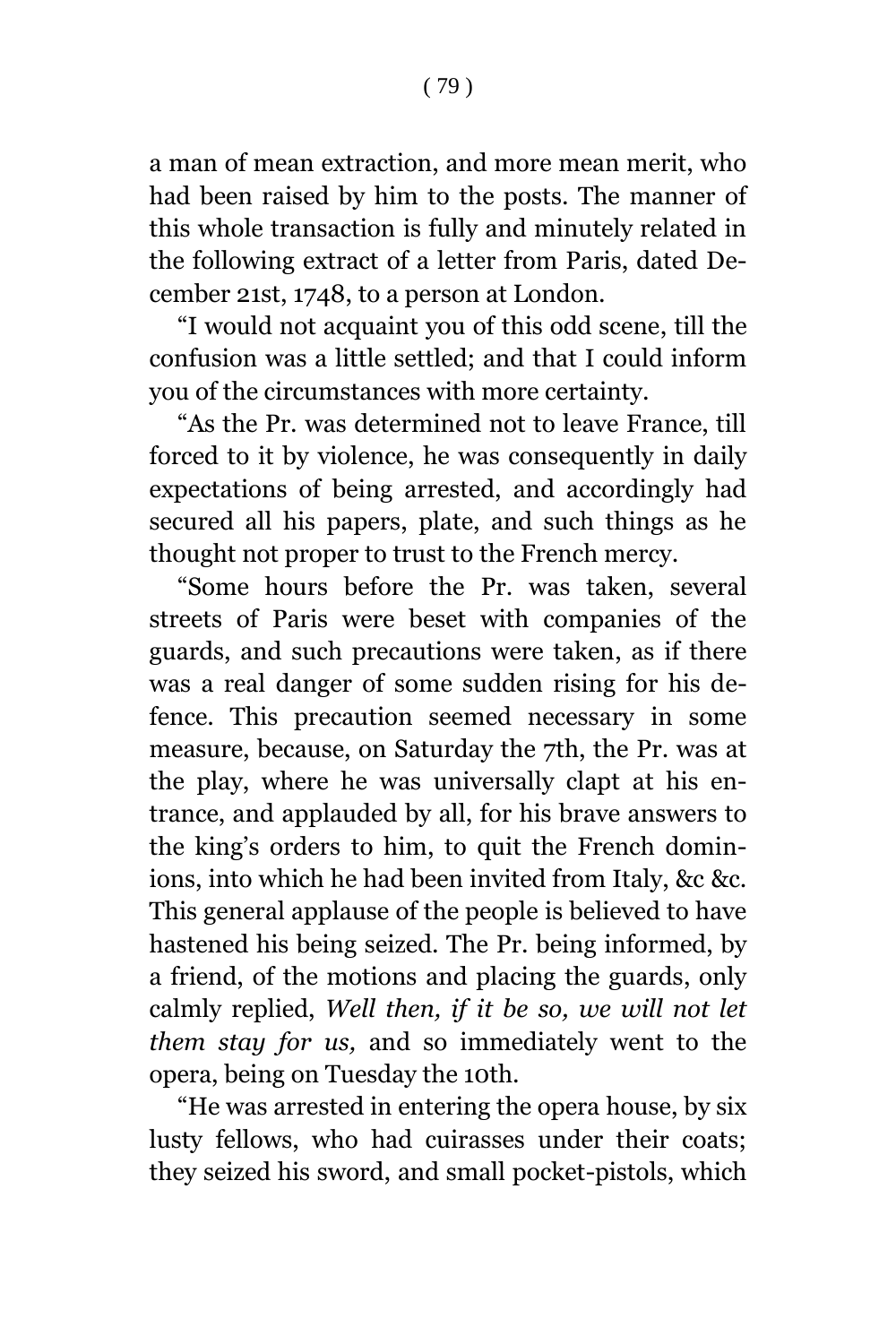a man of mean extraction, and more mean merit, who had been raised by him to the posts. The manner of this whole transaction is fully and minutely related in the following extract of a letter from Paris, dated December 21st, 1748, to a person at London.

"I would not acquaint you of this odd scene, till the confusion was a little settled; and that I could inform you of the circumstances with more certainty.

"As the Pr. was determined not to leave France, till forced to it by violence, he was consequently in daily expectations of being arrested, and accordingly had secured all his papers, plate, and such things as he thought not proper to trust to the French mercy.

"Some hours before the Pr. was taken, several streets of Paris were beset with companies of the guards, and such precautions were taken, as if there was a real danger of some sudden rising for his defence. This precaution seemed necessary in some measure, because, on Saturday the 7th, the Pr. was at the play, where he was universally clapt at his entrance, and applauded by all, for his brave answers to the king's orders to him, to quit the French dominions, into which he had been invited from Italy, &c &c. This general applause of the people is believed to have hastened his being seized. The Pr. being informed, by a friend, of the motions and placing the guards, only calmly replied, *Well then, if it be so, we will not let them stay for us,* and so immediately went to the opera, being on Tuesday the 10th.

"He was arrested in entering the opera house, by six lusty fellows, who had cuirasses under their coats; they seized his sword, and small pocket-pistols, which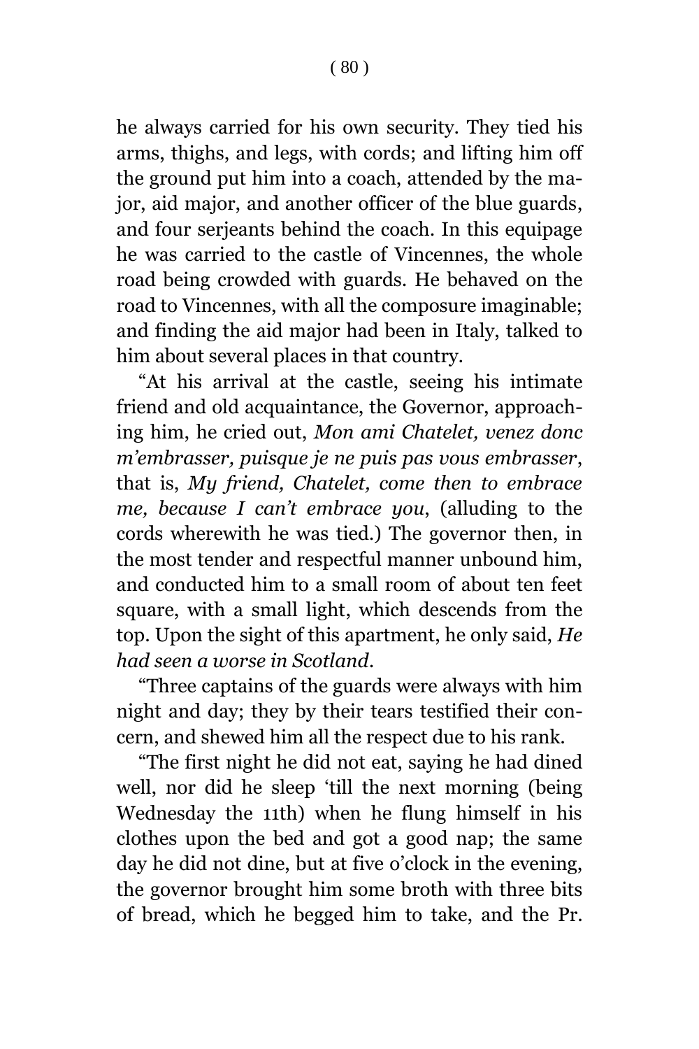he always carried for his own security. They tied his arms, thighs, and legs, with cords; and lifting him off the ground put him into a coach, attended by the major, aid major, and another officer of the blue guards, and four serjeants behind the coach. In this equipage he was carried to the castle of Vincennes, the whole road being crowded with guards. He behaved on the road to Vincennes, with all the composure imaginable; and finding the aid major had been in Italy, talked to him about several places in that country.

"At his arrival at the castle, seeing his intimate friend and old acquaintance, the Governor, approaching him, he cried out, *Mon ami Chatelet, venez donc m'embrasser, puisque je ne puis pas vous embrasser*, that is, *My friend, Chatelet, come then to embrace me, because I can't embrace you*, (alluding to the cords wherewith he was tied.) The governor then, in the most tender and respectful manner unbound him, and conducted him to a small room of about ten feet square, with a small light, which descends from the top. Upon the sight of this apartment, he only said, *He had seen a worse in Scotland*.

"Three captains of the guards were always with him night and day; they by their tears testified their concern, and shewed him all the respect due to his rank.

"The first night he did not eat, saying he had dined well, nor did he sleep 'till the next morning (being Wednesday the 11th) when he flung himself in his clothes upon the bed and got a good nap; the same day he did not dine, but at five o'clock in the evening, the governor brought him some broth with three bits of bread, which he begged him to take, and the Pr.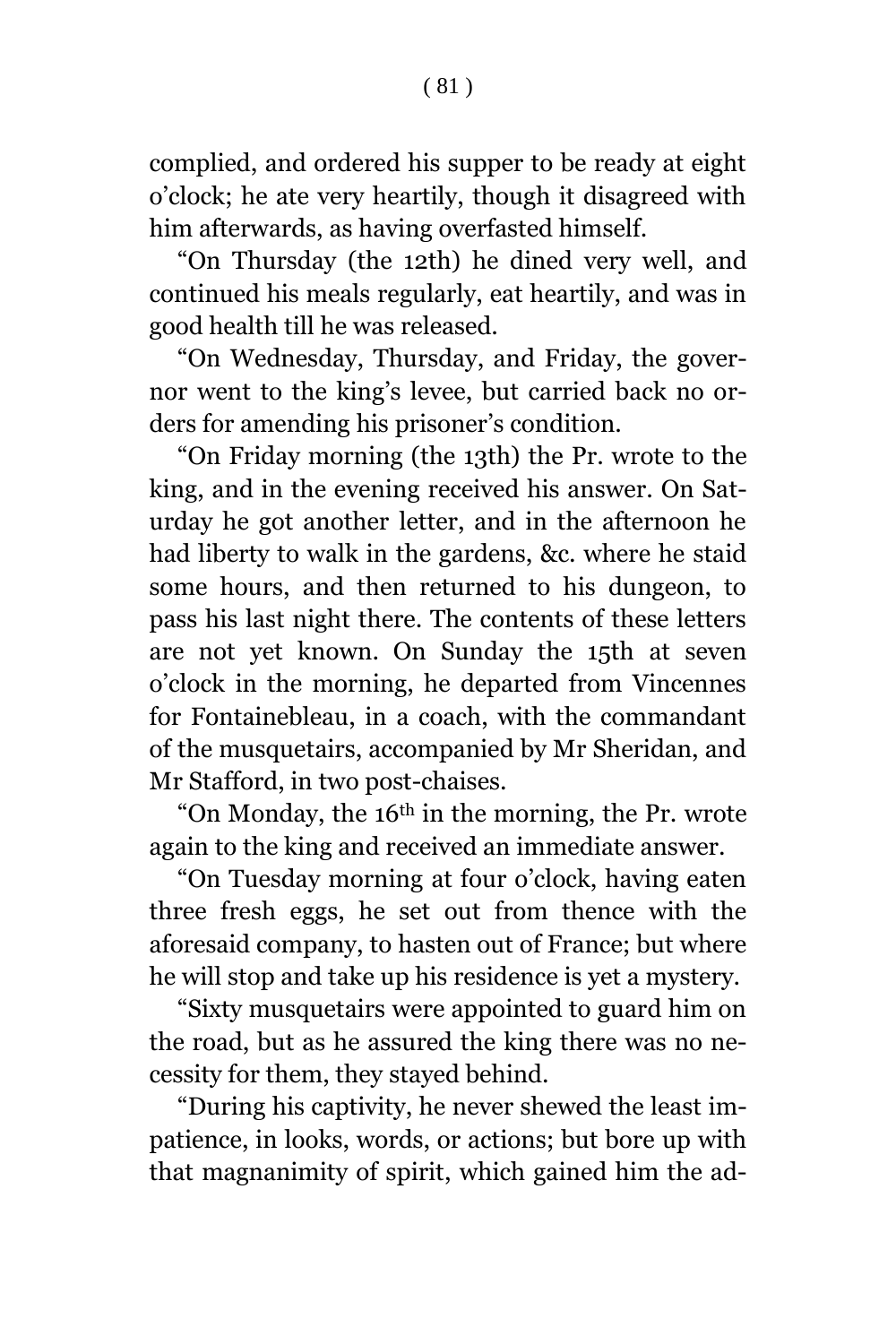complied, and ordered his supper to be ready at eight o'clock; he ate very heartily, though it disagreed with him afterwards, as having overfasted himself.

"On Thursday (the 12th) he dined very well, and continued his meals regularly, eat heartily, and was in good health till he was released.

"On Wednesday, Thursday, and Friday, the governor went to the king's levee, but carried back no orders for amending his prisoner's condition.

"On Friday morning (the 13th) the Pr. wrote to the king, and in the evening received his answer. On Saturday he got another letter, and in the afternoon he had liberty to walk in the gardens, &c. where he staid some hours, and then returned to his dungeon, to pass his last night there. The contents of these letters are not yet known. On Sunday the 15th at seven o'clock in the morning, he departed from Vincennes for Fontainebleau, in a coach, with the commandant of the musquetairs, accompanied by Mr Sheridan, and Mr Stafford, in two post-chaises.

"On Monday, the 16th in the morning, the Pr. wrote again to the king and received an immediate answer.

"On Tuesday morning at four o'clock, having eaten three fresh eggs, he set out from thence with the aforesaid company, to hasten out of France; but where he will stop and take up his residence is yet a mystery.

"Sixty musquetairs were appointed to guard him on the road, but as he assured the king there was no necessity for them, they stayed behind.

"During his captivity, he never shewed the least impatience, in looks, words, or actions; but bore up with that magnanimity of spirit, which gained him the ad-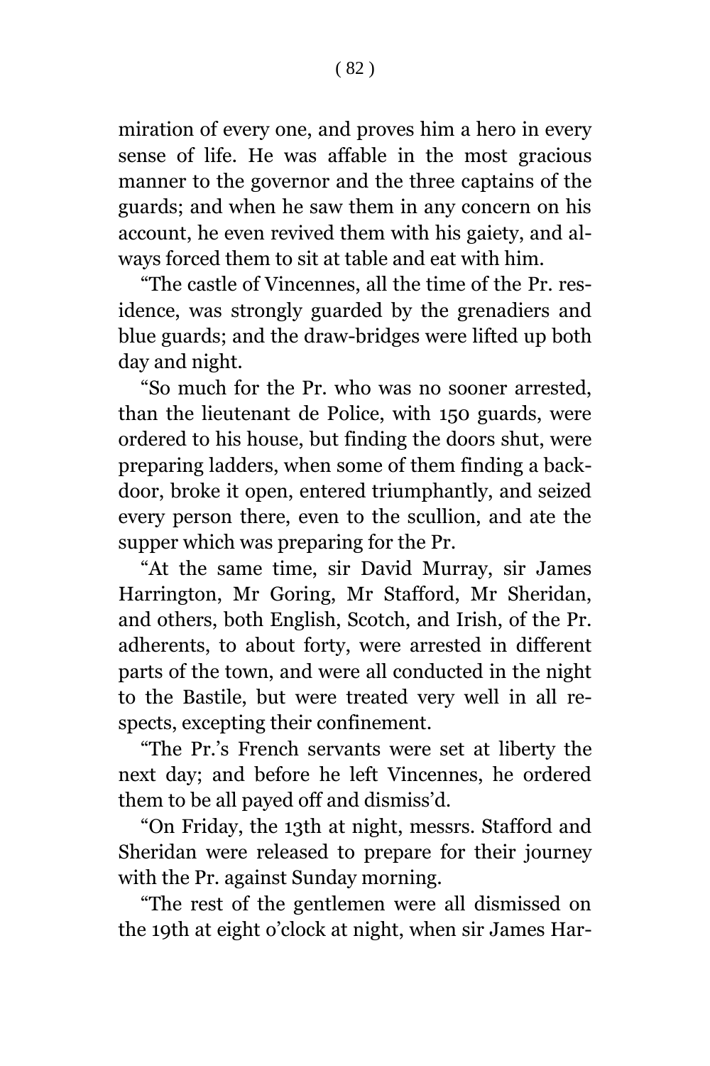miration of every one, and proves him a hero in every sense of life. He was affable in the most gracious manner to the governor and the three captains of the guards; and when he saw them in any concern on his account, he even revived them with his gaiety, and always forced them to sit at table and eat with him.

"The castle of Vincennes, all the time of the Pr. residence, was strongly guarded by the grenadiers and blue guards; and the draw-bridges were lifted up both day and night.

"So much for the Pr. who was no sooner arrested, than the lieutenant de Police, with 150 guards, were ordered to his house, but finding the doors shut, were preparing ladders, when some of them finding a back-door, broke it open, entered triumphantly, and seized every person there, even to the scullion, and ate the supper which was preparing for the Pr.

"At the same time, sir David Murray, sir James Harrington, Mr Goring, Mr Stafford, Mr Sheridan, and others, both English, Scotch, and Irish, of the Pr. adherents, to about forty, were arrested in different parts of the town, and were all conducted in the night to the Bastile, but were treated very well in all respects, excepting their confinement.

"The Pr.'s French servants were set at liberty the next day; and before he left Vincennes, he ordered them to be all payed off and dismiss'd.

"On Friday, the 13th at night, messrs. Stafford and Sheridan were released to prepare for their journey with the Pr. against Sunday morning.

"The rest of the gentlemen were all dismissed on the 19th at eight o'clock at night, when sir James Har-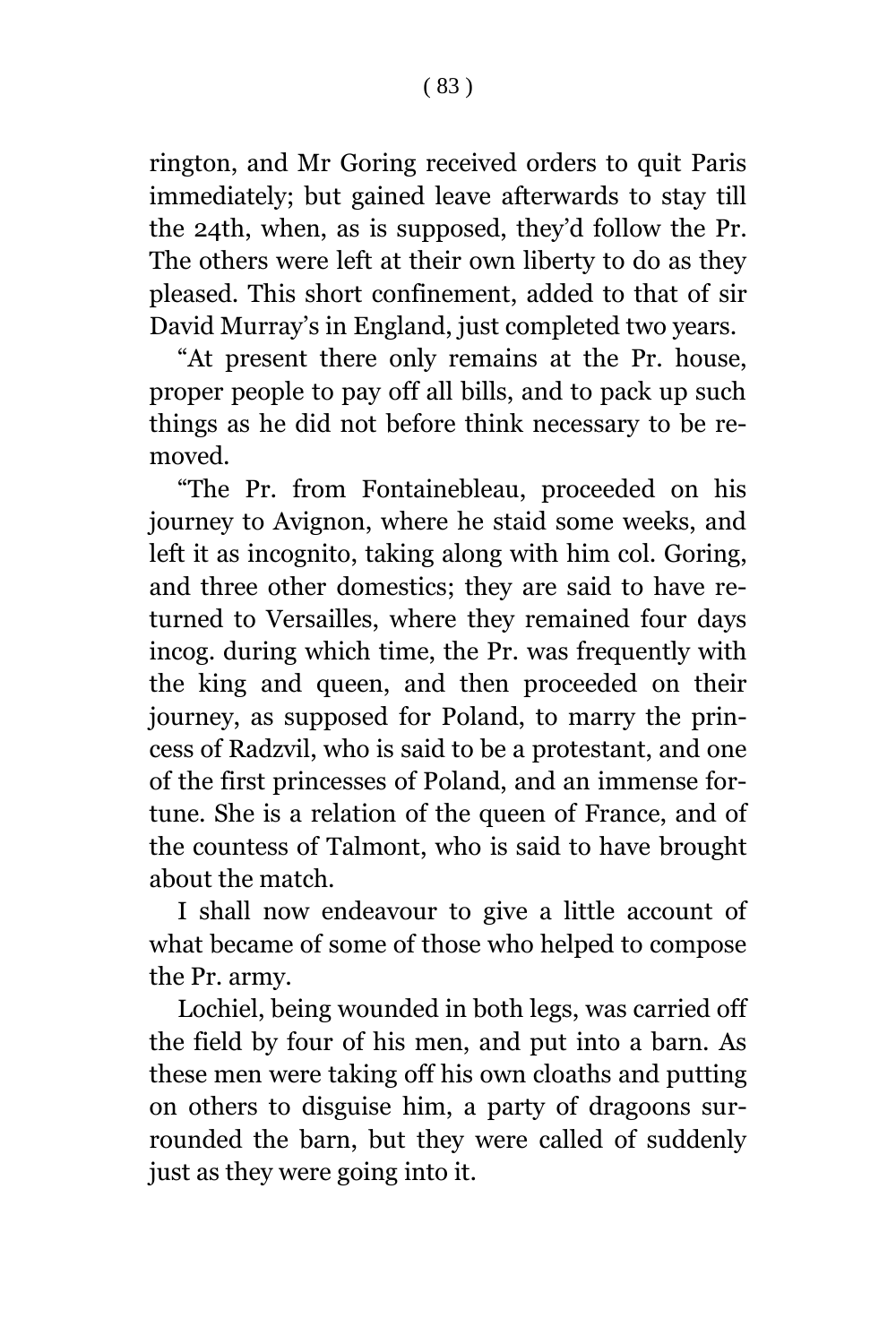rington, and Mr Goring received orders to quit Paris immediately; but gained leave afterwards to stay till the 24th, when, as is supposed, they'd follow the Pr. The others were left at their own liberty to do as they pleased. This short confinement, added to that of sir David Murray's in England, just completed two years.

"At present there only remains at the Pr. house, proper people to pay off all bills, and to pack up such things as he did not before think necessary to be removed.

"The Pr. from Fontainebleau, proceeded on his journey to Avignon, where he staid some weeks, and left it as incognito, taking along with him col. Goring, and three other domestics; they are said to have returned to Versailles, where they remained four days incog. during which time, the Pr. was frequently with the king and queen, and then proceeded on their journey, as supposed for Poland, to marry the princess of Radzvil, who is said to be a protestant, and one of the first princesses of Poland, and an immense fortune. She is a relation of the queen of France, and of the countess of Talmont, who is said to have brought about the match.

I shall now endeavour to give a little account of what became of some of those who helped to compose the Pr. army.

Lochiel, being wounded in both legs, was carried off the field by four of his men, and put into a barn. As these men were taking off his own cloaths and putting on others to disguise him, a party of dragoons surrounded the barn, but they were called of suddenly just as they were going into it.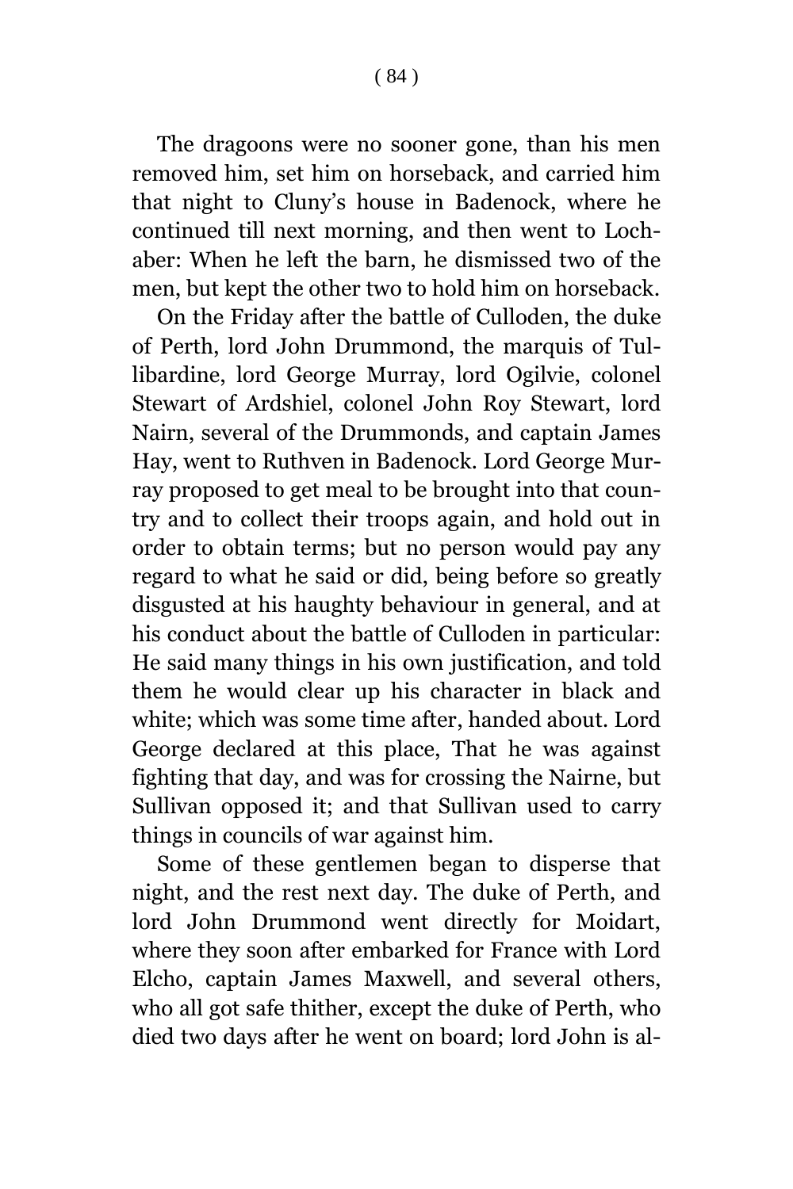The dragoons were no sooner gone, than his men removed him, set him on horseback, and carried him that night to Cluny's house in Badenock, where he continued till next morning, and then went to Lochaber: When he left the barn, he dismissed two of the men, but kept the other two to hold him on horseback.

On the Friday after the battle of Culloden, the duke of Perth, lord John Drummond, the marquis of Tullibardine, lord George Murray, lord Ogilvie, colonel Stewart of Ardshiel, colonel John Roy Stewart, lord Nairn, several of the Drummonds, and captain James Hay, went to Ruthven in Badenock. Lord George Murray proposed to get meal to be brought into that country and to collect their troops again, and hold out in order to obtain terms; but no person would pay any regard to what he said or did, being before so greatly disgusted at his haughty behaviour in general, and at his conduct about the battle of Culloden in particular: He said many things in his own justification, and told them he would clear up his character in black and white; which was some time after, handed about. Lord George declared at this place, That he was against fighting that day, and was for crossing the Nairne, but Sullivan opposed it; and that Sullivan used to carry things in councils of war against him.

Some of these gentlemen began to disperse that night, and the rest next day. The duke of Perth, and lord John Drummond went directly for Moidart, where they soon after embarked for France with Lord Elcho, captain James Maxwell, and several others, who all got safe thither, except the duke of Perth, who died two days after he went on board; lord John is al-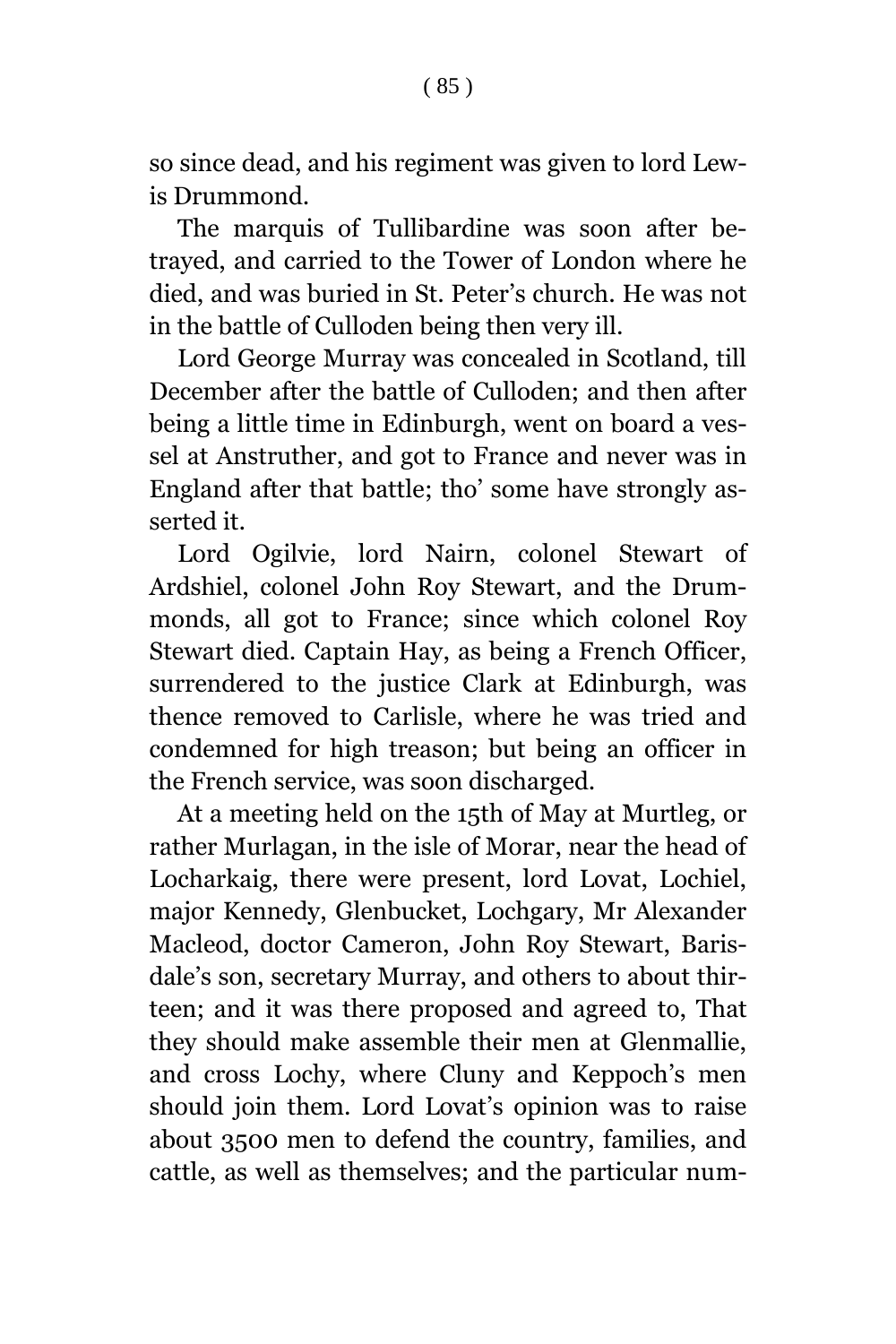so since dead, and his regiment was given to lord Lewis Drummond.

The marquis of Tullibardine was soon after betrayed, and carried to the Tower of London where he died, and was buried in St. Peter's church. He was not in the battle of Culloden being then very ill.

Lord George Murray was concealed in Scotland, till December after the battle of Culloden; and then after being a little time in Edinburgh, went on board a vessel at Anstruther, and got to France and never was in England after that battle; tho' some have strongly asserted it.

Lord Ogilvie, lord Nairn, colonel Stewart of Ardshiel, colonel John Roy Stewart, and the Drummonds, all got to France; since which colonel Roy Stewart died. Captain Hay, as being a French Officer, surrendered to the justice Clark at Edinburgh, was thence removed to Carlisle, where he was tried and condemned for high treason; but being an officer in the French service, was soon discharged.

At a meeting held on the 15th of May at Murtleg, or rather Murlagan, in the isle of Morar, near the head of Locharkaig, there were present, lord Lovat, Lochiel, major Kennedy, Glenbucket, Lochgary, Mr Alexander Macleod, doctor Cameron, John Roy Stewart, Barisdale's son, secretary Murray, and others to about thirteen; and it was there proposed and agreed to, That they should make assemble their men at Glenmallie, and cross Lochy, where Cluny and Keppoch's men should join them. Lord Lovat's opinion was to raise about 3500 men to defend the country, families, and cattle, as well as themselves; and the particular num-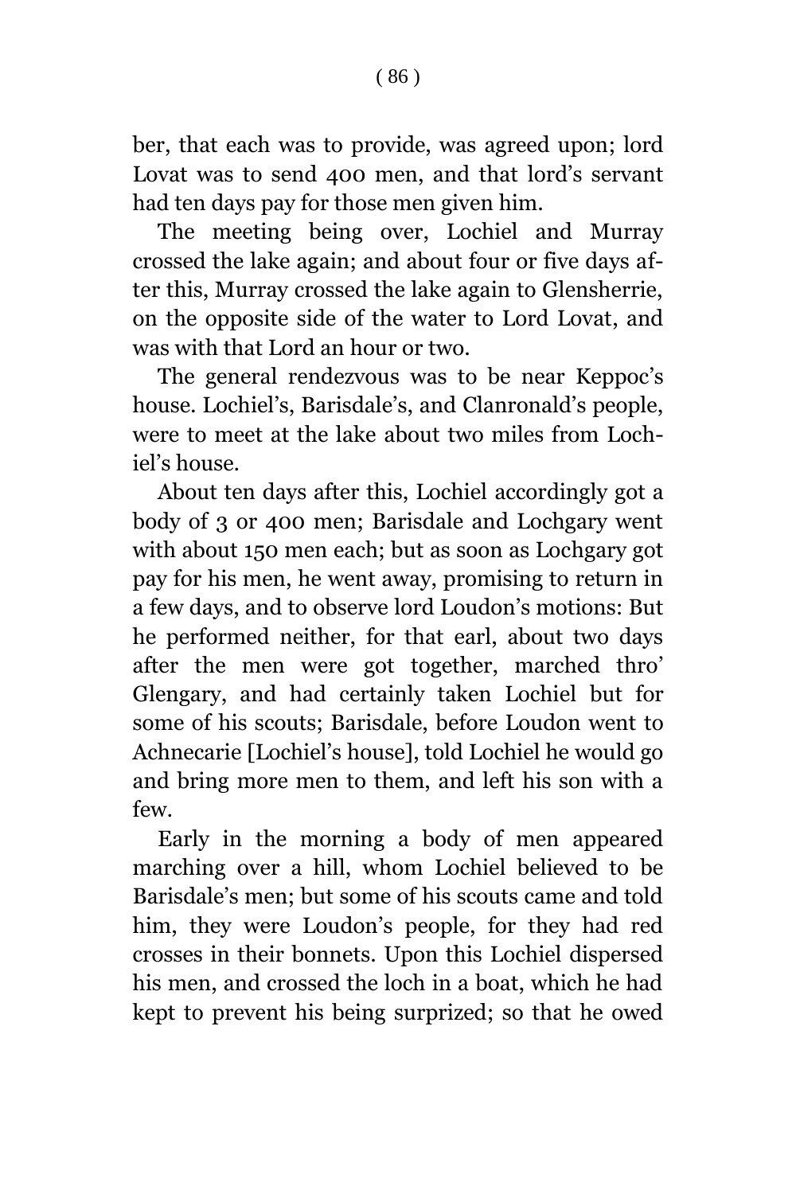ber, that each was to provide, was agreed upon; lord Lovat was to send 400 men, and that lord's servant had ten days pay for those men given him.

The meeting being over, Lochiel and Murray crossed the lake again; and about four or five days after this, Murray crossed the lake again to Glensherrie, on the opposite side of the water to Lord Lovat, and was with that Lord an hour or two.

The general rendezvous was to be near Keppoc's house. Lochiel's, Barisdale's, and Clanronald's people, were to meet at the lake about two miles from Lochiel's house.

About ten days after this, Lochiel accordingly got a body of 3 or 400 men; Barisdale and Lochgary went with about 150 men each; but as soon as Lochgary got pay for his men, he went away, promising to return in a few days, and to observe lord Loudon's motions: But he performed neither, for that earl, about two days after the men were got together, marched thro' Glengary, and had certainly taken Lochiel but for some of his scouts; Barisdale, before Loudon went to Achnecarie [Lochiel's house], told Lochiel he would go and bring more men to them, and left his son with a few.

Early in the morning a body of men appeared marching over a hill, whom Lochiel believed to be Barisdale's men; but some of his scouts came and told him, they were Loudon's people, for they had red crosses in their bonnets. Upon this Lochiel dispersed his men, and crossed the loch in a boat, which he had kept to prevent his being surprized; so that he owed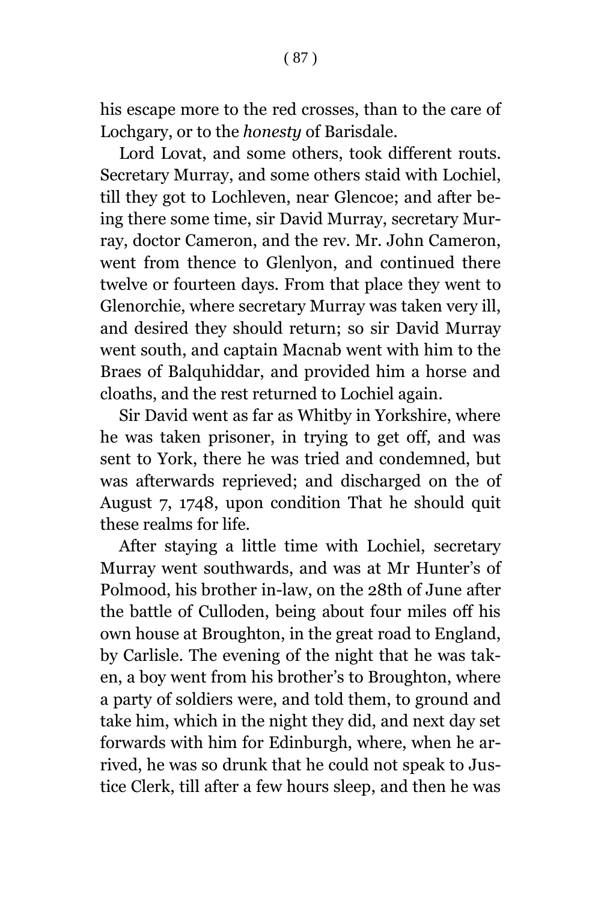his escape more to the red crosses, than to the care of Lochgary, or to the *honesty* of Barisdale.

Lord Lovat, and some others, took different routs. Secretary Murray, and some others staid with Lochiel, till they got to Lochleven, near Glencoe; and after being there some time, sir David Murray, secretary Murray, doctor Cameron, and the rev. Mr. John Cameron, went from thence to Glenlyon, and continued there twelve or fourteen days. From that place they went to Glenorchie, where secretary Murray was taken very ill, and desired they should return; so sir David Murray went south, and captain Macnab went with him to the Braes of Balquhiddar, and provided him a horse and cloaths, and the rest returned to Lochiel again.

Sir David went as far as Whitby in Yorkshire, where he was taken prisoner, in trying to get off, and was sent to York, there he was tried and condemned, but was afterwards reprieved; and discharged on the of August 7, 1748, upon condition That he should quit these realms for life.

After staying a little time with Lochiel, secretary Murray went southwards, and was at Mr Hunter's of Polmood, his brother in-law, on the 28th of June after the battle of Culloden, being about four miles off his own house at Broughton, in the great road to England, by Carlisle. The evening of the night that he was taken, a boy went from his brother's to Broughton, where a party of soldiers were, and told them, to ground and take him, which in the night they did, and next day set forwards with him for Edinburgh, where, when he arrived, he was so drunk that he could not speak to Justice Clerk, till after a few hours sleep, and then he was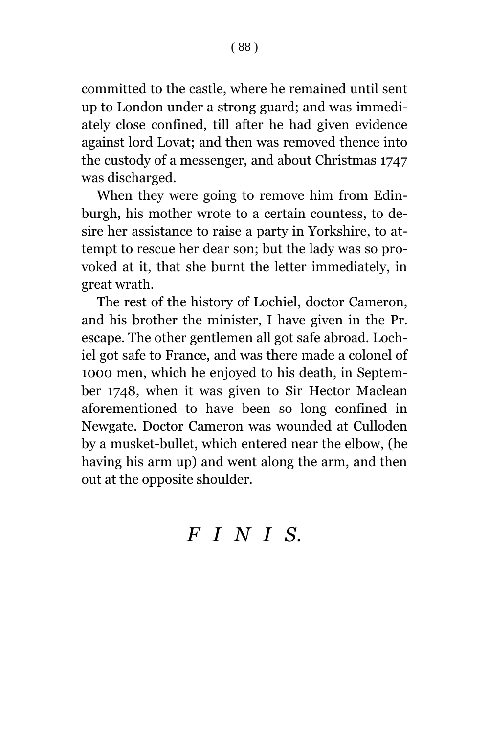committed to the castle, where he remained until sent up to London under a strong guard; and was immediately close confined, till after he had given evidence against lord Lovat; and then was removed thence into the custody of a messenger, and about Christmas 1747 was discharged.

When they were going to remove him from Edinburgh, his mother wrote to a certain countess, to desire her assistance to raise a party in Yorkshire, to attempt to rescue her dear son; but the lady was so provoked at it, that she burnt the letter immediately, in great wrath.

The rest of the history of Lochiel, doctor Cameron, and his brother the minister, I have given in the Pr. escape. The other gentlemen all got safe abroad. Lochiel got safe to France, and was there made a colonel of 1000 men, which he enjoyed to his death, in September 1748, when it was given to Sir Hector Maclean aforementioned to have been so long confined in Newgate. Doctor Cameron was wounded at Culloden by a musket-bullet, which entered near the elbow, (he having his arm up) and went along the arm, and then out at the opposite shoulder.

*F I N I S.*